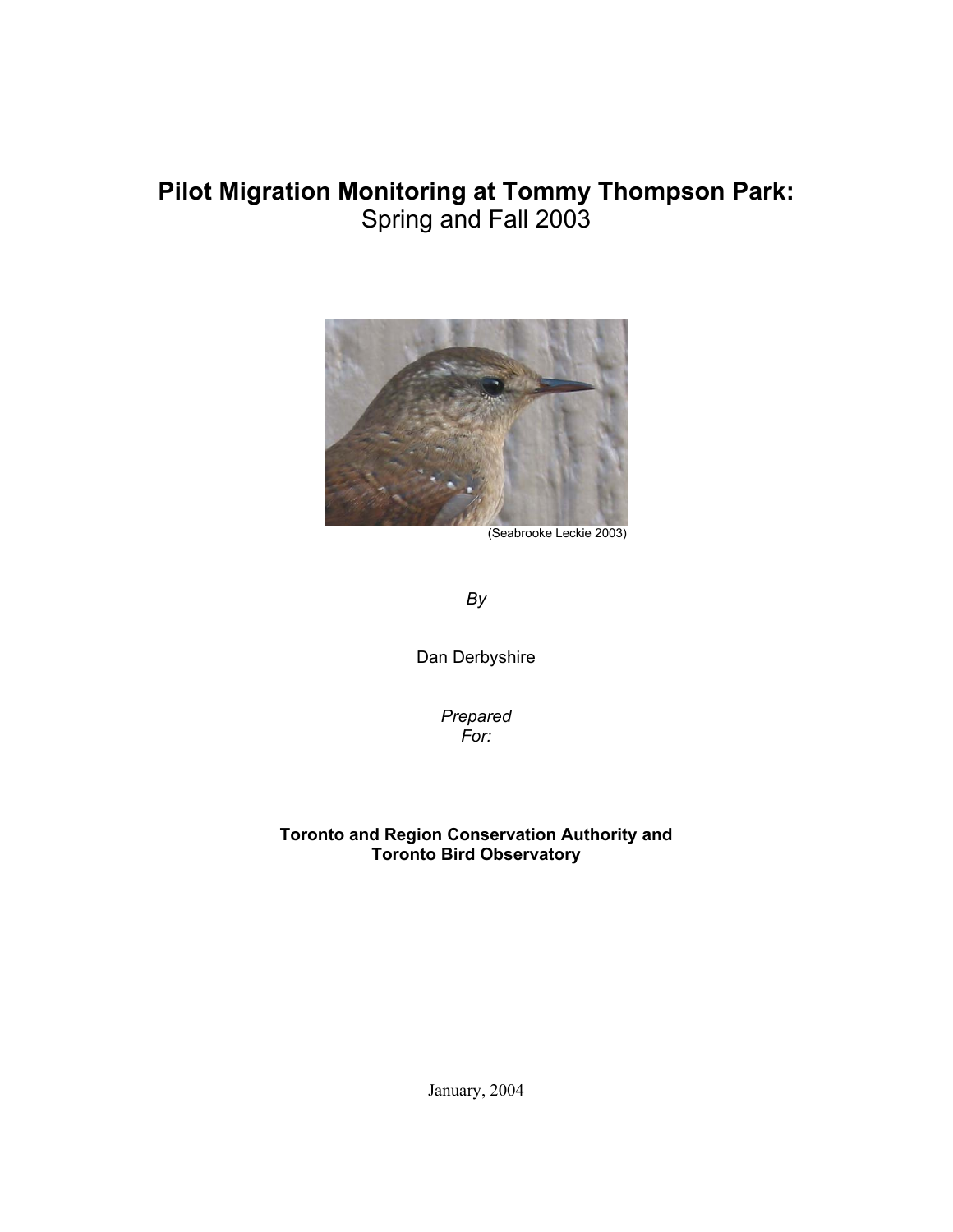# Pilot Migration Monitoring at Tommy Thompson Park:
Spring and Fall 2003

(Seabrooke Leckie 2003)

*By*

Dan Derbyshire

*Prepared For:*

**Toronto and Region Conservation Authority and Toronto Bird Observatory**

January, 2004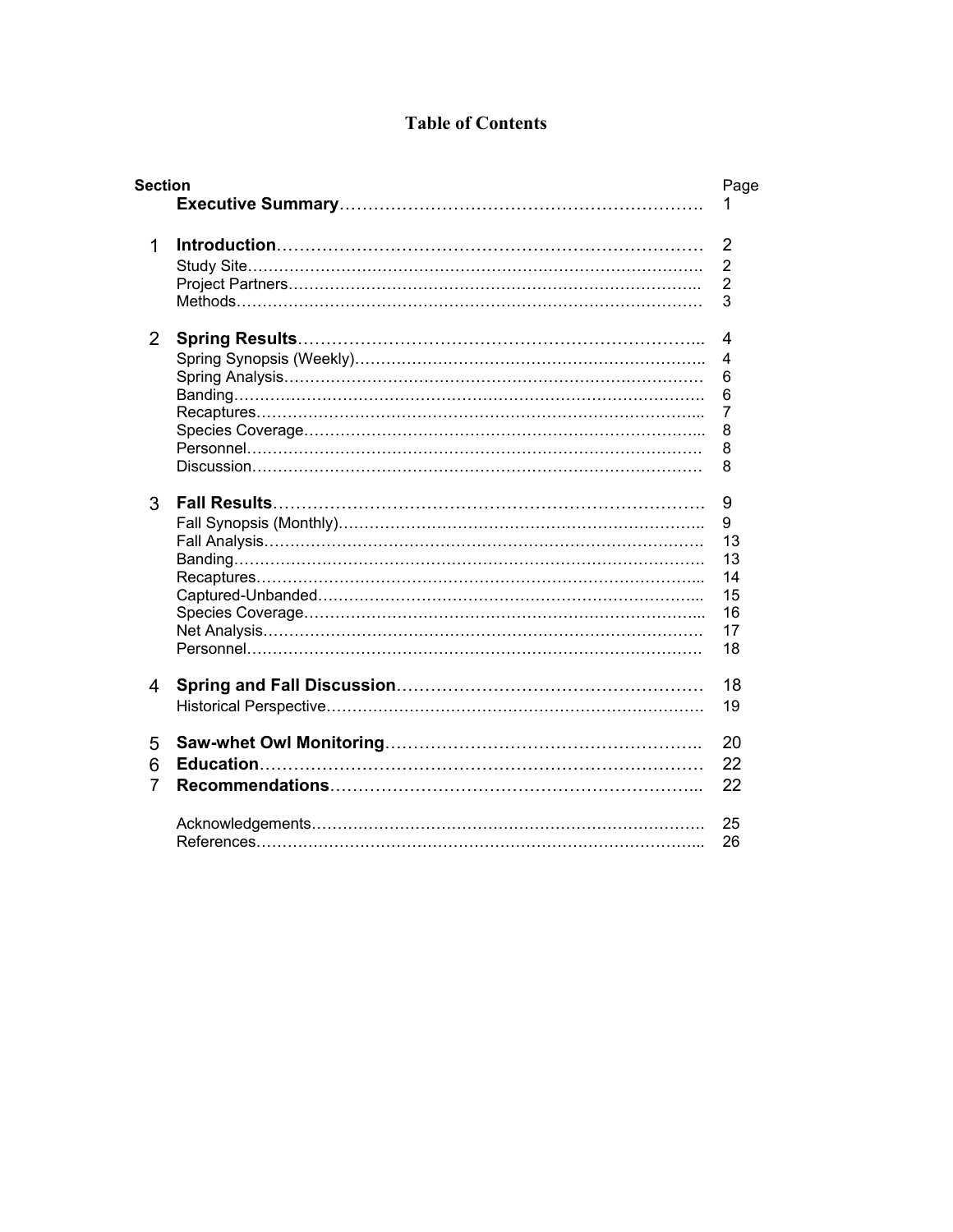# Table of Contents

| Section | | Page |
|---|---|---|
| | **Executive Summary** | 1 |
| 1 | **Introduction** | 2 |
| | Study Site | 2 |
| | Project Partners | 2 |
| | Methods | 3 |
| 2 | **Spring Results** | 4 |
| | Spring Synopsis (Weekly) | 4 |
| | Spring Analysis | 6 |
| | Banding | 6 |
| | Recaptures | 7 |
| | Species Coverage | 8 |
| | Personnel | 8 |
| | Discussion | 8 |
| 3 | **Fall Results** | 9 |
| | Fall Synopsis (Monthly) | 9 |
| | Fall Analysis | 13 |
| | Banding | 13 |
| | Recaptures | 14 |
| | Captured-Unbanded | 15 |
| | Species Coverage | 16 |
| | Net Analysis | 17 |
| | Personnel | 18 |
| 4 | **Spring and Fall Discussion** | 18 |
| | Historical Perspective | 19 |
| 5 | **Saw-whet Owl Monitoring** | 20 |
| 6 | **Education** | 22 |
| 7 | **Recommendations** | 22 |
| | Acknowledgements | 25 |
| | References | 26 |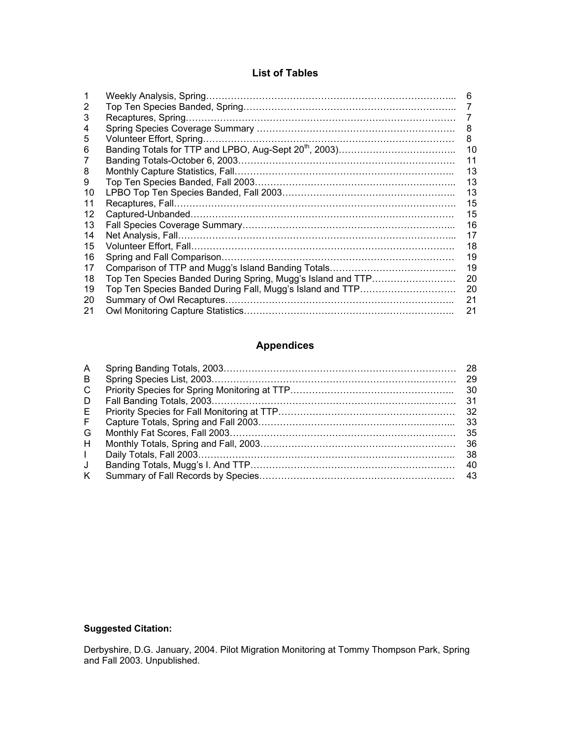## List of Tables

| | | |
|---|---|---|
| 1 | Weekly Analysis, Spring | 6 |
| 2 | Top Ten Species Banded, Spring | 7 |
| 3 | Recaptures, Spring | 7 |
| 4 | Spring Species Coverage Summary | 8 |
| 5 | Volunteer Effort, Spring | 8 |
| 6 | Banding Totals for TTP and LPBO, Aug-Sept 20th, 2003) | 10 |
| 7 | Banding Totals-October 6, 2003 | 11 |
| 8 | Monthly Capture Statistics, Fall | 13 |
| 9 | Top Ten Species Banded, Fall 2003 | 13 |
| 10 | LPBO Top Ten Species Banded, Fall 2003 | 13 |
| 11 | Recaptures, Fall | 15 |
| 12 | Captured-Unbanded | 15 |
| 13 | Fall Species Coverage Summary | 16 |
| 14 | Net Analysis, Fall | 17 |
| 15 | Volunteer Effort, Fall | 18 |
| 16 | Spring and Fall Comparison | 19 |
| 17 | Comparison of TTP and Mugg's Island Banding Totals | 19 |
| 18 | Top Ten Species Banded During Spring, Mugg's Island and TTP | 20 |
| 19 | Top Ten Species Banded During Fall, Mugg's Island and TTP | 20 |
| 20 | Summary of Owl Recaptures | 21 |
| 21 | Owl Monitoring Capture Statistics | 21 |

## Appendices

| | | |
|---|---|---|
| A | Spring Banding Totals, 2003 | 28 |
| B | Spring Species List, 2003 | 29 |
| C | Priority Species for Spring Monitoring at TTP | 30 |
| D | Fall Banding Totals, 2003 | 31 |
| E | Priority Species for Fall Monitoring at TTP | 32 |
| F | Capture Totals, Spring and Fall 2003 | 33 |
| G | Monthly Fat Scores, Fall 2003 | 35 |
| H | Monthly Totals, Spring and Fall, 2003 | 36 |
| I | Daily Totals, Fall 2003 | 38 |
| J | Banding Totals, Mugg's I. And TTP | 40 |
| K | Summary of Fall Records by Species | 43 |

**Suggested Citation:**

Derbyshire, D.G. January, 2004. Pilot Migration Monitoring at Tommy Thompson Park, Spring and Fall 2003. Unpublished.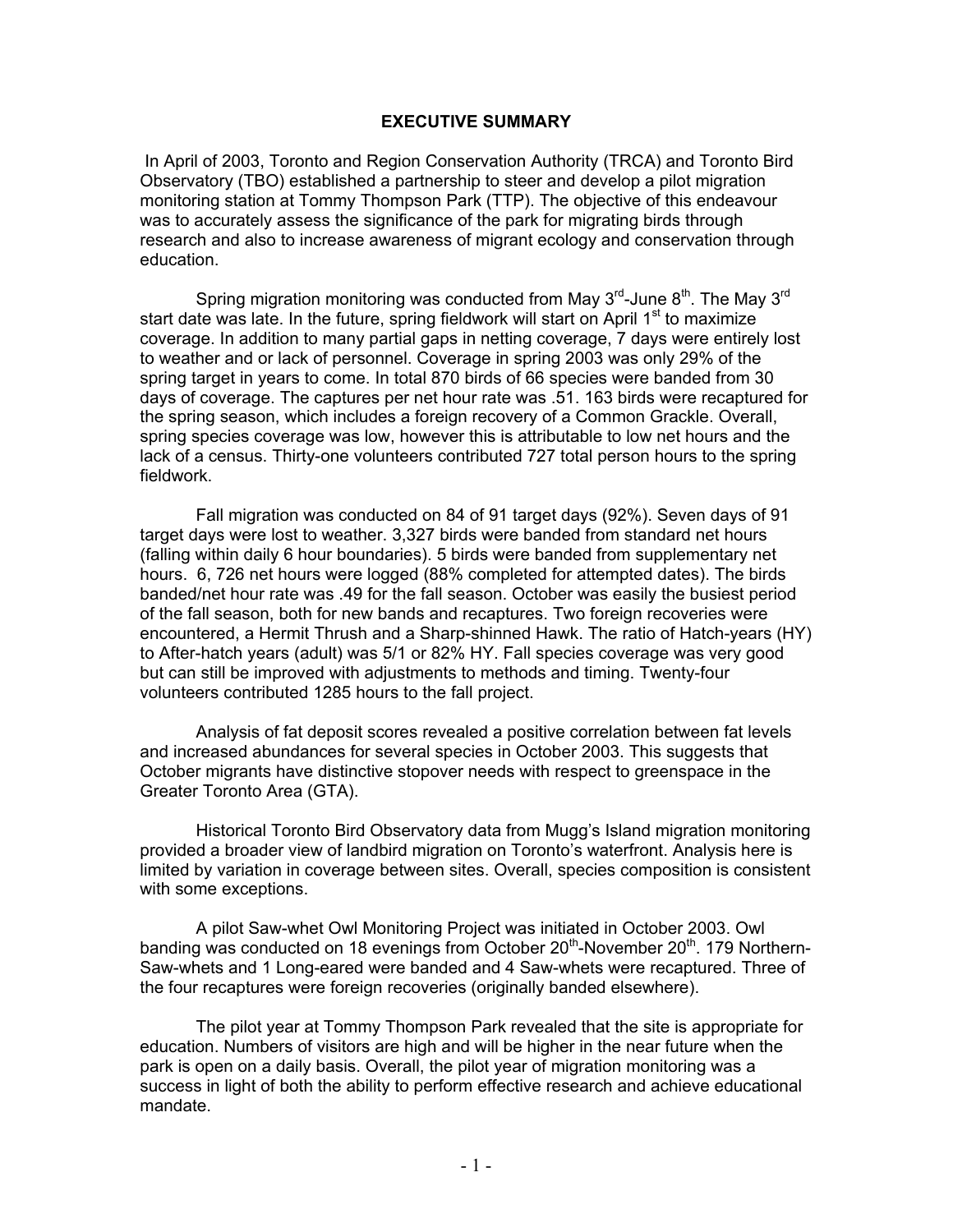## EXECUTIVE SUMMARY

In April of 2003, Toronto and Region Conservation Authority (TRCA) and Toronto Bird Observatory (TBO) established a partnership to steer and develop a pilot migration monitoring station at Tommy Thompson Park (TTP). The objective of this endeavour was to accurately assess the significance of the park for migrating birds through research and also to increase awareness of migrant ecology and conservation through education.

Spring migration monitoring was conducted from May 3rd-June 8th. The May 3rd start date was late. In the future, spring fieldwork will start on April 1st to maximize coverage. In addition to many partial gaps in netting coverage, 7 days were entirely lost to weather and or lack of personnel. Coverage in spring 2003 was only 29% of the spring target in years to come. In total 870 birds of 66 species were banded from 30 days of coverage. The captures per net hour rate was .51. 163 birds were recaptured for the spring season, which includes a foreign recovery of a Common Grackle. Overall, spring species coverage was low, however this is attributable to low net hours and the lack of a census. Thirty-one volunteers contributed 727 total person hours to the spring fieldwork.

Fall migration was conducted on 84 of 91 target days (92%). Seven days of 91 target days were lost to weather. 3,327 birds were banded from standard net hours (falling within daily 6 hour boundaries). 5 birds were banded from supplementary net hours. 6, 726 net hours were logged (88% completed for attempted dates). The birds banded/net hour rate was .49 for the fall season. October was easily the busiest period of the fall season, both for new bands and recaptures. Two foreign recoveries were encountered, a Hermit Thrush and a Sharp-shinned Hawk. The ratio of Hatch-years (HY) to After-hatch years (adult) was 5/1 or 82% HY. Fall species coverage was very good but can still be improved with adjustments to methods and timing. Twenty-four volunteers contributed 1285 hours to the fall project.

Analysis of fat deposit scores revealed a positive correlation between fat levels and increased abundances for several species in October 2003. This suggests that October migrants have distinctive stopover needs with respect to greenspace in the Greater Toronto Area (GTA).

Historical Toronto Bird Observatory data from Mugg's Island migration monitoring provided a broader view of landbird migration on Toronto's waterfront. Analysis here is limited by variation in coverage between sites. Overall, species composition is consistent with some exceptions.

A pilot Saw-whet Owl Monitoring Project was initiated in October 2003. Owl banding was conducted on 18 evenings from October 20th-November 20th. 179 Northern-Saw-whets and 1 Long-eared were banded and 4 Saw-whets were recaptured. Three of the four recaptures were foreign recoveries (originally banded elsewhere).

The pilot year at Tommy Thompson Park revealed that the site is appropriate for education. Numbers of visitors are high and will be higher in the near future when the park is open on a daily basis. Overall, the pilot year of migration monitoring was a success in light of both the ability to perform effective research and achieve educational mandate.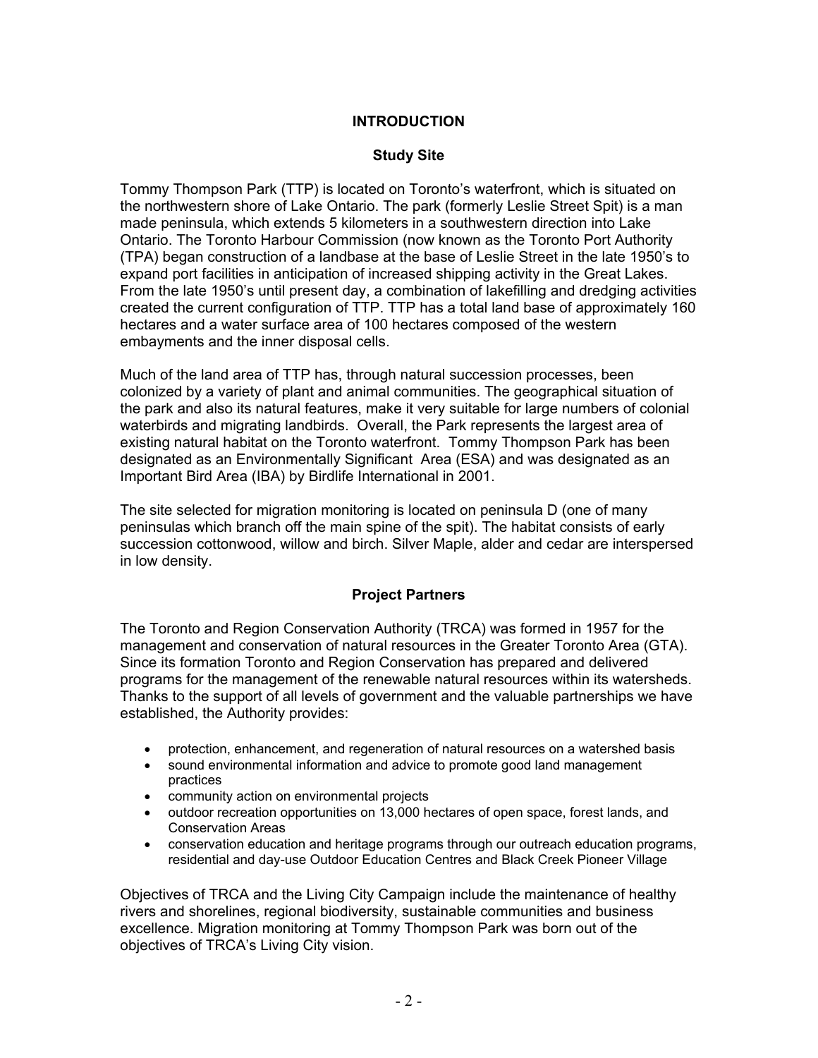## INTRODUCTION

### Study Site

Tommy Thompson Park (TTP) is located on Toronto's waterfront, which is situated on the northwestern shore of Lake Ontario. The park (formerly Leslie Street Spit) is a man made peninsula, which extends 5 kilometers in a southwestern direction into Lake Ontario. The Toronto Harbour Commission (now known as the Toronto Port Authority (TPA) began construction of a landbase at the base of Leslie Street in the late 1950's to expand port facilities in anticipation of increased shipping activity in the Great Lakes. From the late 1950's until present day, a combination of lakefilling and dredging activities created the current configuration of TTP. TTP has a total land base of approximately 160 hectares and a water surface area of 100 hectares composed of the western embayments and the inner disposal cells.

Much of the land area of TTP has, through natural succession processes, been colonized by a variety of plant and animal communities. The geographical situation of the park and also its natural features, make it very suitable for large numbers of colonial waterbirds and migrating landbirds. Overall, the Park represents the largest area of existing natural habitat on the Toronto waterfront. Tommy Thompson Park has been designated as an Environmentally Significant Area (ESA) and was designated as an Important Bird Area (IBA) by Birdlife International in 2001.

The site selected for migration monitoring is located on peninsula D (one of many peninsulas which branch off the main spine of the spit). The habitat consists of early succession cottonwood, willow and birch. Silver Maple, alder and cedar are interspersed in low density.

### Project Partners

The Toronto and Region Conservation Authority (TRCA) was formed in 1957 for the management and conservation of natural resources in the Greater Toronto Area (GTA). Since its formation Toronto and Region Conservation has prepared and delivered programs for the management of the renewable natural resources within its watersheds. Thanks to the support of all levels of government and the valuable partnerships we have established, the Authority provides:

- protection, enhancement, and regeneration of natural resources on a watershed basis
- sound environmental information and advice to promote good land management practices
- community action on environmental projects
- outdoor recreation opportunities on 13,000 hectares of open space, forest lands, and Conservation Areas
- conservation education and heritage programs through our outreach education programs, residential and day-use Outdoor Education Centres and Black Creek Pioneer Village

Objectives of TRCA and the Living City Campaign include the maintenance of healthy rivers and shorelines, regional biodiversity, sustainable communities and business excellence. Migration monitoring at Tommy Thompson Park was born out of the objectives of TRCA's Living City vision.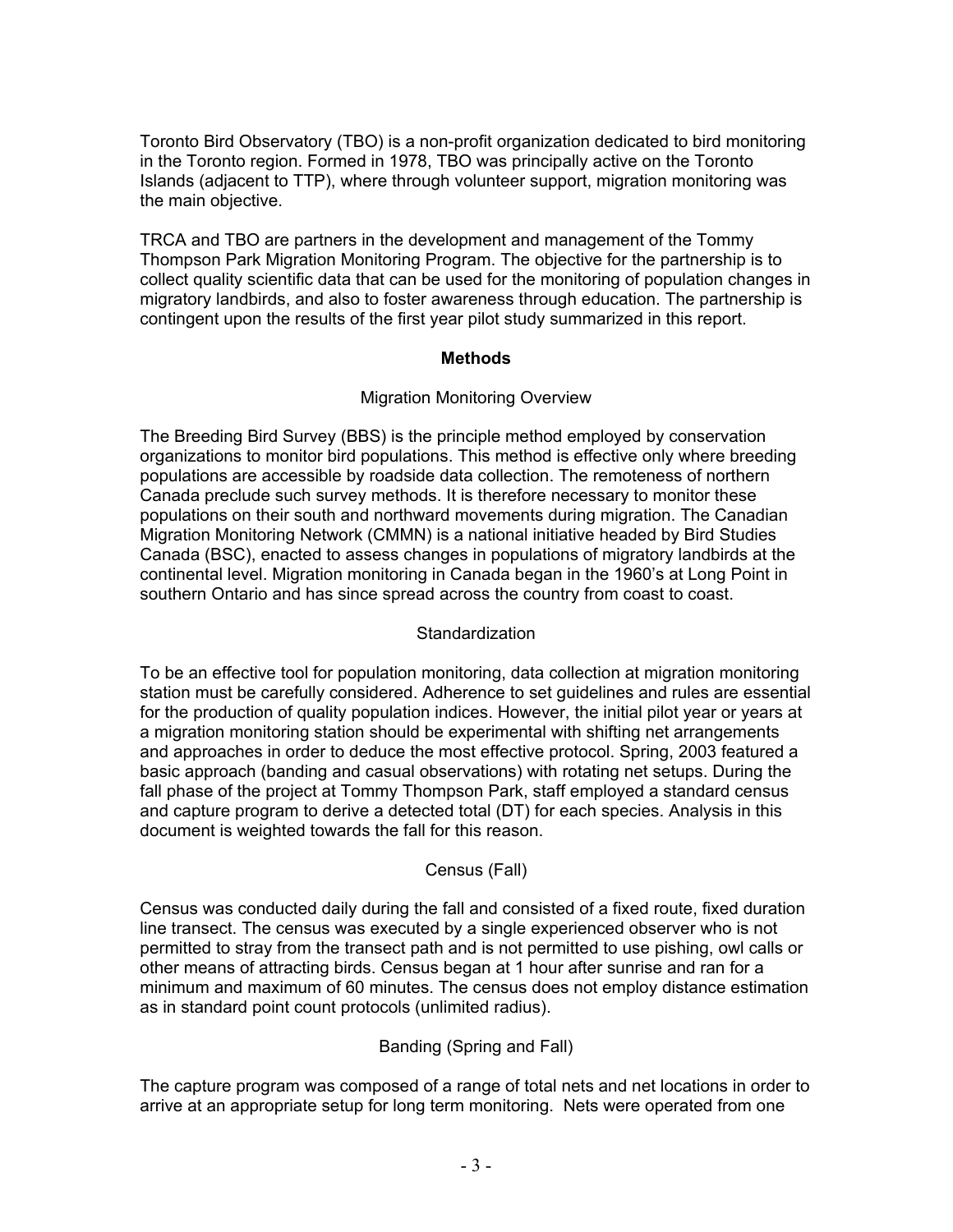Toronto Bird Observatory (TBO) is a non-profit organization dedicated to bird monitoring in the Toronto region. Formed in 1978, TBO was principally active on the Toronto Islands (adjacent to TTP), where through volunteer support, migration monitoring was the main objective.

TRCA and TBO are partners in the development and management of the Tommy Thompson Park Migration Monitoring Program. The objective for the partnership is to collect quality scientific data that can be used for the monitoring of population changes in migratory landbirds, and also to foster awareness through education. The partnership is contingent upon the results of the first year pilot study summarized in this report.

## Methods

### Migration Monitoring Overview

The Breeding Bird Survey (BBS) is the principle method employed by conservation organizations to monitor bird populations. This method is effective only where breeding populations are accessible by roadside data collection. The remoteness of northern Canada preclude such survey methods. It is therefore necessary to monitor these populations on their south and northward movements during migration. The Canadian Migration Monitoring Network (CMMN) is a national initiative headed by Bird Studies Canada (BSC), enacted to assess changes in populations of migratory landbirds at the continental level. Migration monitoring in Canada began in the 1960's at Long Point in southern Ontario and has since spread across the country from coast to coast.

### Standardization

To be an effective tool for population monitoring, data collection at migration monitoring station must be carefully considered. Adherence to set guidelines and rules are essential for the production of quality population indices. However, the initial pilot year or years at a migration monitoring station should be experimental with shifting net arrangements and approaches in order to deduce the most effective protocol. Spring, 2003 featured a basic approach (banding and casual observations) with rotating net setups. During the fall phase of the project at Tommy Thompson Park, staff employed a standard census and capture program to derive a detected total (DT) for each species. Analysis in this document is weighted towards the fall for this reason.

### Census (Fall)

Census was conducted daily during the fall and consisted of a fixed route, fixed duration line transect. The census was executed by a single experienced observer who is not permitted to stray from the transect path and is not permitted to use pishing, owl calls or other means of attracting birds. Census began at 1 hour after sunrise and ran for a minimum and maximum of 60 minutes. The census does not employ distance estimation as in standard point count protocols (unlimited radius).

### Banding (Spring and Fall)

The capture program was composed of a range of total nets and net locations in order to arrive at an appropriate setup for long term monitoring. Nets were operated from one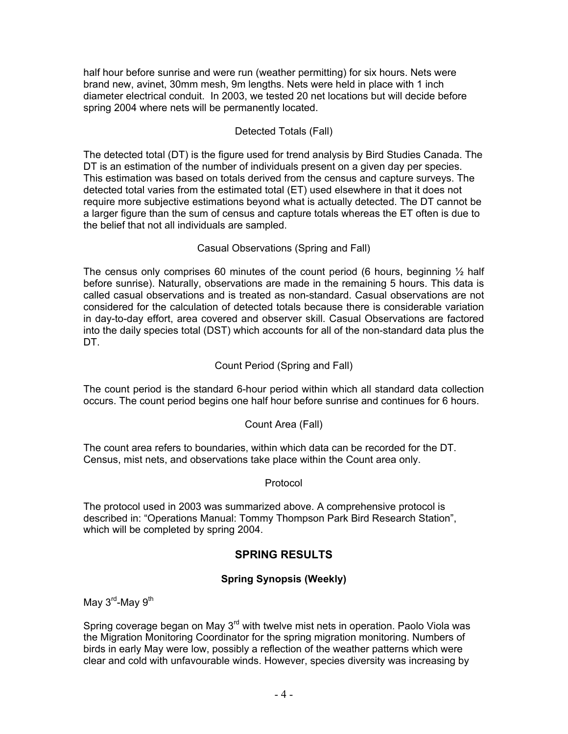half hour before sunrise and were run (weather permitting) for six hours. Nets were brand new, avinet, 30mm mesh, 9m lengths. Nets were held in place with 1 inch diameter electrical conduit. In 2003, we tested 20 net locations but will decide before spring 2004 where nets will be permanently located.

### Detected Totals (Fall)

The detected total (DT) is the figure used for trend analysis by Bird Studies Canada. The DT is an estimation of the number of individuals present on a given day per species. This estimation was based on totals derived from the census and capture surveys. The detected total varies from the estimated total (ET) used elsewhere in that it does not require more subjective estimations beyond what is actually detected. The DT cannot be a larger figure than the sum of census and capture totals whereas the ET often is due to the belief that not all individuals are sampled.

### Casual Observations (Spring and Fall)

The census only comprises 60 minutes of the count period (6 hours, beginning ½ half before sunrise). Naturally, observations are made in the remaining 5 hours. This data is called casual observations and is treated as non-standard. Casual observations are not considered for the calculation of detected totals because there is considerable variation in day-to-day effort, area covered and observer skill. Casual Observations are factored into the daily species total (DST) which accounts for all of the non-standard data plus the DT.

### Count Period (Spring and Fall)

The count period is the standard 6-hour period within which all standard data collection occurs. The count period begins one half hour before sunrise and continues for 6 hours.

### Count Area (Fall)

The count area refers to boundaries, within which data can be recorded for the DT. Census, mist nets, and observations take place within the Count area only.

### Protocol

The protocol used in 2003 was summarized above. A comprehensive protocol is described in: "Operations Manual: Tommy Thompson Park Bird Research Station", which will be completed by spring 2004.

## SPRING RESULTS

### Spring Synopsis (Weekly)

May 3rd-May 9th

Spring coverage began on May 3rd with twelve mist nets in operation. Paolo Viola was the Migration Monitoring Coordinator for the spring migration monitoring. Numbers of birds in early May were low, possibly a reflection of the weather patterns which were clear and cold with unfavourable winds. However, species diversity was increasing by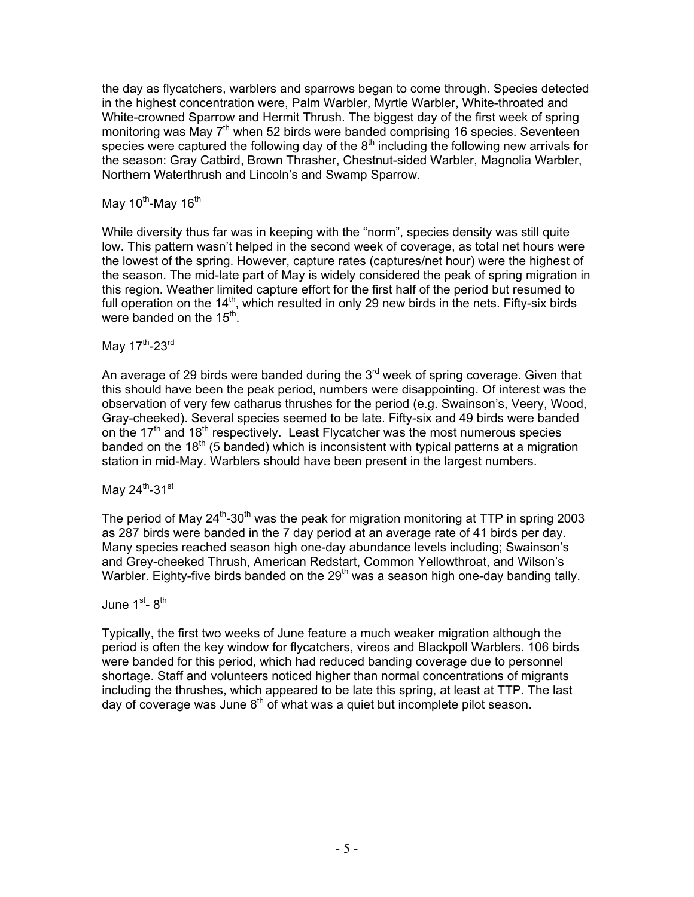the day as flycatchers, warblers and sparrows began to come through. Species detected in the highest concentration were, Palm Warbler, Myrtle Warbler, White-throated and White-crowned Sparrow and Hermit Thrush. The biggest day of the first week of spring monitoring was May 7th when 52 birds were banded comprising 16 species. Seventeen species were captured the following day of the 8th including the following new arrivals for the season: Gray Catbird, Brown Thrasher, Chestnut-sided Warbler, Magnolia Warbler, Northern Waterthrush and Lincoln's and Swamp Sparrow.

May 10th-May 16th

While diversity thus far was in keeping with the "norm", species density was still quite low. This pattern wasn't helped in the second week of coverage, as total net hours were the lowest of the spring. However, capture rates (captures/net hour) were the highest of the season. The mid-late part of May is widely considered the peak of spring migration in this region. Weather limited capture effort for the first half of the period but resumed to full operation on the 14th, which resulted in only 29 new birds in the nets. Fifty-six birds were banded on the 15th.

May 17th-23rd

An average of 29 birds were banded during the 3rd week of spring coverage. Given that this should have been the peak period, numbers were disappointing. Of interest was the observation of very few catharus thrushes for the period (e.g. Swainson's, Veery, Wood, Gray-cheeked). Several species seemed to be late. Fifty-six and 49 birds were banded on the 17th and 18th respectively. Least Flycatcher was the most numerous species banded on the 18th (5 banded) which is inconsistent with typical patterns at a migration station in mid-May. Warblers should have been present in the largest numbers.

May 24th-31st

The period of May 24th-30th was the peak for migration monitoring at TTP in spring 2003 as 287 birds were banded in the 7 day period at an average rate of 41 birds per day. Many species reached season high one-day abundance levels including; Swainson's and Grey-cheeked Thrush, American Redstart, Common Yellowthroat, and Wilson's Warbler. Eighty-five birds banded on the 29th was a season high one-day banding tally.

June 1st- 8th

Typically, the first two weeks of June feature a much weaker migration although the period is often the key window for flycatchers, vireos and Blackpoll Warblers. 106 birds were banded for this period, which had reduced banding coverage due to personnel shortage. Staff and volunteers noticed higher than normal concentrations of migrants including the thrushes, which appeared to be late this spring, at least at TTP. The last day of coverage was June 8th of what was a quiet but incomplete pilot season.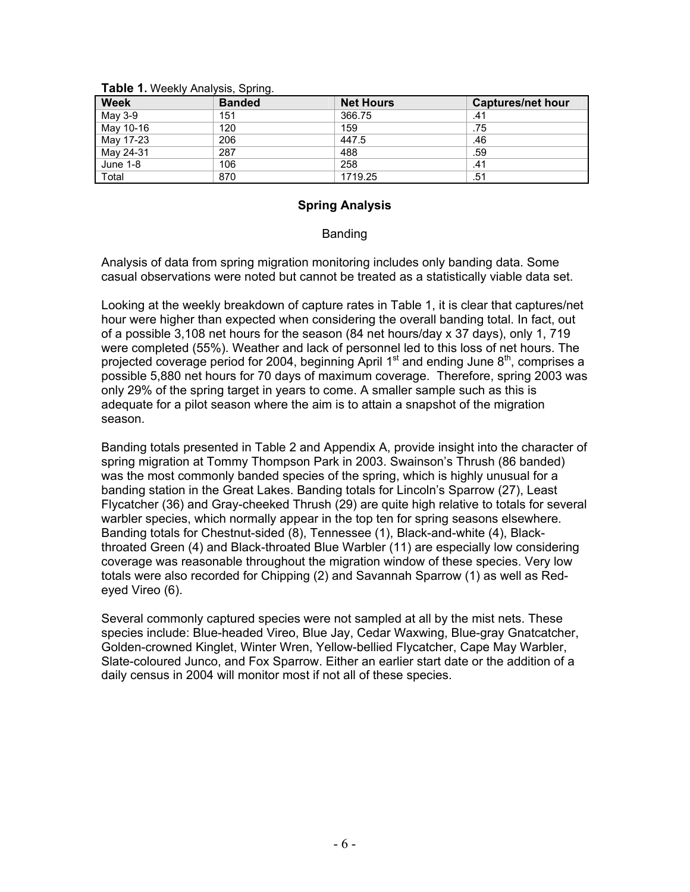**Table 1.** Weekly Analysis, Spring.

| Week | Banded | Net Hours | Captures/net hour |
|---|---|---|---|
| May 3-9 | 151 | 366.75 | .41 |
| May 10-16 | 120 | 159 | .75 |
| May 17-23 | 206 | 447.5 | .46 |
| May 24-31 | 287 | 488 | .59 |
| June 1-8 | 106 | 258 | .41 |
| Total | 870 | 1719.25 | .51 |

## Spring Analysis

### Banding

Analysis of data from spring migration monitoring includes only banding data. Some casual observations were noted but cannot be treated as a statistically viable data set.

Looking at the weekly breakdown of capture rates in Table 1, it is clear that captures/net hour were higher than expected when considering the overall banding total. In fact, out of a possible 3,108 net hours for the season (84 net hours/day x 37 days), only 1, 719 were completed (55%). Weather and lack of personnel led to this loss of net hours. The projected coverage period for 2004, beginning April 1st and ending June 8th, comprises a possible 5,880 net hours for 70 days of maximum coverage. Therefore, spring 2003 was only 29% of the spring target in years to come. A smaller sample such as this is adequate for a pilot season where the aim is to attain a snapshot of the migration season.

Banding totals presented in Table 2 and Appendix A, provide insight into the character of spring migration at Tommy Thompson Park in 2003. Swainson's Thrush (86 banded) was the most commonly banded species of the spring, which is highly unusual for a banding station in the Great Lakes. Banding totals for Lincoln's Sparrow (27), Least Flycatcher (36) and Gray-cheeked Thrush (29) are quite high relative to totals for several warbler species, which normally appear in the top ten for spring seasons elsewhere. Banding totals for Chestnut-sided (8), Tennessee (1), Black-and-white (4), Black-throated Green (4) and Black-throated Blue Warbler (11) are especially low considering coverage was reasonable throughout the migration window of these species. Very low totals were also recorded for Chipping (2) and Savannah Sparrow (1) as well as Red-eyed Vireo (6).

Several commonly captured species were not sampled at all by the mist nets. These species include: Blue-headed Vireo, Blue Jay, Cedar Waxwing, Blue-gray Gnatcatcher, Golden-crowned Kinglet, Winter Wren, Yellow-bellied Flycatcher, Cape May Warbler, Slate-coloured Junco, and Fox Sparrow. Either an earlier start date or the addition of a daily census in 2004 will monitor most if not all of these species.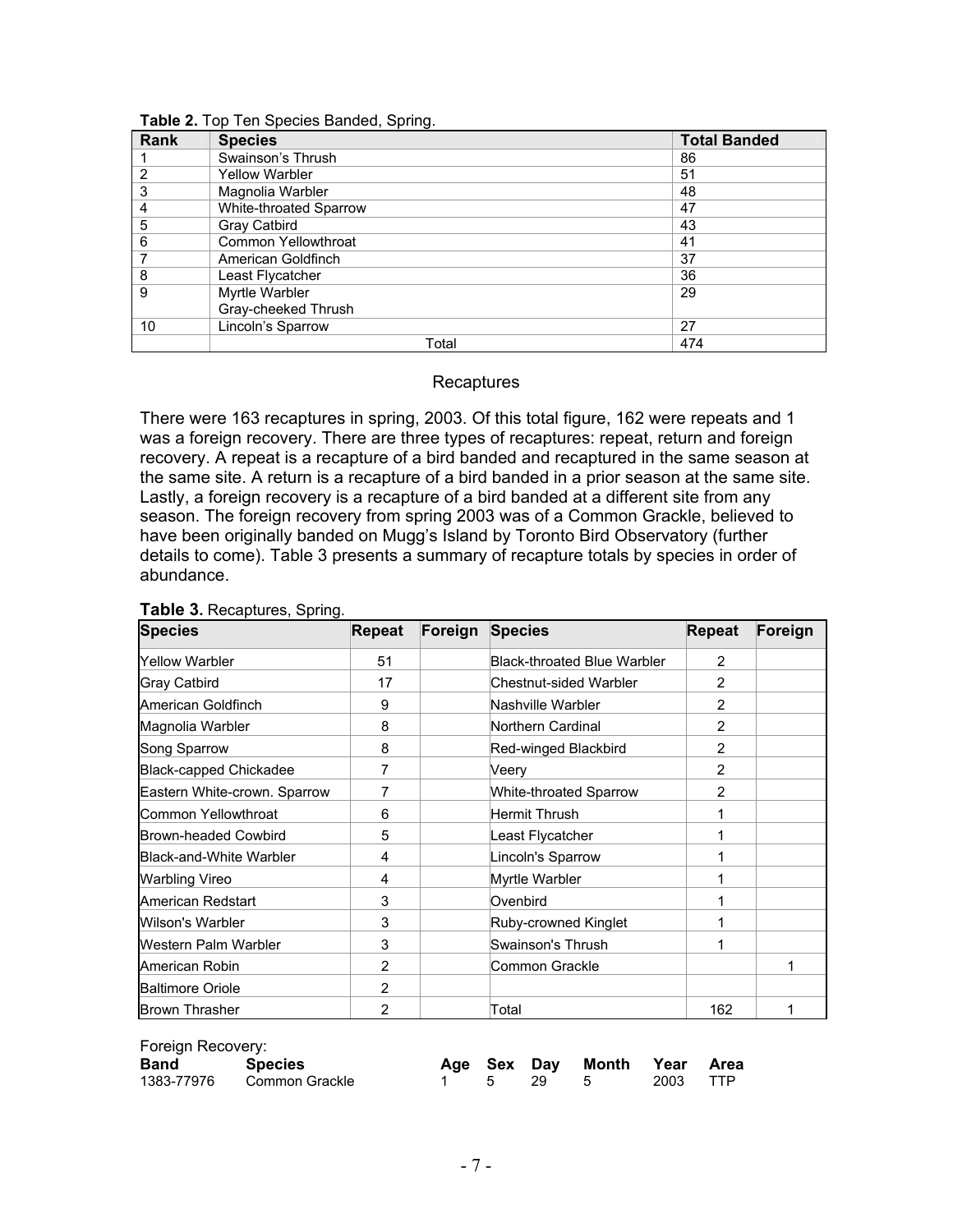**Table 2.** Top Ten Species Banded, Spring.

| Rank | Species | Total Banded |
|---|---|---|
| 1 | Swainson's Thrush | 86 |
| 2 | Yellow Warbler | 51 |
| 3 | Magnolia Warbler | 48 |
| 4 | White-throated Sparrow | 47 |
| 5 | Gray Catbird | 43 |
| 6 | Common Yellowthroat | 41 |
| 7 | American Goldfinch | 37 |
| 8 | Least Flycatcher | 36 |
| 9 | Myrtle Warbler<br>Gray-cheeked Thrush | 29 |
| 10 | Lincoln's Sparrow | 27 |
| | Total | 474 |

## Recaptures

There were 163 recaptures in spring, 2003. Of this total figure, 162 were repeats and 1 was a foreign recovery. There are three types of recaptures: repeat, return and foreign recovery. A repeat is a recapture of a bird banded and recaptured in the same season at the same site. A return is a recapture of a bird banded in a prior season at the same site. Lastly, a foreign recovery is a recapture of a bird banded at a different site from any season. The foreign recovery from spring 2003 was of a Common Grackle, believed to have been originally banded on Mugg's Island by Toronto Bird Observatory (further details to come). Table 3 presents a summary of recapture totals by species in order of abundance.

**Table 3.** Recaptures, Spring.

| Species | Repeat | Foreign | Species | Repeat | Foreign |
|---|---|---|---|---|---|
| Yellow Warbler | 51 | | Black-throated Blue Warbler | 2 | |
| Gray Catbird | 17 | | Chestnut-sided Warbler | 2 | |
| American Goldfinch | 9 | | Nashville Warbler | 2 | |
| Magnolia Warbler | 8 | | Northern Cardinal | 2 | |
| Song Sparrow | 8 | | Red-winged Blackbird | 2 | |
| Black-capped Chickadee | 7 | | Veery | 2 | |
| Eastern White-crown. Sparrow | 7 | | White-throated Sparrow | 2 | |
| Common Yellowthroat | 6 | | Hermit Thrush | 1 | |
| Brown-headed Cowbird | 5 | | Least Flycatcher | 1 | |
| Black-and-White Warbler | 4 | | Lincoln's Sparrow | 1 | |
| Warbling Vireo | 4 | | Myrtle Warbler | 1 | |
| American Redstart | 3 | | Ovenbird | 1 | |
| Wilson's Warbler | 3 | | Ruby-crowned Kinglet | 1 | |
| Western Palm Warbler | 3 | | Swainson's Thrush | 1 | |
| American Robin | 2 | | Common Grackle | | 1 |
| Baltimore Oriole | 2 | | | | |
| Brown Thrasher | 2 | | Total | 162 | 1 |

Foreign Recovery:

| Band | Species | Age | Sex | Day | Month | Year | Area |
|---|---|---|---|---|---|---|---|
| 1383-77976 | Common Grackle | 1 | 5 | 29 | 5 | 2003 | TTP |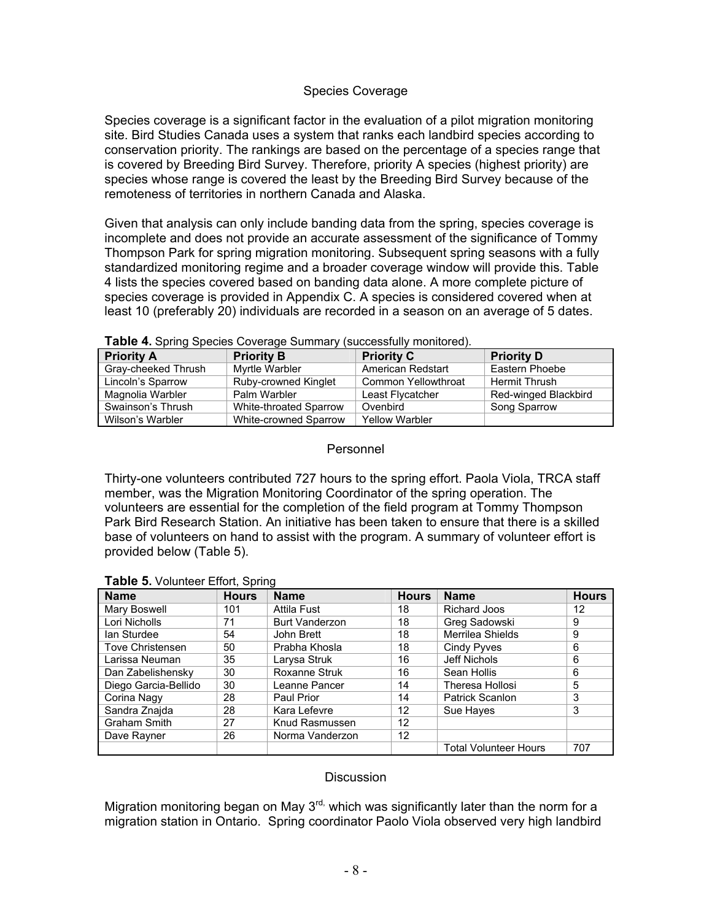## Species Coverage

Species coverage is a significant factor in the evaluation of a pilot migration monitoring site. Bird Studies Canada uses a system that ranks each landbird species according to conservation priority. The rankings are based on the percentage of a species range that is covered by Breeding Bird Survey. Therefore, priority A species (highest priority) are species whose range is covered the least by the Breeding Bird Survey because of the remoteness of territories in northern Canada and Alaska.

Given that analysis can only include banding data from the spring, species coverage is incomplete and does not provide an accurate assessment of the significance of Tommy Thompson Park for spring migration monitoring. Subsequent spring seasons with a fully standardized monitoring regime and a broader coverage window will provide this. Table 4 lists the species covered based on banding data alone. A more complete picture of species coverage is provided in Appendix C. A species is considered covered when at least 10 (preferably 20) individuals are recorded in a season on an average of 5 dates.

**Table 4.** Spring Species Coverage Summary (successfully monitored).

| Priority A | Priority B | Priority C | Priority D |
|---|---|---|---|
| Gray-cheeked Thrush | Myrtle Warbler | American Redstart | Eastern Phoebe |
| Lincoln's Sparrow | Ruby-crowned Kinglet | Common Yellowthroat | Hermit Thrush |
| Magnolia Warbler | Palm Warbler | Least Flycatcher | Red-winged Blackbird |
| Swainson's Thrush | White-throated Sparrow | Ovenbird | Song Sparrow |
| Wilson's Warbler | White-crowned Sparrow | Yellow Warbler | |

## Personnel

Thirty-one volunteers contributed 727 hours to the spring effort. Paola Viola, TRCA staff member, was the Migration Monitoring Coordinator of the spring operation. The volunteers are essential for the completion of the field program at Tommy Thompson Park Bird Research Station. An initiative has been taken to ensure that there is a skilled base of volunteers on hand to assist with the program. A summary of volunteer effort is provided below (Table 5).

**Table 5.** Volunteer Effort, Spring

| Name | Hours | Name | Hours | Name | Hours |
|---|---|---|---|---|---|
| Mary Boswell | 101 | Attila Fust | 18 | Richard Joos | 12 |
| Lori Nicholls | 71 | Burt Vanderzon | 18 | Greg Sadowski | 9 |
| Ian Sturdee | 54 | John Brett | 18 | Merrilea Shields | 9 |
| Tove Christensen | 50 | Prabha Khosla | 18 | Cindy Pyves | 6 |
| Larissa Neuman | 35 | Larysa Struk | 16 | Jeff Nichols | 6 |
| Dan Zabelishensky | 30 | Roxanne Struk | 16 | Sean Hollis | 6 |
| Diego Garcia-Bellido | 30 | Leanne Pancer | 14 | Theresa Hollosi | 5 |
| Corina Nagy | 28 | Paul Prior | 14 | Patrick Scanlon | 3 |
| Sandra Znajda | 28 | Kara Lefevre | 12 | Sue Hayes | 3 |
| Graham Smith | 27 | Knud Rasmussen | 12 | | |
| Dave Rayner | 26 | Norma Vanderzon | 12 | | |
| | | | | Total Volunteer Hours | 707 |

## Discussion

Migration monitoring began on May 3rd, which was significantly later than the norm for a migration station in Ontario. Spring coordinator Paolo Viola observed very high landbird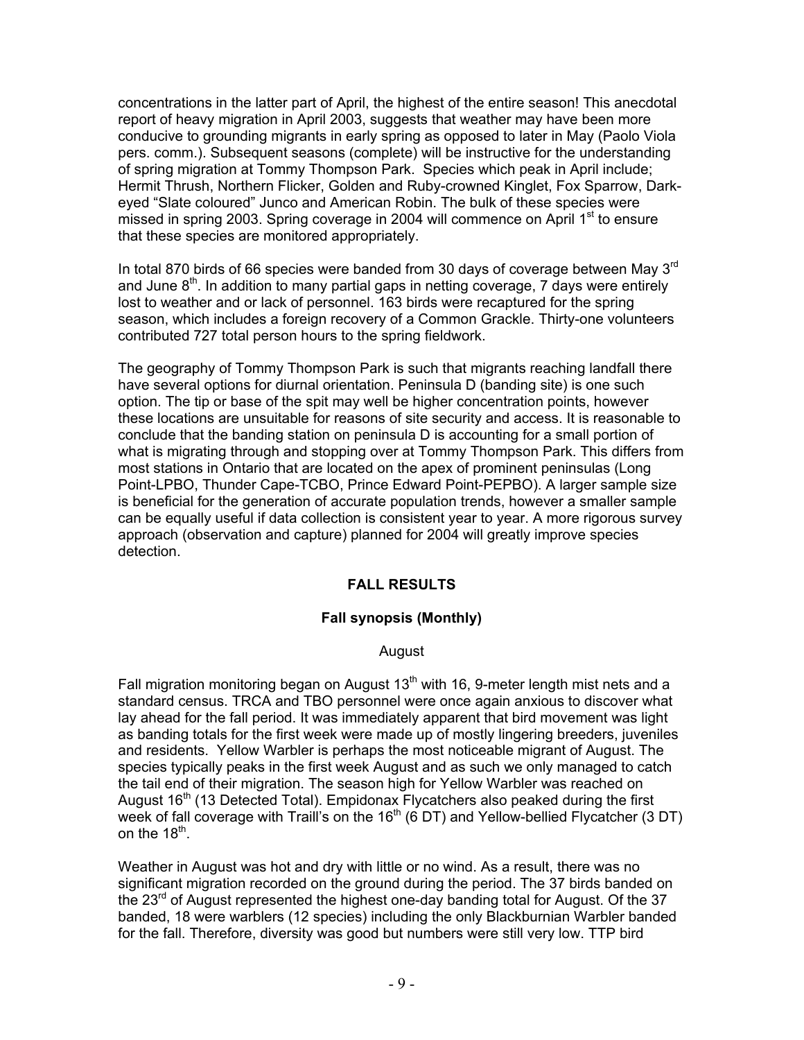concentrations in the latter part of April, the highest of the entire season! This anecdotal report of heavy migration in April 2003, suggests that weather may have been more conducive to grounding migrants in early spring as opposed to later in May (Paolo Viola pers. comm.). Subsequent seasons (complete) will be instructive for the understanding of spring migration at Tommy Thompson Park. Species which peak in April include; Hermit Thrush, Northern Flicker, Golden and Ruby-crowned Kinglet, Fox Sparrow, Dark-eyed “Slate coloured” Junco and American Robin. The bulk of these species were missed in spring 2003. Spring coverage in 2004 will commence on April 1st to ensure that these species are monitored appropriately.

In total 870 birds of 66 species were banded from 30 days of coverage between May 3rd and June 8th. In addition to many partial gaps in netting coverage, 7 days were entirely lost to weather and or lack of personnel. 163 birds were recaptured for the spring season, which includes a foreign recovery of a Common Grackle. Thirty-one volunteers contributed 727 total person hours to the spring fieldwork.

The geography of Tommy Thompson Park is such that migrants reaching landfall there have several options for diurnal orientation. Peninsula D (banding site) is one such option. The tip or base of the spit may well be higher concentration points, however these locations are unsuitable for reasons of site security and access. It is reasonable to conclude that the banding station on peninsula D is accounting for a small portion of what is migrating through and stopping over at Tommy Thompson Park. This differs from most stations in Ontario that are located on the apex of prominent peninsulas (Long Point-LPBO, Thunder Cape-TCBO, Prince Edward Point-PEPBO). A larger sample size is beneficial for the generation of accurate population trends, however a smaller sample can be equally useful if data collection is consistent year to year. A more rigorous survey approach (observation and capture) planned for 2004 will greatly improve species detection.

## FALL RESULTS

### Fall synopsis (Monthly)

August

Fall migration monitoring began on August 13th with 16, 9-meter length mist nets and a standard census. TRCA and TBO personnel were once again anxious to discover what lay ahead for the fall period. It was immediately apparent that bird movement was light as banding totals for the first week were made up of mostly lingering breeders, juveniles and residents. Yellow Warbler is perhaps the most noticeable migrant of August. The species typically peaks in the first week August and as such we only managed to catch the tail end of their migration. The season high for Yellow Warbler was reached on August 16th (13 Detected Total). Empidonax Flycatchers also peaked during the first week of fall coverage with Traill’s on the 16th (6 DT) and Yellow-bellied Flycatcher (3 DT) on the 18th.

Weather in August was hot and dry with little or no wind. As a result, there was no significant migration recorded on the ground during the period. The 37 birds banded on the 23rd of August represented the highest one-day banding total for August. Of the 37 banded, 18 were warblers (12 species) including the only Blackburnian Warbler banded for the fall. Therefore, diversity was good but numbers were still very low. TTP bird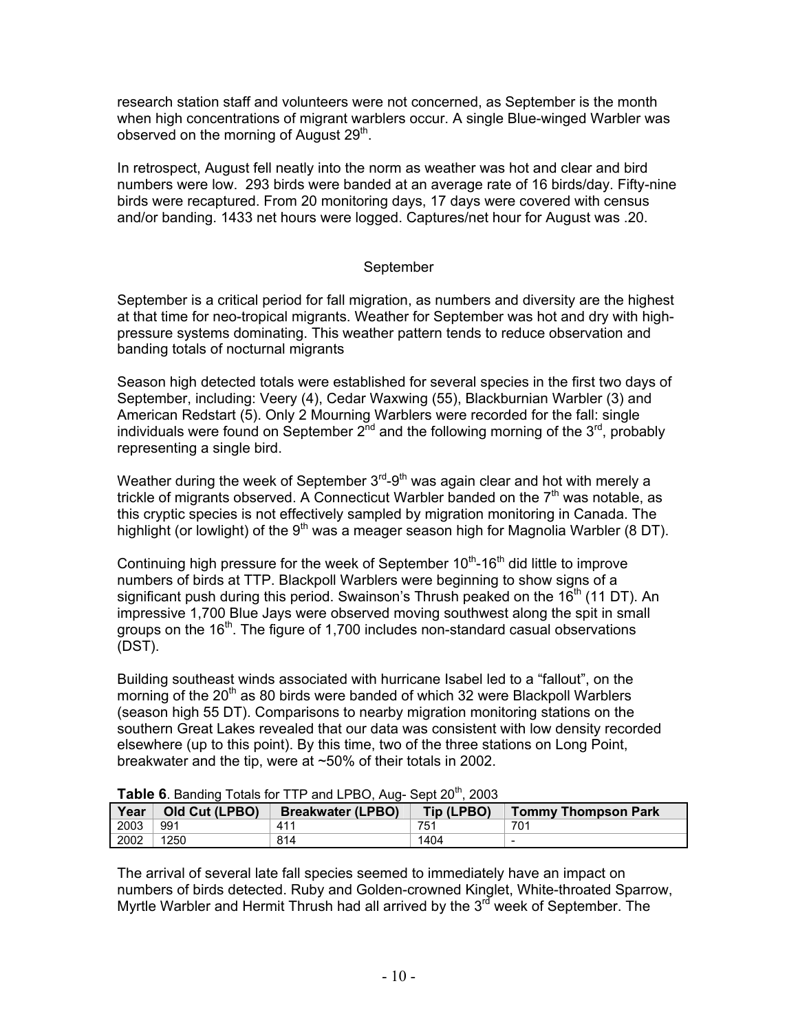research station staff and volunteers were not concerned, as September is the month when high concentrations of migrant warblers occur. A single Blue-winged Warbler was observed on the morning of August 29th.

In retrospect, August fell neatly into the norm as weather was hot and clear and bird numbers were low. 293 birds were banded at an average rate of 16 birds/day. Fifty-nine birds were recaptured. From 20 monitoring days, 17 days were covered with census and/or banding. 1433 net hours were logged. Captures/net hour for August was .20.

## September

September is a critical period for fall migration, as numbers and diversity are the highest at that time for neo-tropical migrants. Weather for September was hot and dry with high-pressure systems dominating. This weather pattern tends to reduce observation and banding totals of nocturnal migrants

Season high detected totals were established for several species in the first two days of September, including: Veery (4), Cedar Waxwing (55), Blackburnian Warbler (3) and American Redstart (5). Only 2 Mourning Warblers were recorded for the fall: single individuals were found on September 2nd and the following morning of the 3rd, probably representing a single bird.

Weather during the week of September 3rd-9th was again clear and hot with merely a trickle of migrants observed. A Connecticut Warbler banded on the 7th was notable, as this cryptic species is not effectively sampled by migration monitoring in Canada. The highlight (or lowlight) of the 9th was a meager season high for Magnolia Warbler (8 DT).

Continuing high pressure for the week of September 10th-16th did little to improve numbers of birds at TTP. Blackpoll Warblers were beginning to show signs of a significant push during this period. Swainson's Thrush peaked on the 16th (11 DT). An impressive 1,700 Blue Jays were observed moving southwest along the spit in small groups on the 16th. The figure of 1,700 includes non-standard casual observations (DST).

Building southeast winds associated with hurricane Isabel led to a "fallout", on the morning of the 20th as 80 birds were banded of which 32 were Blackpoll Warblers (season high 55 DT). Comparisons to nearby migration monitoring stations on the southern Great Lakes revealed that our data was consistent with low density recorded elsewhere (up to this point). By this time, two of the three stations on Long Point, breakwater and the tip, were at ~50% of their totals in 2002.

**Table 6**. Banding Totals for TTP and LPBO, Aug- Sept 20th, 2003

| Year | Old Cut (LPBO) | Breakwater (LPBO) | Tip (LPBO) | Tommy Thompson Park |
|---|---|---|---|---|
| 2003 | 991 | 411 | 751 | 701 |
| 2002 | 1250 | 814 | 1404 | - |

The arrival of several late fall species seemed to immediately have an impact on numbers of birds detected. Ruby and Golden-crowned Kinglet, White-throated Sparrow, Myrtle Warbler and Hermit Thrush had all arrived by the 3rd week of September. The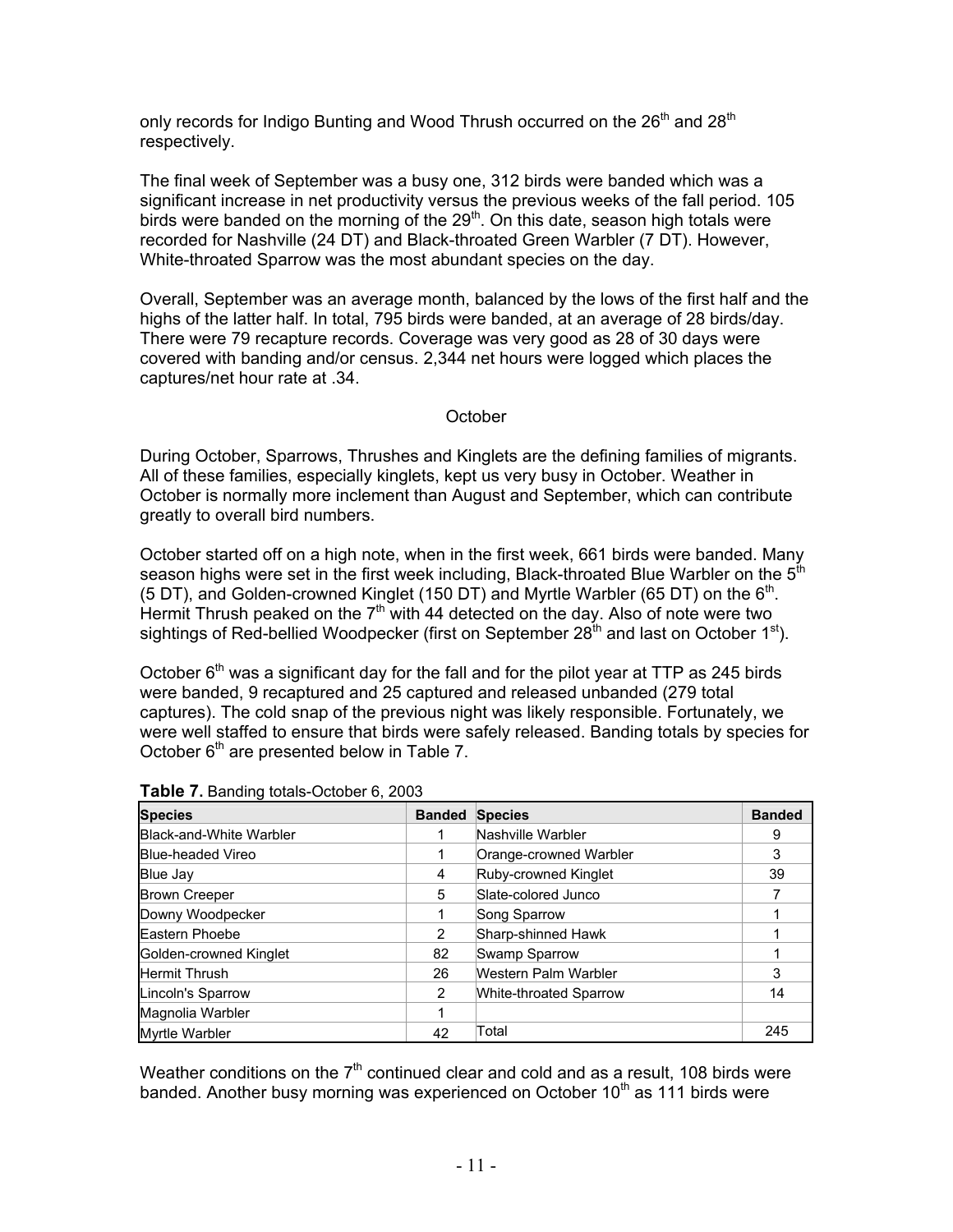only records for Indigo Bunting and Wood Thrush occurred on the 26th and 28th respectively.

The final week of September was a busy one, 312 birds were banded which was a significant increase in net productivity versus the previous weeks of the fall period. 105 birds were banded on the morning of the 29th. On this date, season high totals were recorded for Nashville (24 DT) and Black-throated Green Warbler (7 DT). However, White-throated Sparrow was the most abundant species on the day.

Overall, September was an average month, balanced by the lows of the first half and the highs of the latter half. In total, 795 birds were banded, at an average of 28 birds/day. There were 79 recapture records. Coverage was very good as 28 of 30 days were covered with banding and/or census. 2,344 net hours were logged which places the captures/net hour rate at .34.

## October

During October, Sparrows, Thrushes and Kinglets are the defining families of migrants. All of these families, especially kinglets, kept us very busy in October. Weather in October is normally more inclement than August and September, which can contribute greatly to overall bird numbers.

October started off on a high note, when in the first week, 661 birds were banded. Many season highs were set in the first week including, Black-throated Blue Warbler on the 5th (5 DT), and Golden-crowned Kinglet (150 DT) and Myrtle Warbler (65 DT) on the 6th. Hermit Thrush peaked on the 7th with 44 detected on the day. Also of note were two sightings of Red-bellied Woodpecker (first on September 28th and last on October 1st).

October 6th was a significant day for the fall and for the pilot year at TTP as 245 birds were banded, 9 recaptured and 25 captured and released unbanded (279 total captures). The cold snap of the previous night was likely responsible. Fortunately, we were well staffed to ensure that birds were safely released. Banding totals by species for October 6th are presented below in Table 7.

**Table 7.** Banding totals-October 6, 2003

| Species | Banded | Species | Banded |
|---|---|---|---|
| Black-and-White Warbler | 1 | Nashville Warbler | 9 |
| Blue-headed Vireo | 1 | Orange-crowned Warbler | 3 |
| Blue Jay | 4 | Ruby-crowned Kinglet | 39 |
| Brown Creeper | 5 | Slate-colored Junco | 7 |
| Downy Woodpecker | 1 | Song Sparrow | 1 |
| Eastern Phoebe | 2 | Sharp-shinned Hawk | 1 |
| Golden-crowned Kinglet | 82 | Swamp Sparrow | 1 |
| Hermit Thrush | 26 | Western Palm Warbler | 3 |
| Lincoln's Sparrow | 2 | White-throated Sparrow | 14 |
| Magnolia Warbler | 1 | | |
| Myrtle Warbler | 42 | Total | 245 |

Weather conditions on the 7th continued clear and cold and as a result, 108 birds were banded. Another busy morning was experienced on October 10th as 111 birds were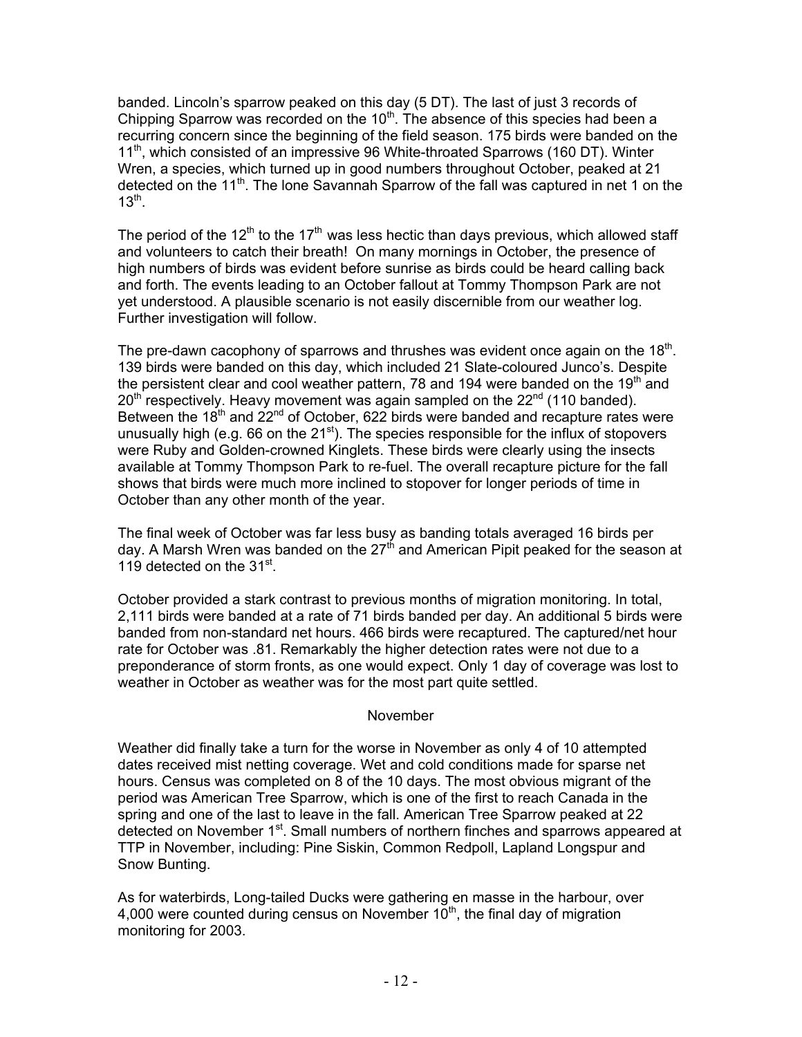banded. Lincoln's sparrow peaked on this day (5 DT). The last of just 3 records of Chipping Sparrow was recorded on the 10th. The absence of this species had been a recurring concern since the beginning of the field season. 175 birds were banded on the 11th, which consisted of an impressive 96 White-throated Sparrows (160 DT). Winter Wren, a species, which turned up in good numbers throughout October, peaked at 21 detected on the 11th. The lone Savannah Sparrow of the fall was captured in net 1 on the 13th.

The period of the 12th to the 17th was less hectic than days previous, which allowed staff and volunteers to catch their breath! On many mornings in October, the presence of high numbers of birds was evident before sunrise as birds could be heard calling back and forth. The events leading to an October fallout at Tommy Thompson Park are not yet understood. A plausible scenario is not easily discernible from our weather log. Further investigation will follow.

The pre-dawn cacophony of sparrows and thrushes was evident once again on the 18th. 139 birds were banded on this day, which included 21 Slate-coloured Junco's. Despite the persistent clear and cool weather pattern, 78 and 194 were banded on the 19th and 20th respectively. Heavy movement was again sampled on the 22nd (110 banded). Between the 18th and 22nd of October, 622 birds were banded and recapture rates were unusually high (e.g. 66 on the 21st). The species responsible for the influx of stopovers were Ruby and Golden-crowned Kinglets. These birds were clearly using the insects available at Tommy Thompson Park to re-fuel. The overall recapture picture for the fall shows that birds were much more inclined to stopover for longer periods of time in October than any other month of the year.

The final week of October was far less busy as banding totals averaged 16 birds per day. A Marsh Wren was banded on the 27th and American Pipit peaked for the season at 119 detected on the 31st.

October provided a stark contrast to previous months of migration monitoring. In total, 2,111 birds were banded at a rate of 71 birds banded per day. An additional 5 birds were banded from non-standard net hours. 466 birds were recaptured. The captured/net hour rate for October was .81. Remarkably the higher detection rates were not due to a preponderance of storm fronts, as one would expect. Only 1 day of coverage was lost to weather in October as weather was for the most part quite settled.

## November

Weather did finally take a turn for the worse in November as only 4 of 10 attempted dates received mist netting coverage. Wet and cold conditions made for sparse net hours. Census was completed on 8 of the 10 days. The most obvious migrant of the period was American Tree Sparrow, which is one of the first to reach Canada in the spring and one of the last to leave in the fall. American Tree Sparrow peaked at 22 detected on November 1st. Small numbers of northern finches and sparrows appeared at TTP in November, including: Pine Siskin, Common Redpoll, Lapland Longspur and Snow Bunting.

As for waterbirds, Long-tailed Ducks were gathering en masse in the harbour, over 4,000 were counted during census on November 10th, the final day of migration monitoring for 2003.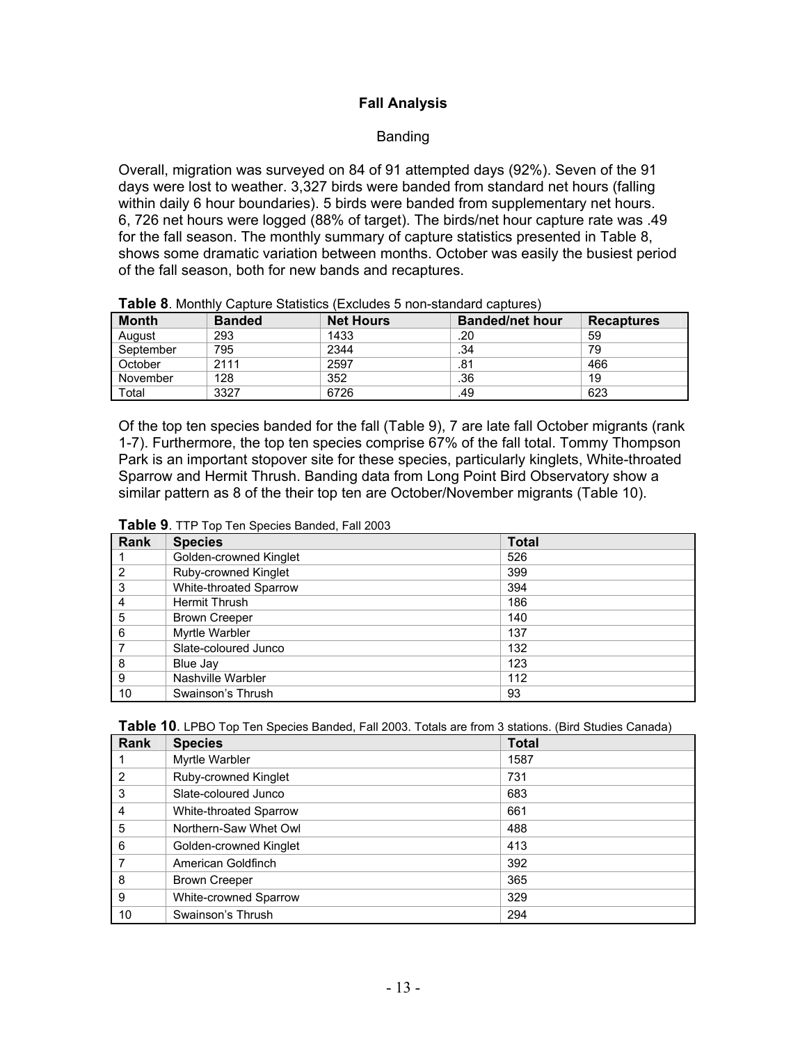## Fall Analysis

### Banding

Overall, migration was surveyed on 84 of 91 attempted days (92%). Seven of the 91 days were lost to weather. 3,327 birds were banded from standard net hours (falling within daily 6 hour boundaries). 5 birds were banded from supplementary net hours. 6, 726 net hours were logged (88% of target). The birds/net hour capture rate was .49 for the fall season. The monthly summary of capture statistics presented in Table 8, shows some dramatic variation between months. October was easily the busiest period of the fall season, both for new bands and recaptures.

**Table 8**. Monthly Capture Statistics (Excludes 5 non-standard captures)

| Month | Banded | Net Hours | Banded/net hour | Recaptures |
|---|---|---|---|---|
| August | 293 | 1433 | .20 | 59 |
| September | 795 | 2344 | .34 | 79 |
| October | 2111 | 2597 | .81 | 466 |
| November | 128 | 352 | .36 | 19 |
| Total | 3327 | 6726 | .49 | 623 |

Of the top ten species banded for the fall (Table 9), 7 are late fall October migrants (rank 1-7). Furthermore, the top ten species comprise 67% of the fall total. Tommy Thompson Park is an important stopover site for these species, particularly kinglets, White-throated Sparrow and Hermit Thrush. Banding data from Long Point Bird Observatory show a similar pattern as 8 of the their top ten are October/November migrants (Table 10).

**Table 9**. TTP Top Ten Species Banded, Fall 2003

| Rank | Species | Total |
|---|---|---|
| 1 | Golden-crowned Kinglet | 526 |
| 2 | Ruby-crowned Kinglet | 399 |
| 3 | White-throated Sparrow | 394 |
| 4 | Hermit Thrush | 186 |
| 5 | Brown Creeper | 140 |
| 6 | Myrtle Warbler | 137 |
| 7 | Slate-coloured Junco | 132 |
| 8 | Blue Jay | 123 |
| 9 | Nashville Warbler | 112 |
| 10 | Swainson's Thrush | 93 |

**Table 10**. LPBO Top Ten Species Banded, Fall 2003. Totals are from 3 stations. (Bird Studies Canada)

| Rank | Species | Total |
|---|---|---|
| 1 | Myrtle Warbler | 1587 |
| 2 | Ruby-crowned Kinglet | 731 |
| 3 | Slate-coloured Junco | 683 |
| 4 | White-throated Sparrow | 661 |
| 5 | Northern-Saw Whet Owl | 488 |
| 6 | Golden-crowned Kinglet | 413 |
| 7 | American Goldfinch | 392 |
| 8 | Brown Creeper | 365 |
| 9 | White-crowned Sparrow | 329 |
| 10 | Swainson's Thrush | 294 |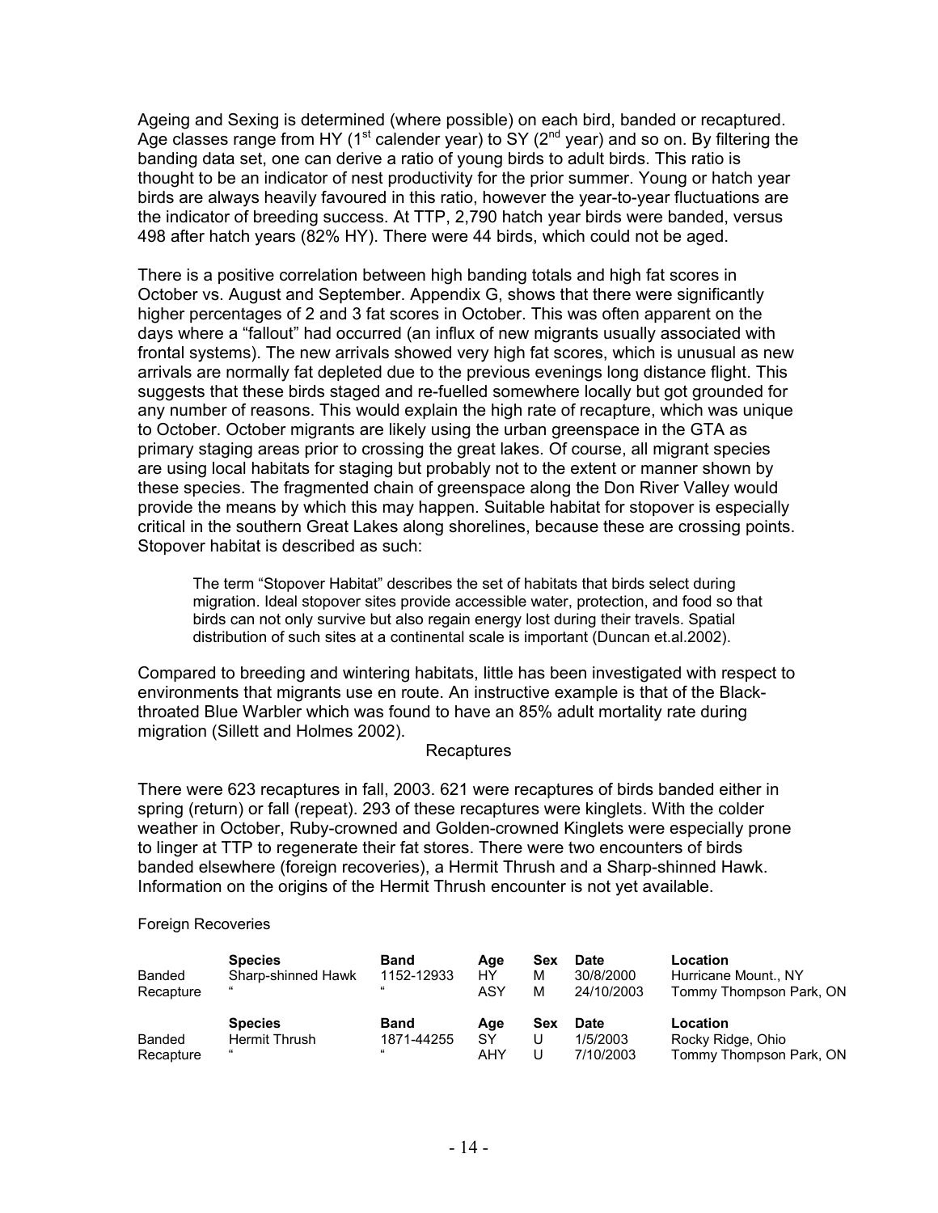Ageing and Sexing is determined (where possible) on each bird, banded or recaptured. Age classes range from HY (1st calender year) to SY (2nd year) and so on. By filtering the banding data set, one can derive a ratio of young birds to adult birds. This ratio is thought to be an indicator of nest productivity for the prior summer. Young or hatch year birds are always heavily favoured in this ratio, however the year-to-year fluctuations are the indicator of breeding success. At TTP, 2,790 hatch year birds were banded, versus 498 after hatch years (82% HY). There were 44 birds, which could not be aged.

There is a positive correlation between high banding totals and high fat scores in October vs. August and September. Appendix G, shows that there were significantly higher percentages of 2 and 3 fat scores in October. This was often apparent on the days where a "fallout" had occurred (an influx of new migrants usually associated with frontal systems). The new arrivals showed very high fat scores, which is unusual as new arrivals are normally fat depleted due to the previous evenings long distance flight. This suggests that these birds staged and re-fuelled somewhere locally but got grounded for any number of reasons. This would explain the high rate of recapture, which was unique to October. October migrants are likely using the urban greenspace in the GTA as primary staging areas prior to crossing the great lakes. Of course, all migrant species are using local habitats for staging but probably not to the extent or manner shown by these species. The fragmented chain of greenspace along the Don River Valley would provide the means by which this may happen. Suitable habitat for stopover is especially critical in the southern Great Lakes along shorelines, because these are crossing points. Stopover habitat is described as such:

> The term "Stopover Habitat" describes the set of habitats that birds select during migration. Ideal stopover sites provide accessible water, protection, and food so that birds can not only survive but also regain energy lost during their travels. Spatial distribution of such sites at a continental scale is important (Duncan et.al.2002).

Compared to breeding and wintering habitats, little has been investigated with respect to environments that migrants use en route. An instructive example is that of the Black-throated Blue Warbler which was found to have an 85% adult mortality rate during migration (Sillett and Holmes 2002).

## Recaptures

There were 623 recaptures in fall, 2003. 621 were recaptures of birds banded either in spring (return) or fall (repeat). 293 of these recaptures were kinglets. With the colder weather in October, Ruby-crowned and Golden-crowned Kinglets were especially prone to linger at TTP to regenerate their fat stores. There were two encounters of birds banded elsewhere (foreign recoveries), a Hermit Thrush and a Sharp-shinned Hawk. Information on the origins of the Hermit Thrush encounter is not yet available.

Foreign Recoveries

| | Species | Band | Age | Sex | Date | Location |
|---|---|---|---|---|---|---|
| Banded | Sharp-shinned Hawk | 1152-12933 | HY | M | 30/8/2000 | Hurricane Mount., NY |
| Recapture | " | " | ASY | M | 24/10/2003 | Tommy Thompson Park, ON |

| | Species | Band | Age | Sex | Date | Location |
|---|---|---|---|---|---|---|
| Banded | Hermit Thrush | 1871-44255 | SY | U | 1/5/2003 | Rocky Ridge, Ohio |
| Recapture | " | " | AHY | U | 7/10/2003 | Tommy Thompson Park, ON |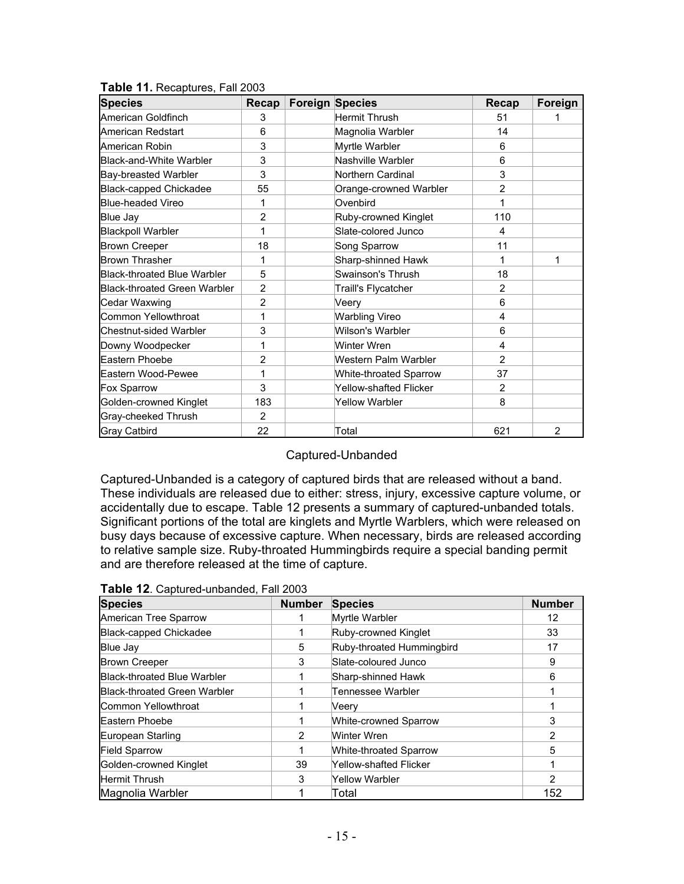**Table 11.** Recaptures, Fall 2003

| Species | Recap | Foreign | Species | Recap | Foreign |
|---|---|---|---|---|---|
| American Goldfinch | 3 | | Hermit Thrush | 51 | 1 |
| American Redstart | 6 | | Magnolia Warbler | 14 | |
| American Robin | 3 | | Myrtle Warbler | 6 | |
| Black-and-White Warbler | 3 | | Nashville Warbler | 6 | |
| Bay-breasted Warbler | 3 | | Northern Cardinal | 3 | |
| Black-capped Chickadee | 55 | | Orange-crowned Warbler | 2 | |
| Blue-headed Vireo | 1 | | Ovenbird | 1 | |
| Blue Jay | 2 | | Ruby-crowned Kinglet | 110 | |
| Blackpoll Warbler | 1 | | Slate-colored Junco | 4 | |
| Brown Creeper | 18 | | Song Sparrow | 11 | |
| Brown Thrasher | 1 | | Sharp-shinned Hawk | 1 | 1 |
| Black-throated Blue Warbler | 5 | | Swainson's Thrush | 18 | |
| Black-throated Green Warbler | 2 | | Traill's Flycatcher | 2 | |
| Cedar Waxwing | 2 | | Veery | 6 | |
| Common Yellowthroat | 1 | | Warbling Vireo | 4 | |
| Chestnut-sided Warbler | 3 | | Wilson's Warbler | 6 | |
| Downy Woodpecker | 1 | | Winter Wren | 4 | |
| Eastern Phoebe | 2 | | Western Palm Warbler | 2 | |
| Eastern Wood-Pewee | 1 | | White-throated Sparrow | 37 | |
| Fox Sparrow | 3 | | Yellow-shafted Flicker | 2 | |
| Golden-crowned Kinglet | 183 | | Yellow Warbler | 8 | |
| Gray-cheeked Thrush | 2 | | | | |
| Gray Catbird | 22 | | Total | 621 | 2 |

## Captured-Unbanded

Captured-Unbanded is a category of captured birds that are released without a band. These individuals are released due to either: stress, injury, excessive capture volume, or accidentally due to escape. Table 12 presents a summary of captured-unbanded totals. Significant portions of the total are kinglets and Myrtle Warblers, which were released on busy days because of excessive capture. When necessary, birds are released according to relative sample size. Ruby-throated Hummingbirds require a special banding permit and are therefore released at the time of capture.

**Table 12**. Captured-unbanded, Fall 2003

| Species | Number | Species | Number |
|---|---|---|---|
| American Tree Sparrow | 1 | Myrtle Warbler | 12 |
| Black-capped Chickadee | 1 | Ruby-crowned Kinglet | 33 |
| Blue Jay | 5 | Ruby-throated Hummingbird | 17 |
| Brown Creeper | 3 | Slate-coloured Junco | 9 |
| Black-throated Blue Warbler | 1 | Sharp-shinned Hawk | 6 |
| Black-throated Green Warbler | 1 | Tennessee Warbler | 1 |
| Common Yellowthroat | 1 | Veery | 1 |
| Eastern Phoebe | 1 | White-crowned Sparrow | 3 |
| European Starling | 2 | Winter Wren | 2 |
| Field Sparrow | 1 | White-throated Sparrow | 5 |
| Golden-crowned Kinglet | 39 | Yellow-shafted Flicker | 1 |
| Hermit Thrush | 3 | Yellow Warbler | 2 |
| Magnolia Warbler | 1 | Total | 152 |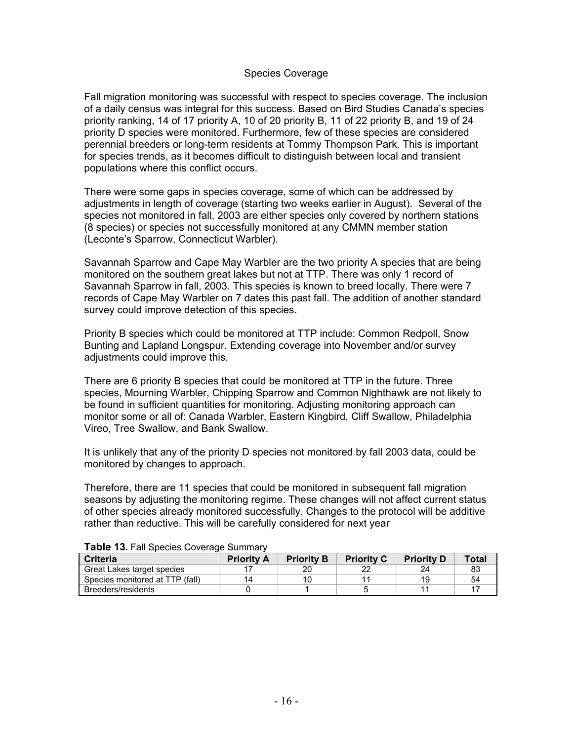## Species Coverage

Fall migration monitoring was successful with respect to species coverage. The inclusion of a daily census was integral for this success. Based on Bird Studies Canada's species priority ranking, 14 of 17 priority A, 10 of 20 priority B, 11 of 22 priority B, and 19 of 24 priority D species were monitored. Furthermore, few of these species are considered perennial breeders or long-term residents at Tommy Thompson Park. This is important for species trends, as it becomes difficult to distinguish between local and transient populations where this conflict occurs.

There were some gaps in species coverage, some of which can be addressed by adjustments in length of coverage (starting two weeks earlier in August). Several of the species not monitored in fall, 2003 are either species only covered by northern stations (8 species) or species not successfully monitored at any CMMN member station (Leconte's Sparrow, Connecticut Warbler).

Savannah Sparrow and Cape May Warbler are the two priority A species that are being monitored on the southern great lakes but not at TTP. There was only 1 record of Savannah Sparrow in fall, 2003. This species is known to breed locally. There were 7 records of Cape May Warbler on 7 dates this past fall. The addition of another standard survey could improve detection of this species.

Priority B species which could be monitored at TTP include: Common Redpoll, Snow Bunting and Lapland Longspur. Extending coverage into November and/or survey adjustments could improve this.

There are 6 priority B species that could be monitored at TTP in the future. Three species, Mourning Warbler, Chipping Sparrow and Common Nighthawk are not likely to be found in sufficient quantities for monitoring. Adjusting monitoring approach can monitor some or all of: Canada Warbler, Eastern Kingbird, Cliff Swallow, Philadelphia Vireo, Tree Swallow, and Bank Swallow.

It is unlikely that any of the priority D species not monitored by fall 2003 data, could be monitored by changes to approach.

Therefore, there are 11 species that could be monitored in subsequent fall migration seasons by adjusting the monitoring regime. These changes will not affect current status of other species already monitored successfully. Changes to the protocol will be additive rather than reductive. This will be carefully considered for next year

**Table 13.** Fall Species Coverage Summary

| Criteria | Priority A | Priority B | Priority C | Priority D | Total |
|---|---|---|---|---|---|
| Great Lakes target species | 17 | 20 | 22 | 24 | 83 |
| Species monitored at TTP (fall) | 14 | 10 | 11 | 19 | 54 |
| Breeders/residents | 0 | 1 | 5 | 11 | 17 |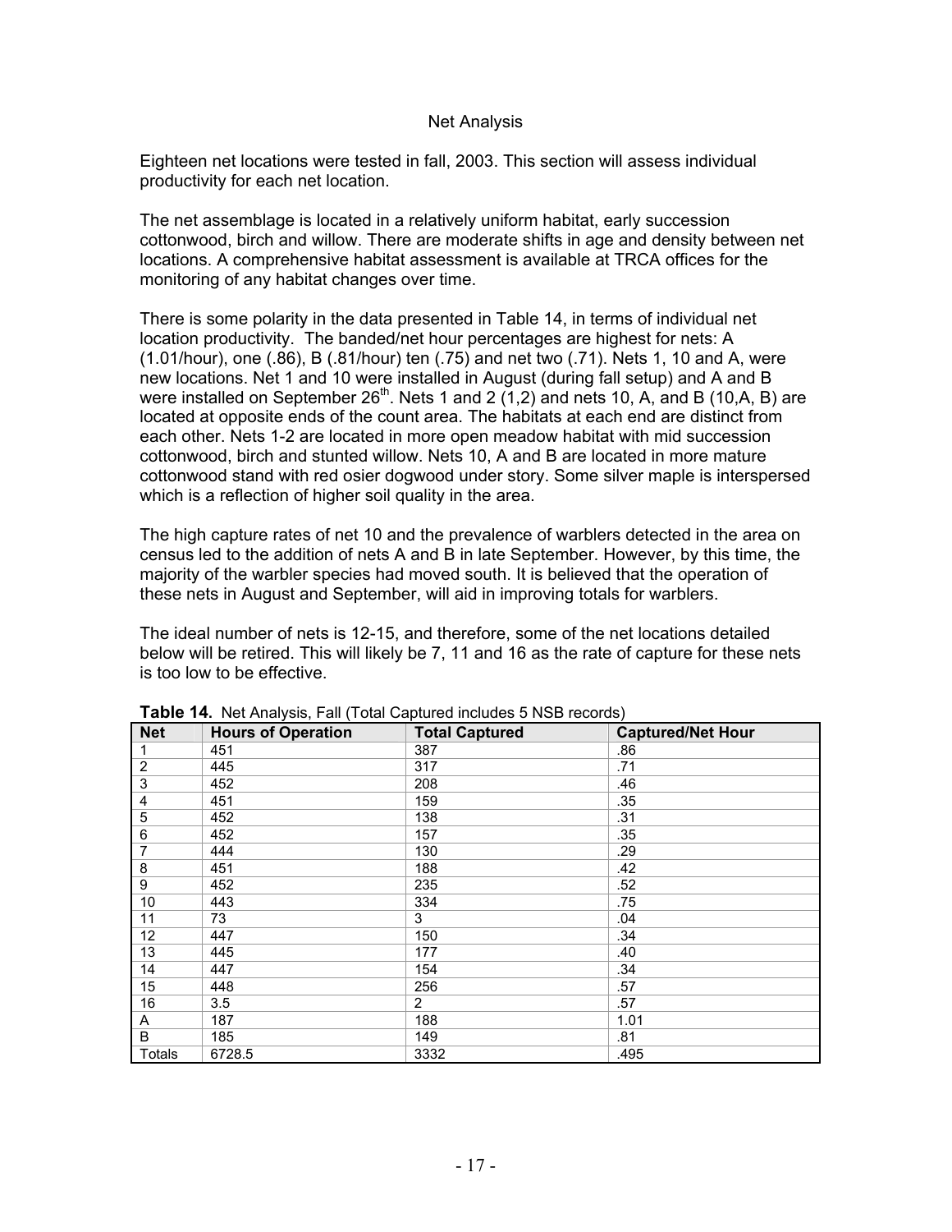## Net Analysis

Eighteen net locations were tested in fall, 2003. This section will assess individual productivity for each net location.

The net assemblage is located in a relatively uniform habitat, early succession cottonwood, birch and willow. There are moderate shifts in age and density between net locations. A comprehensive habitat assessment is available at TRCA offices for the monitoring of any habitat changes over time.

There is some polarity in the data presented in Table 14, in terms of individual net location productivity. The banded/net hour percentages are highest for nets: A (1.01/hour), one (.86), B (.81/hour) ten (.75) and net two (.71). Nets 1, 10 and A, were new locations. Net 1 and 10 were installed in August (during fall setup) and A and B were installed on September 26th. Nets 1 and 2 (1,2) and nets 10, A, and B (10,A, B) are located at opposite ends of the count area. The habitats at each end are distinct from each other. Nets 1-2 are located in more open meadow habitat with mid succession cottonwood, birch and stunted willow. Nets 10, A and B are located in more mature cottonwood stand with red osier dogwood under story. Some silver maple is interspersed which is a reflection of higher soil quality in the area.

The high capture rates of net 10 and the prevalence of warblers detected in the area on census led to the addition of nets A and B in late September. However, by this time, the majority of the warbler species had moved south. It is believed that the operation of these nets in August and September, will aid in improving totals for warblers.

The ideal number of nets is 12-15, and therefore, some of the net locations detailed below will be retired. This will likely be 7, 11 and 16 as the rate of capture for these nets is too low to be effective.

**Table 14.** Net Analysis, Fall (Total Captured includes 5 NSB records)

| Net | Hours of Operation | Total Captured | Captured/Net Hour |
|---|---|---|---|
| 1 | 451 | 387 | .86 |
| 2 | 445 | 317 | .71 |
| 3 | 452 | 208 | .46 |
| 4 | 451 | 159 | .35 |
| 5 | 452 | 138 | .31 |
| 6 | 452 | 157 | .35 |
| 7 | 444 | 130 | .29 |
| 8 | 451 | 188 | .42 |
| 9 | 452 | 235 | .52 |
| 10 | 443 | 334 | .75 |
| 11 | 73 | 3 | .04 |
| 12 | 447 | 150 | .34 |
| 13 | 445 | 177 | .40 |
| 14 | 447 | 154 | .34 |
| 15 | 448 | 256 | .57 |
| 16 | 3.5 | 2 | .57 |
| A | 187 | 188 | 1.01 |
| B | 185 | 149 | .81 |
| Totals | 6728.5 | 3332 | .495 |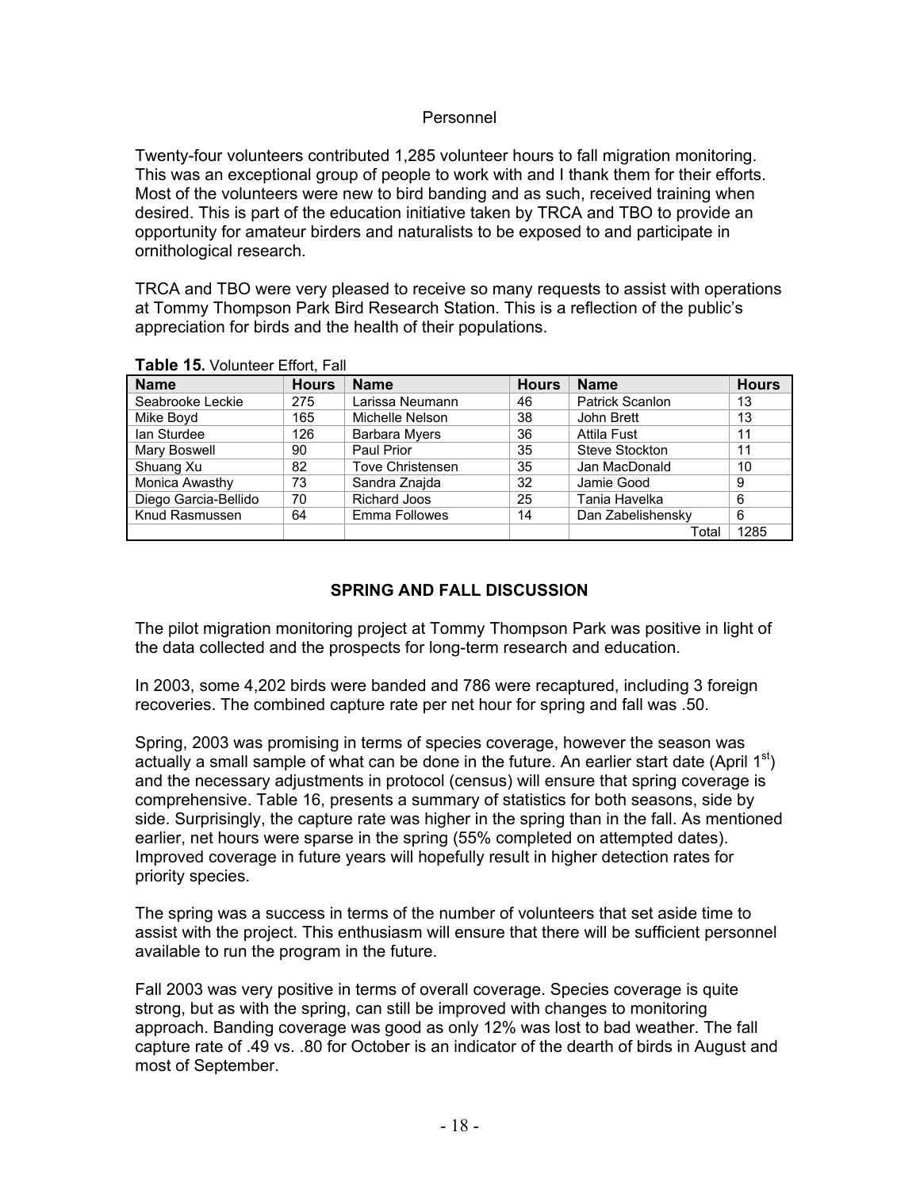Personnel

Twenty-four volunteers contributed 1,285 volunteer hours to fall migration monitoring. This was an exceptional group of people to work with and I thank them for their efforts. Most of the volunteers were new to bird banding and as such, received training when desired. This is part of the education initiative taken by TRCA and TBO to provide an opportunity for amateur birders and naturalists to be exposed to and participate in ornithological research.

TRCA and TBO were very pleased to receive so many requests to assist with operations at Tommy Thompson Park Bird Research Station. This is a reflection of the public's appreciation for birds and the health of their populations.

**Table 15.** Volunteer Effort, Fall

| Name | Hours | Name | Hours | Name | Hours |
|---|---|---|---|---|---|
| Seabrooke Leckie | 275 | Larissa Neumann | 46 | Patrick Scanlon | 13 |
| Mike Boyd | 165 | Michelle Nelson | 38 | John Brett | 13 |
| Ian Sturdee | 126 | Barbara Myers | 36 | Attila Fust | 11 |
| Mary Boswell | 90 | Paul Prior | 35 | Steve Stockton | 11 |
| Shuang Xu | 82 | Tove Christensen | 35 | Jan MacDonald | 10 |
| Monica Awasthy | 73 | Sandra Znajda | 32 | Jamie Good | 9 |
| Diego Garcia-Bellido | 70 | Richard Joos | 25 | Tania Havelka | 6 |
| Knud Rasmussen | 64 | Emma Followes | 14 | Dan Zabelishensky | 6 |
| | | | | Total | 1285 |

## SPRING AND FALL DISCUSSION

The pilot migration monitoring project at Tommy Thompson Park was positive in light of the data collected and the prospects for long-term research and education.

In 2003, some 4,202 birds were banded and 786 were recaptured, including 3 foreign recoveries. The combined capture rate per net hour for spring and fall was .50.

Spring, 2003 was promising in terms of species coverage, however the season was actually a small sample of what can be done in the future. An earlier start date (April 1st) and the necessary adjustments in protocol (census) will ensure that spring coverage is comprehensive. Table 16, presents a summary of statistics for both seasons, side by side. Surprisingly, the capture rate was higher in the spring than in the fall. As mentioned earlier, net hours were sparse in the spring (55% completed on attempted dates). Improved coverage in future years will hopefully result in higher detection rates for priority species.

The spring was a success in terms of the number of volunteers that set aside time to assist with the project. This enthusiasm will ensure that there will be sufficient personnel available to run the program in the future.

Fall 2003 was very positive in terms of overall coverage. Species coverage is quite strong, but as with the spring, can still be improved with changes to monitoring approach. Banding coverage was good as only 12% was lost to bad weather. The fall capture rate of .49 vs. .80 for October is an indicator of the dearth of birds in August and most of September.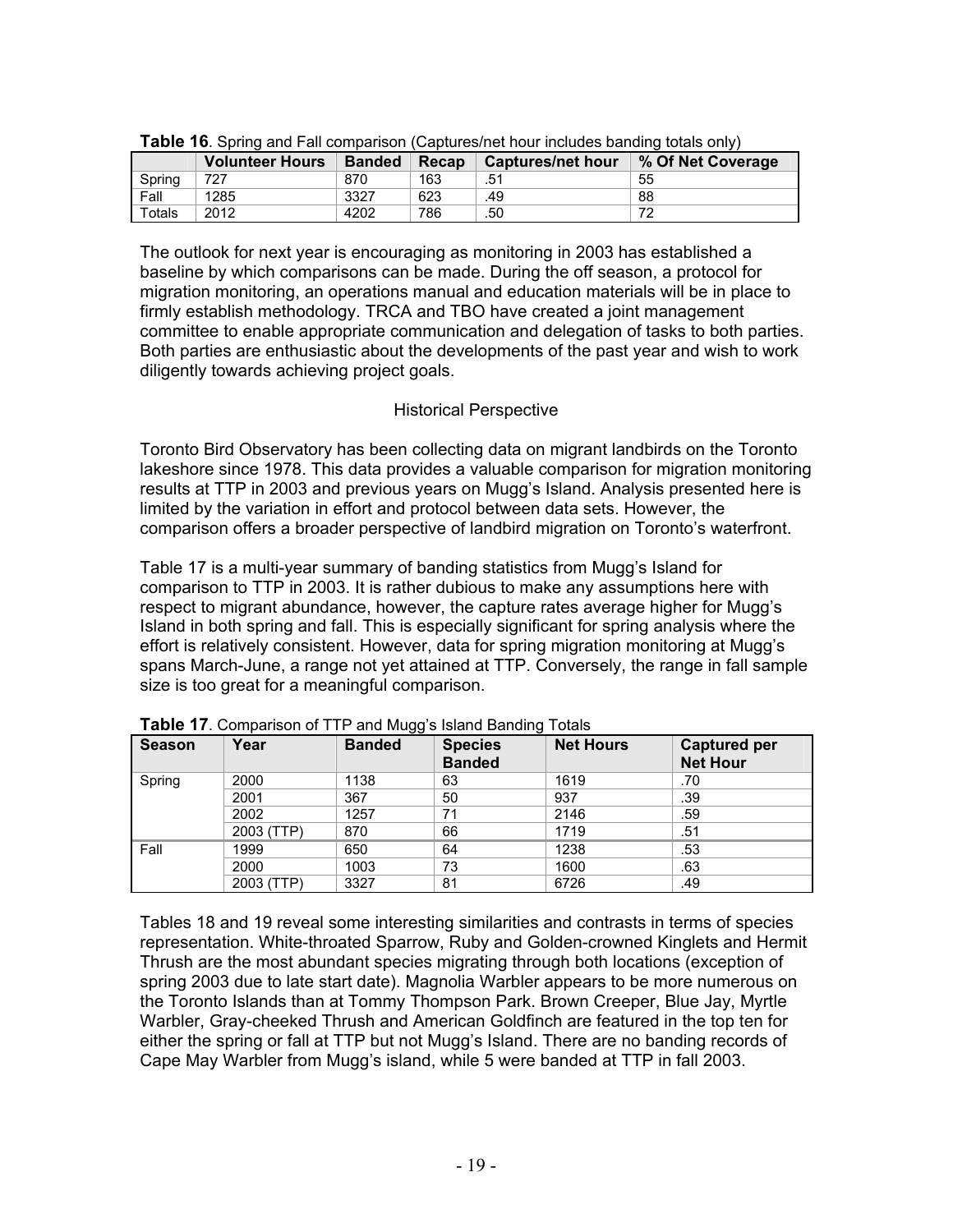**Table 16**. Spring and Fall comparison (Captures/net hour includes banding totals only)

| | Volunteer Hours | Banded | Recap | Captures/net hour | % Of Net Coverage |
|---|---|---|---|---|---|
| Spring | 727 | 870 | 163 | .51 | 55 |
| Fall | 1285 | 3327 | 623 | .49 | 88 |
| Totals | 2012 | 4202 | 786 | .50 | 72 |

The outlook for next year is encouraging as monitoring in 2003 has established a baseline by which comparisons can be made. During the off season, a protocol for migration monitoring, an operations manual and education materials will be in place to firmly establish methodology. TRCA and TBO have created a joint management committee to enable appropriate communication and delegation of tasks to both parties. Both parties are enthusiastic about the developments of the past year and wish to work diligently towards achieving project goals.

## Historical Perspective

Toronto Bird Observatory has been collecting data on migrant landbirds on the Toronto lakeshore since 1978. This data provides a valuable comparison for migration monitoring results at TTP in 2003 and previous years on Mugg's Island. Analysis presented here is limited by the variation in effort and protocol between data sets. However, the comparison offers a broader perspective of landbird migration on Toronto's waterfront.

Table 17 is a multi-year summary of banding statistics from Mugg's Island for comparison to TTP in 2003. It is rather dubious to make any assumptions here with respect to migrant abundance, however, the capture rates average higher for Mugg's Island in both spring and fall. This is especially significant for spring analysis where the effort is relatively consistent. However, data for spring migration monitoring at Mugg's spans March-June, a range not yet attained at TTP. Conversely, the range in fall sample size is too great for a meaningful comparison.

**Table 17**. Comparison of TTP and Mugg's Island Banding Totals

| Season | Year | Banded | Species Banded | Net Hours | Captured per Net Hour |
|---|---|---|---|---|---|
| Spring | 2000 | 1138 | 63 | 1619 | .70 |
| | 2001 | 367 | 50 | 937 | .39 |
| | 2002 | 1257 | 71 | 2146 | .59 |
| | 2003 (TTP) | 870 | 66 | 1719 | .51 |
| Fall | 1999 | 650 | 64 | 1238 | .53 |
| | 2000 | 1003 | 73 | 1600 | .63 |
| | 2003 (TTP) | 3327 | 81 | 6726 | .49 |

Tables 18 and 19 reveal some interesting similarities and contrasts in terms of species representation. White-throated Sparrow, Ruby and Golden-crowned Kinglets and Hermit Thrush are the most abundant species migrating through both locations (exception of spring 2003 due to late start date). Magnolia Warbler appears to be more numerous on the Toronto Islands than at Tommy Thompson Park. Brown Creeper, Blue Jay, Myrtle Warbler, Gray-cheeked Thrush and American Goldfinch are featured in the top ten for either the spring or fall at TTP but not Mugg's Island. There are no banding records of Cape May Warbler from Mugg's island, while 5 were banded at TTP in fall 2003.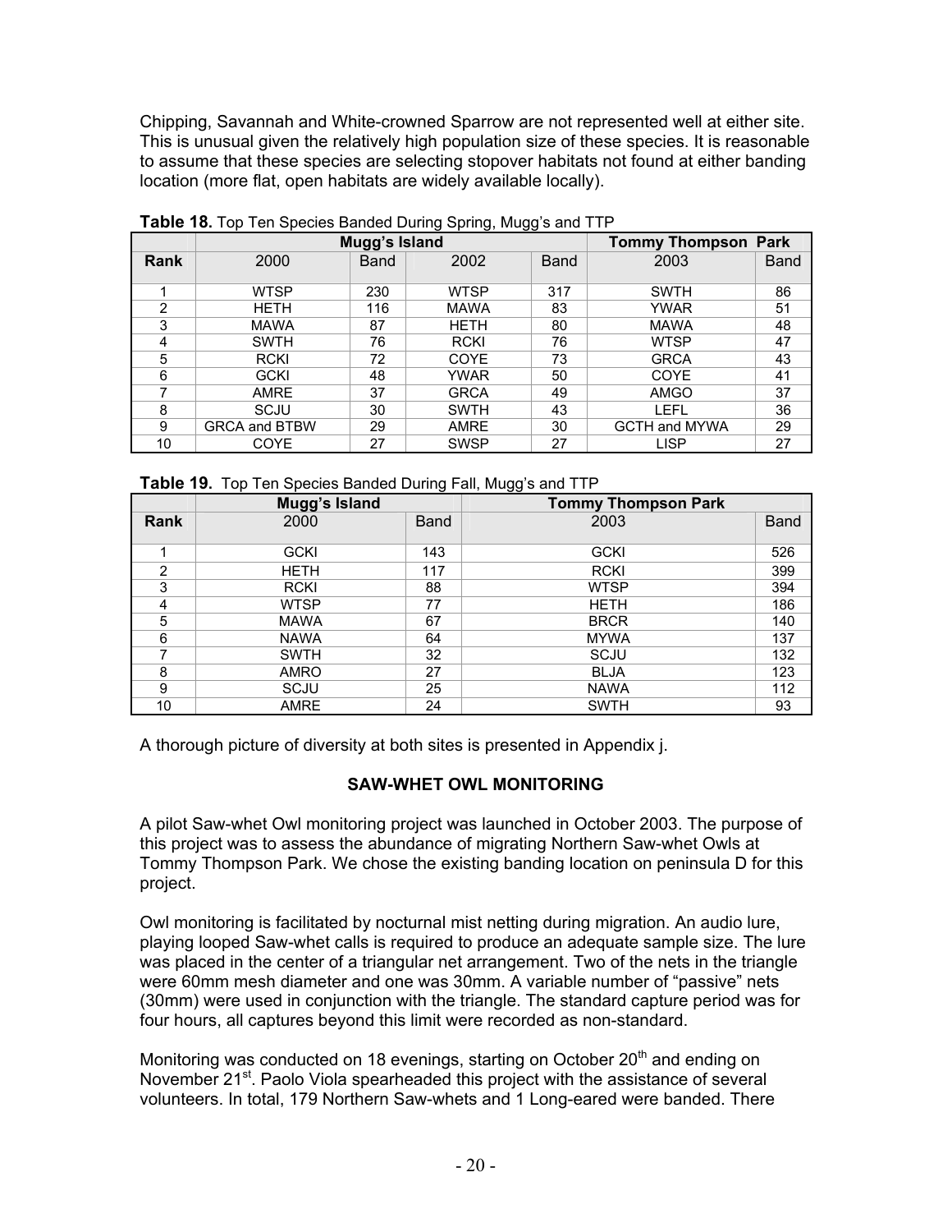Chipping, Savannah and White-crowned Sparrow are not represented well at either site. This is unusual given the relatively high population size of these species. It is reasonable to assume that these species are selecting stopover habitats not found at either banding location (more flat, open habitats are widely available locally).

**Table 18.** Top Ten Species Banded During Spring, Mugg's and TTP

| | Mugg's Island | | | | Tommy Thompson Park | |
|---|---|---|---|---|---|---|
| **Rank** | 2000 | Band | 2002 | Band | 2003 | Band |
| 1 | WTSP | 230 | WTSP | 317 | SWTH | 86 |
| 2 | HETH | 116 | MAWA | 83 | YWAR | 51 |
| 3 | MAWA | 87 | HETH | 80 | MAWA | 48 |
| 4 | SWTH | 76 | RCKI | 76 | WTSP | 47 |
| 5 | RCKI | 72 | COYE | 73 | GRCA | 43 |
| 6 | GCKI | 48 | YWAR | 50 | COYE | 41 |
| 7 | AMRE | 37 | GRCA | 49 | AMGO | 37 |
| 8 | SCJU | 30 | SWTH | 43 | LEFL | 36 |
| 9 | GRCA and BTBW | 29 | AMRE | 30 | GCTH and MYWA | 29 |
| 10 | COYE | 27 | SWSP | 27 | LISP | 27 |

**Table 19.** Top Ten Species Banded During Fall, Mugg's and TTP

| | Mugg's Island | | Tommy Thompson Park | |
|---|---|---|---|---|
| **Rank** | 2000 | Band | 2003 | Band |
| 1 | GCKI | 143 | GCKI | 526 |
| 2 | HETH | 117 | RCKI | 399 |
| 3 | RCKI | 88 | WTSP | 394 |
| 4 | WTSP | 77 | HETH | 186 |
| 5 | MAWA | 67 | BRCR | 140 |
| 6 | NAWA | 64 | MYWA | 137 |
| 7 | SWTH | 32 | SCJU | 132 |
| 8 | AMRO | 27 | BLJA | 123 |
| 9 | SCJU | 25 | NAWA | 112 |
| 10 | AMRE | 24 | SWTH | 93 |

A thorough picture of diversity at both sites is presented in Appendix j.

## SAW-WHET OWL MONITORING

A pilot Saw-whet Owl monitoring project was launched in October 2003. The purpose of this project was to assess the abundance of migrating Northern Saw-whet Owls at Tommy Thompson Park. We chose the existing banding location on peninsula D for this project.

Owl monitoring is facilitated by nocturnal mist netting during migration. An audio lure, playing looped Saw-whet calls is required to produce an adequate sample size. The lure was placed in the center of a triangular net arrangement. Two of the nets in the triangle were 60mm mesh diameter and one was 30mm. A variable number of "passive" nets (30mm) were used in conjunction with the triangle. The standard capture period was for four hours, all captures beyond this limit were recorded as non-standard.

Monitoring was conducted on 18 evenings, starting on October 20th and ending on November 21st. Paolo Viola spearheaded this project with the assistance of several volunteers. In total, 179 Northern Saw-whets and 1 Long-eared were banded. There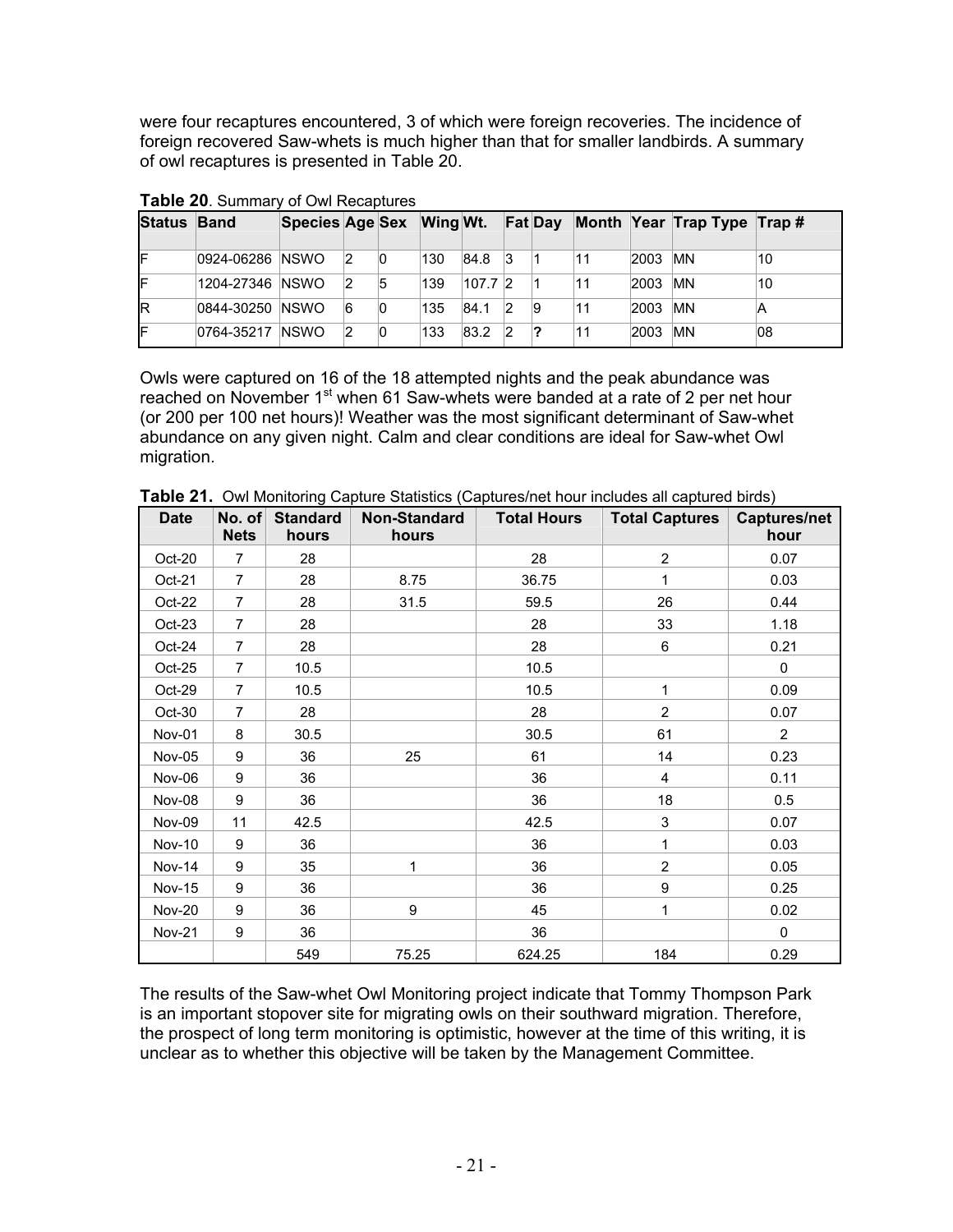were four recaptures encountered, 3 of which were foreign recoveries. The incidence of foreign recovered Saw-whets is much higher than that for smaller landbirds. A summary of owl recaptures is presented in Table 20.

**Table 20**. Summary of Owl Recaptures

| Status | Band | Species | Age | Sex | Wing | Wt. | Fat | Day | Month | Year | Trap Type | Trap # |
|---|---|---|---|---|---|---|---|---|---|---|---|---|
| F | 0924-06286 | NSWO | 2 | 0 | 130 | 84.8 | 3 | 1 | 11 | 2003 | MN | 10 |
| F | 1204-27346 | NSWO | 2 | 5 | 139 | 107.7 | 2 | 1 | 11 | 2003 | MN | 10 |
| R | 0844-30250 | NSWO | 6 | 0 | 135 | 84.1 | 2 | 9 | 11 | 2003 | MN | A |
| F | 0764-35217 | NSWO | 2 | 0 | 133 | 83.2 | 2 | **?** | 11 | 2003 | MN | 08 |

Owls were captured on 16 of the 18 attempted nights and the peak abundance was reached on November 1st when 61 Saw-whets were banded at a rate of 2 per net hour (or 200 per 100 net hours)! Weather was the most significant determinant of Saw-whet abundance on any given night. Calm and clear conditions are ideal for Saw-whet Owl migration.

**Table 21.** Owl Monitoring Capture Statistics (Captures/net hour includes all captured birds)

| Date | No. of Nets | Standard hours | Non-Standard hours | Total Hours | Total Captures | Captures/net hour |
|---|---|---|---|---|---|---|
| Oct-20 | 7 | 28 | | 28 | 2 | 0.07 |
| Oct-21 | 7 | 28 | 8.75 | 36.75 | 1 | 0.03 |
| Oct-22 | 7 | 28 | 31.5 | 59.5 | 26 | 0.44 |
| Oct-23 | 7 | 28 | | 28 | 33 | 1.18 |
| Oct-24 | 7 | 28 | | 28 | 6 | 0.21 |
| Oct-25 | 7 | 10.5 | | 10.5 | | 0 |
| Oct-29 | 7 | 10.5 | | 10.5 | 1 | 0.09 |
| Oct-30 | 7 | 28 | | 28 | 2 | 0.07 |
| Nov-01 | 8 | 30.5 | | 30.5 | 61 | 2 |
| Nov-05 | 9 | 36 | 25 | 61 | 14 | 0.23 |
| Nov-06 | 9 | 36 | | 36 | 4 | 0.11 |
| Nov-08 | 9 | 36 | | 36 | 18 | 0.5 |
| Nov-09 | 11 | 42.5 | | 42.5 | 3 | 0.07 |
| Nov-10 | 9 | 36 | | 36 | 1 | 0.03 |
| Nov-14 | 9 | 35 | 1 | 36 | 2 | 0.05 |
| Nov-15 | 9 | 36 | | 36 | 9 | 0.25 |
| Nov-20 | 9 | 36 | 9 | 45 | 1 | 0.02 |
| Nov-21 | 9 | 36 | | 36 | | 0 |
| | | 549 | 75.25 | 624.25 | 184 | 0.29 |

The results of the Saw-whet Owl Monitoring project indicate that Tommy Thompson Park is an important stopover site for migrating owls on their southward migration. Therefore, the prospect of long term monitoring is optimistic, however at the time of this writing, it is unclear as to whether this objective will be taken by the Management Committee.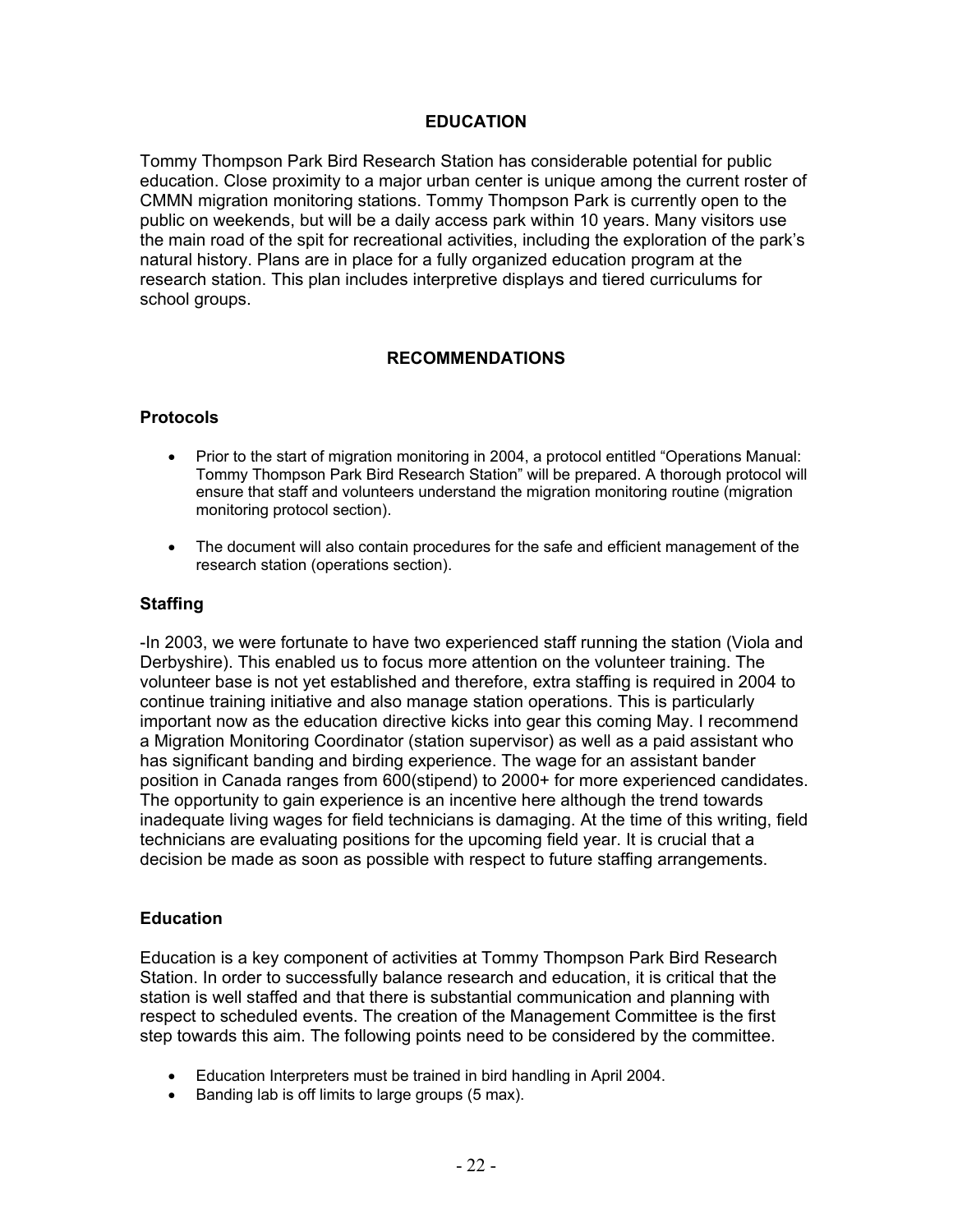## EDUCATION

Tommy Thompson Park Bird Research Station has considerable potential for public education. Close proximity to a major urban center is unique among the current roster of CMMN migration monitoring stations. Tommy Thompson Park is currently open to the public on weekends, but will be a daily access park within 10 years. Many visitors use the main road of the spit for recreational activities, including the exploration of the park's natural history. Plans are in place for a fully organized education program at the research station. This plan includes interpretive displays and tiered curriculums for school groups.

## RECOMMENDATIONS

### Protocols

- Prior to the start of migration monitoring in 2004, a protocol entitled "Operations Manual: Tommy Thompson Park Bird Research Station" will be prepared. A thorough protocol will ensure that staff and volunteers understand the migration monitoring routine (migration monitoring protocol section).
- The document will also contain procedures for the safe and efficient management of the research station (operations section).

### Staffing

-In 2003, we were fortunate to have two experienced staff running the station (Viola and Derbyshire). This enabled us to focus more attention on the volunteer training. The volunteer base is not yet established and therefore, extra staffing is required in 2004 to continue training initiative and also manage station operations. This is particularly important now as the education directive kicks into gear this coming May. I recommend a Migration Monitoring Coordinator (station supervisor) as well as a paid assistant who has significant banding and birding experience. The wage for an assistant bander position in Canada ranges from 600(stipend) to 2000+ for more experienced candidates. The opportunity to gain experience is an incentive here although the trend towards inadequate living wages for field technicians is damaging. At the time of this writing, field technicians are evaluating positions for the upcoming field year. It is crucial that a decision be made as soon as possible with respect to future staffing arrangements.

### Education

Education is a key component of activities at Tommy Thompson Park Bird Research Station. In order to successfully balance research and education, it is critical that the station is well staffed and that there is substantial communication and planning with respect to scheduled events. The creation of the Management Committee is the first step towards this aim. The following points need to be considered by the committee.

- Education Interpreters must be trained in bird handling in April 2004.
- Banding lab is off limits to large groups (5 max).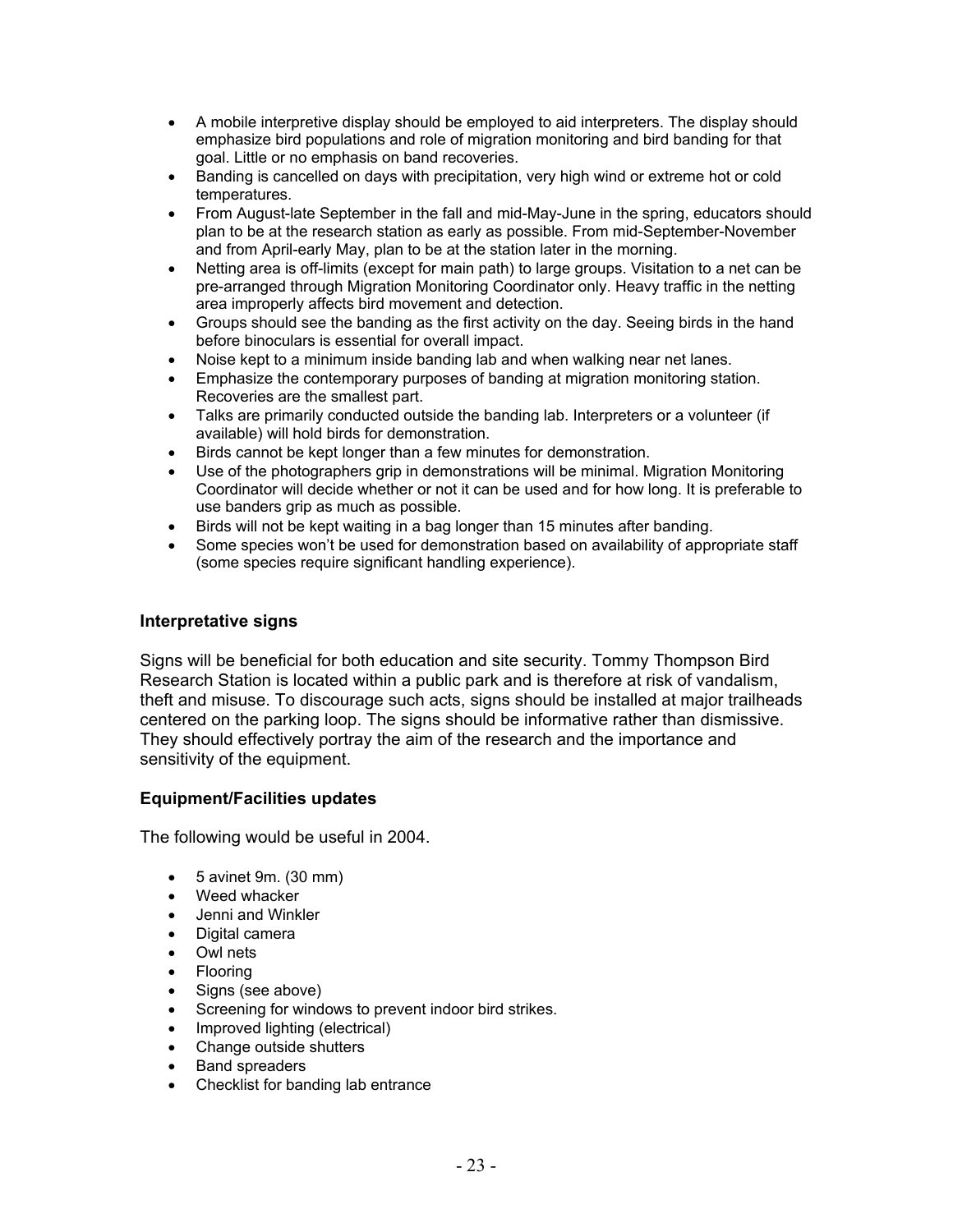- A mobile interpretive display should be employed to aid interpreters. The display should emphasize bird populations and role of migration monitoring and bird banding for that goal. Little or no emphasis on band recoveries.
- Banding is cancelled on days with precipitation, very high wind or extreme hot or cold temperatures.
- From August-late September in the fall and mid-May-June in the spring, educators should plan to be at the research station as early as possible. From mid-September-November and from April-early May, plan to be at the station later in the morning.
- Netting area is off-limits (except for main path) to large groups. Visitation to a net can be pre-arranged through Migration Monitoring Coordinator only. Heavy traffic in the netting area improperly affects bird movement and detection.
- Groups should see the banding as the first activity on the day. Seeing birds in the hand before binoculars is essential for overall impact.
- Noise kept to a minimum inside banding lab and when walking near net lanes.
- Emphasize the contemporary purposes of banding at migration monitoring station. Recoveries are the smallest part.
- Talks are primarily conducted outside the banding lab. Interpreters or a volunteer (if available) will hold birds for demonstration.
- Birds cannot be kept longer than a few minutes for demonstration.
- Use of the photographers grip in demonstrations will be minimal. Migration Monitoring Coordinator will decide whether or not it can be used and for how long. It is preferable to use banders grip as much as possible.
- Birds will not be kept waiting in a bag longer than 15 minutes after banding.
- Some species won't be used for demonstration based on availability of appropriate staff (some species require significant handling experience).

### Interpretative signs

Signs will be beneficial for both education and site security. Tommy Thompson Bird Research Station is located within a public park and is therefore at risk of vandalism, theft and misuse. To discourage such acts, signs should be installed at major trailheads centered on the parking loop. The signs should be informative rather than dismissive. They should effectively portray the aim of the research and the importance and sensitivity of the equipment.

### Equipment/Facilities updates

The following would be useful in 2004.

- 5 avinet 9m. (30 mm)
- Weed whacker
- Jenni and Winkler
- Digital camera
- Owl nets
- Flooring
- Signs (see above)
- Screening for windows to prevent indoor bird strikes.
- Improved lighting (electrical)
- Change outside shutters
- Band spreaders
- Checklist for banding lab entrance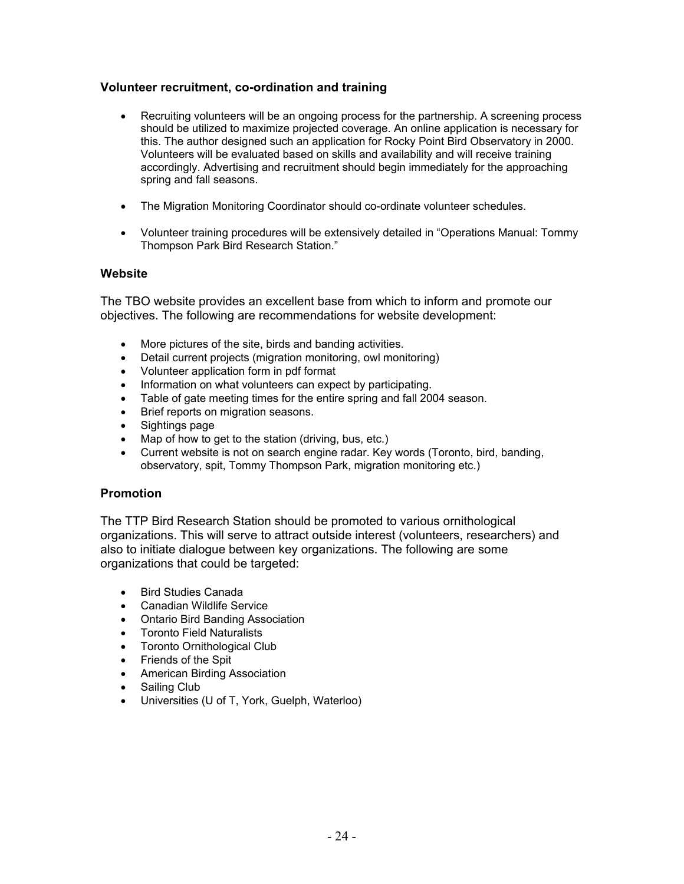### Volunteer recruitment, co-ordination and training

- Recruiting volunteers will be an ongoing process for the partnership. A screening process should be utilized to maximize projected coverage. An online application is necessary for this. The author designed such an application for Rocky Point Bird Observatory in 2000. Volunteers will be evaluated based on skills and availability and will receive training accordingly. Advertising and recruitment should begin immediately for the approaching spring and fall seasons.

- The Migration Monitoring Coordinator should co-ordinate volunteer schedules.

- Volunteer training procedures will be extensively detailed in “Operations Manual: Tommy Thompson Park Bird Research Station.”

### Website

The TBO website provides an excellent base from which to inform and promote our objectives. The following are recommendations for website development:

- More pictures of the site, birds and banding activities.
- Detail current projects (migration monitoring, owl monitoring)
- Volunteer application form in pdf format
- Information on what volunteers can expect by participating.
- Table of gate meeting times for the entire spring and fall 2004 season.
- Brief reports on migration seasons.
- Sightings page
- Map of how to get to the station (driving, bus, etc.)
- Current website is not on search engine radar. Key words (Toronto, bird, banding, observatory, spit, Tommy Thompson Park, migration monitoring etc.)

### Promotion

The TTP Bird Research Station should be promoted to various ornithological organizations. This will serve to attract outside interest (volunteers, researchers) and also to initiate dialogue between key organizations. The following are some organizations that could be targeted:

- Bird Studies Canada
- Canadian Wildlife Service
- Ontario Bird Banding Association
- Toronto Field Naturalists
- Toronto Ornithological Club
- Friends of the Spit
- American Birding Association
- Sailing Club
- Universities (U of T, York, Guelph, Waterloo)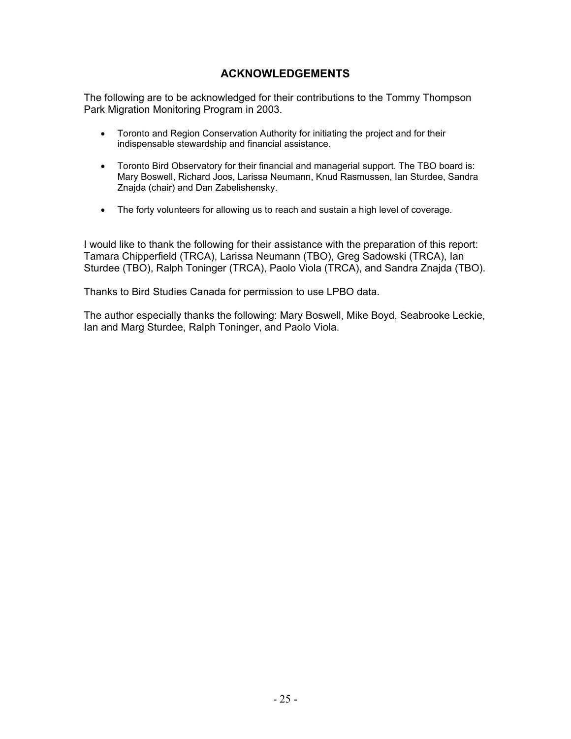## ACKNOWLEDGEMENTS

The following are to be acknowledged for their contributions to the Tommy Thompson Park Migration Monitoring Program in 2003.

- Toronto and Region Conservation Authority for initiating the project and for their indispensable stewardship and financial assistance.
- Toronto Bird Observatory for their financial and managerial support. The TBO board is: Mary Boswell, Richard Joos, Larissa Neumann, Knud Rasmussen, Ian Sturdee, Sandra Znajda (chair) and Dan Zabelishensky.
- The forty volunteers for allowing us to reach and sustain a high level of coverage.

I would like to thank the following for their assistance with the preparation of this report: Tamara Chipperfield (TRCA), Larissa Neumann (TBO), Greg Sadowski (TRCA), Ian Sturdee (TBO), Ralph Toninger (TRCA), Paolo Viola (TRCA), and Sandra Znajda (TBO).

Thanks to Bird Studies Canada for permission to use LPBO data.

The author especially thanks the following: Mary Boswell, Mike Boyd, Seabrooke Leckie, Ian and Marg Sturdee, Ralph Toninger, and Paolo Viola.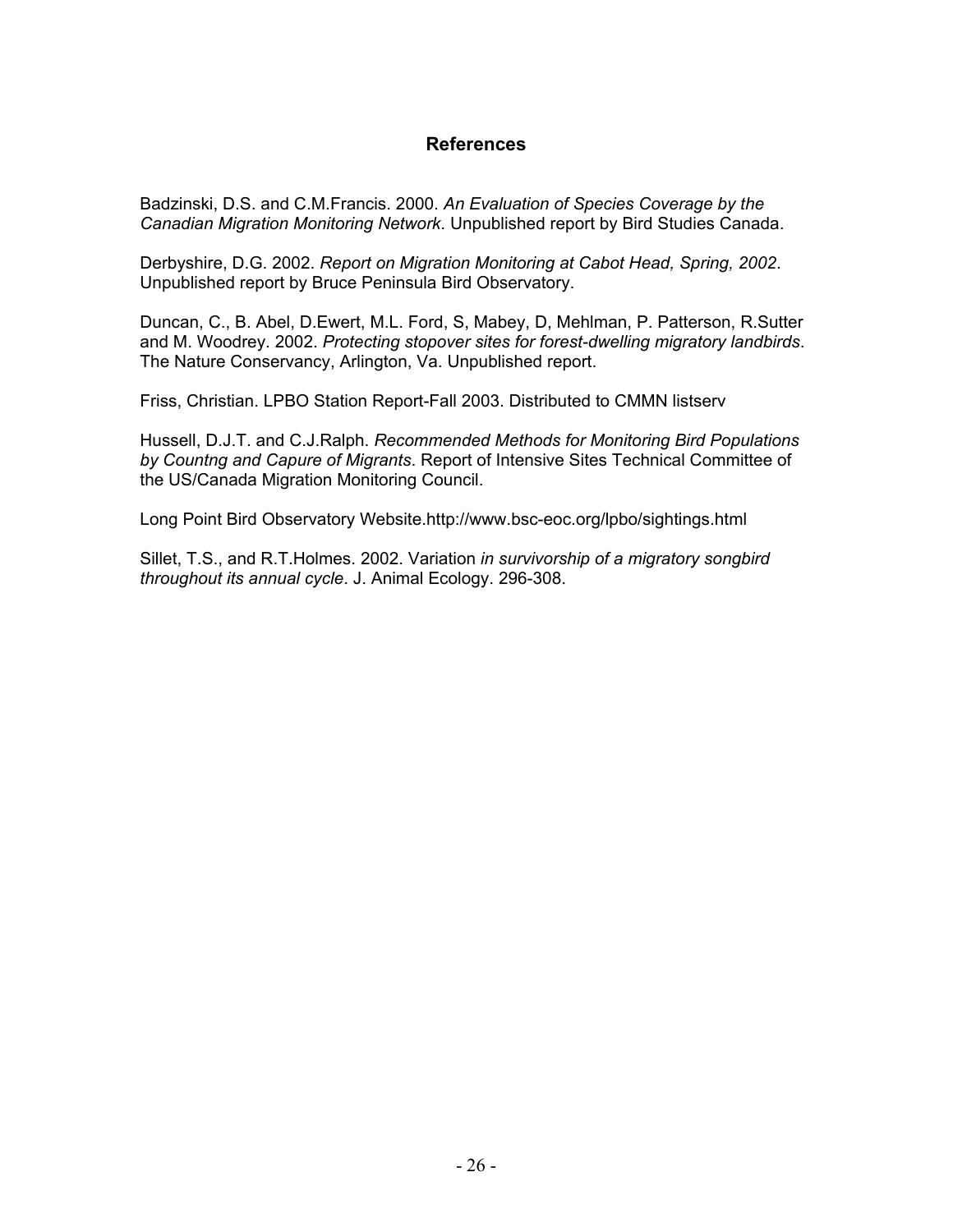## References

Badzinski, D.S. and C.M.Francis. 2000. *An Evaluation of Species Coverage by the Canadian Migration Monitoring Network*. Unpublished report by Bird Studies Canada.

Derbyshire, D.G. 2002. *Report on Migration Monitoring at Cabot Head, Spring, 2002*. Unpublished report by Bruce Peninsula Bird Observatory.

Duncan, C., B. Abel, D.Ewert, M.L. Ford, S, Mabey, D, Mehlman, P. Patterson, R.Sutter and M. Woodrey. 2002. *Protecting stopover sites for forest-dwelling migratory landbirds*. The Nature Conservancy, Arlington, Va. Unpublished report.

Friss, Christian. LPBO Station Report-Fall 2003. Distributed to CMMN listserv

Hussell, D.J.T. and C.J.Ralph. *Recommended Methods for Monitoring Bird Populations by Countng and Capure of Migrants*. Report of Intensive Sites Technical Committee of the US/Canada Migration Monitoring Council.

Long Point Bird Observatory Website.http://www.bsc-eoc.org/lpbo/sightings.html

Sillet, T.S., and R.T.Holmes. 2002. Variation *in survivorship of a migratory songbird throughout its annual cycle*. J. Animal Ecology. 296-308.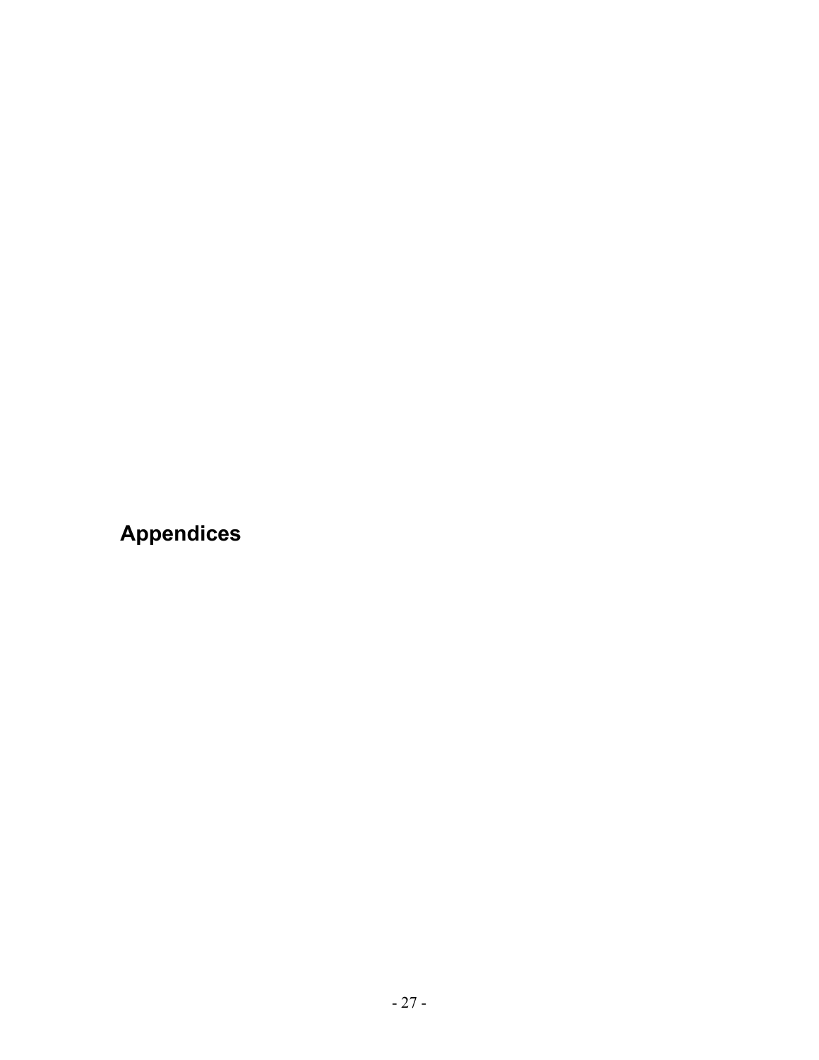# Appendices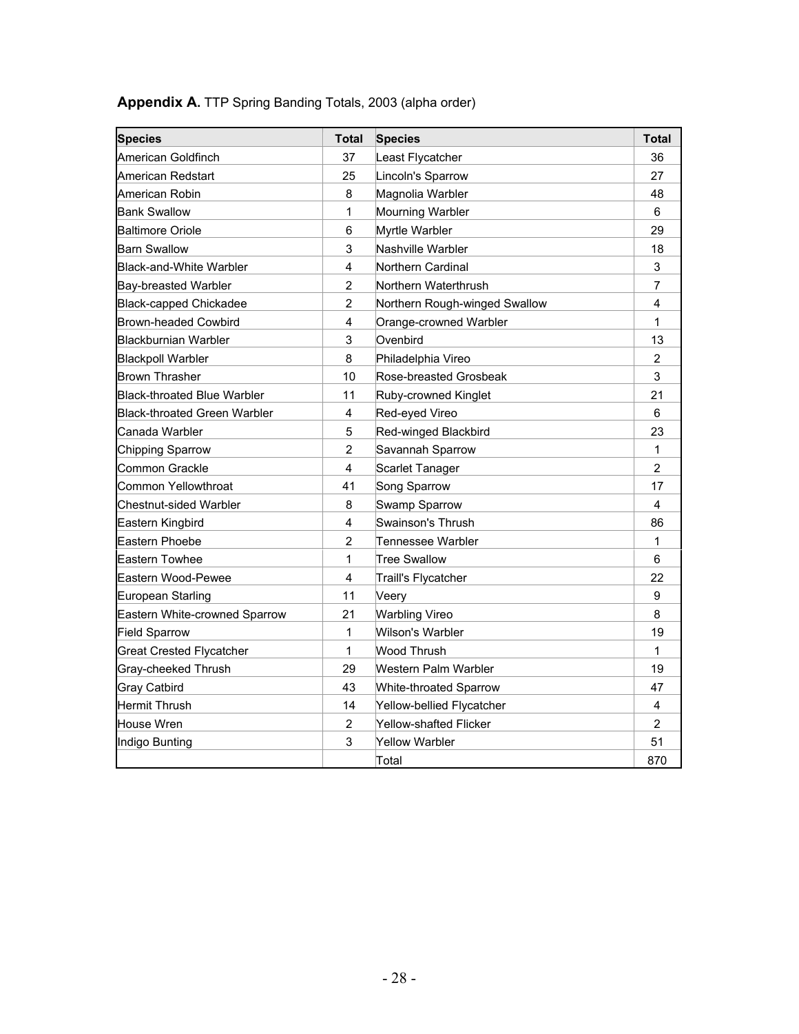**Appendix A.** TTP Spring Banding Totals, 2003 (alpha order)

| Species | Total | Species | Total |
|---|---|---|---|
| American Goldfinch | 37 | Least Flycatcher | 36 |
| American Redstart | 25 | Lincoln's Sparrow | 27 |
| American Robin | 8 | Magnolia Warbler | 48 |
| Bank Swallow | 1 | Mourning Warbler | 6 |
| Baltimore Oriole | 6 | Myrtle Warbler | 29 |
| Barn Swallow | 3 | Nashville Warbler | 18 |
| Black-and-White Warbler | 4 | Northern Cardinal | 3 |
| Bay-breasted Warbler | 2 | Northern Waterthrush | 7 |
| Black-capped Chickadee | 2 | Northern Rough-winged Swallow | 4 |
| Brown-headed Cowbird | 4 | Orange-crowned Warbler | 1 |
| Blackburnian Warbler | 3 | Ovenbird | 13 |
| Blackpoll Warbler | 8 | Philadelphia Vireo | 2 |
| Brown Thrasher | 10 | Rose-breasted Grosbeak | 3 |
| Black-throated Blue Warbler | 11 | Ruby-crowned Kinglet | 21 |
| Black-throated Green Warbler | 4 | Red-eyed Vireo | 6 |
| Canada Warbler | 5 | Red-winged Blackbird | 23 |
| Chipping Sparrow | 2 | Savannah Sparrow | 1 |
| Common Grackle | 4 | Scarlet Tanager | 2 |
| Common Yellowthroat | 41 | Song Sparrow | 17 |
| Chestnut-sided Warbler | 8 | Swamp Sparrow | 4 |
| Eastern Kingbird | 4 | Swainson's Thrush | 86 |
| Eastern Phoebe | 2 | Tennessee Warbler | 1 |
| Eastern Towhee | 1 | Tree Swallow | 6 |
| Eastern Wood-Pewee | 4 | Traill's Flycatcher | 22 |
| European Starling | 11 | Veery | 9 |
| Eastern White-crowned Sparrow | 21 | Warbling Vireo | 8 |
| Field Sparrow | 1 | Wilson's Warbler | 19 |
| Great Crested Flycatcher | 1 | Wood Thrush | 1 |
| Gray-cheeked Thrush | 29 | Western Palm Warbler | 19 |
| Gray Catbird | 43 | White-throated Sparrow | 47 |
| Hermit Thrush | 14 | Yellow-bellied Flycatcher | 4 |
| House Wren | 2 | Yellow-shafted Flicker | 2 |
| Indigo Bunting | 3 | Yellow Warbler | 51 |
| | | Total | 870 |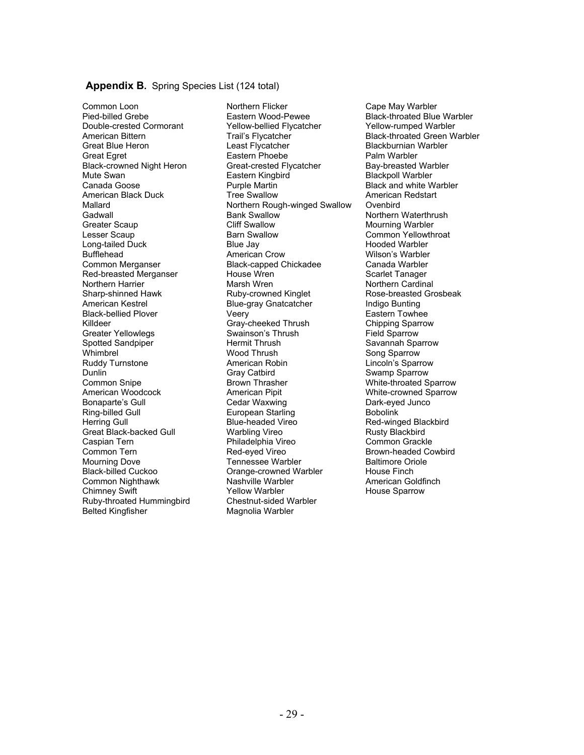**Appendix B.** Spring Species List (124 total)

Common Loon
Pied-billed Grebe
Double-crested Cormorant
American Bittern
Great Blue Heron
Great Egret
Black-crowned Night Heron
Mute Swan
Canada Goose
American Black Duck
Mallard
Gadwall
Greater Scaup
Lesser Scaup
Long-tailed Duck
Bufflehead
Common Merganser
Red-breasted Merganser
Northern Harrier
Sharp-shinned Hawk
American Kestrel
Black-bellied Plover
Killdeer
Greater Yellowlegs
Spotted Sandpiper
Whimbrel
Ruddy Turnstone
Dunlin
Common Snipe
American Woodcock
Bonaparte's Gull
Ring-billed Gull
Herring Gull
Great Black-backed Gull
Caspian Tern
Common Tern
Mourning Dove
Black-billed Cuckoo
Common Nighthawk
Chimney Swift
Ruby-throated Hummingbird
Belted Kingfisher
Northern Flicker
Eastern Wood-Pewee
Yellow-bellied Flycatcher
Trail's Flycatcher
Least Flycatcher
Eastern Phoebe
Great-crested Flycatcher
Eastern Kingbird
Purple Martin
Tree Swallow
Northern Rough-winged Swallow
Bank Swallow
Cliff Swallow
Barn Swallow
Blue Jay
American Crow
Black-capped Chickadee
House Wren
Marsh Wren
Ruby-crowned Kinglet
Blue-gray Gnatcatcher
Veery
Gray-cheeked Thrush
Swainson's Thrush
Hermit Thrush
Wood Thrush
American Robin
Gray Catbird
Brown Thrasher
American Pipit
Cedar Waxwing
European Starling
Blue-headed Vireo
Warbling Vireo
Philadelphia Vireo
Red-eyed Vireo
Tennessee Warbler
Orange-crowned Warbler
Nashville Warbler
Yellow Warbler
Chestnut-sided Warbler
Magnolia Warbler
Cape May Warbler
Black-throated Blue Warbler
Yellow-rumped Warbler
Black-throated Green Warbler
Blackburnian Warbler
Palm Warbler
Bay-breasted Warbler
Blackpoll Warbler
Black and white Warbler
American Redstart
Ovenbird
Northern Waterthrush
Mourning Warbler
Common Yellowthroat
Hooded Warbler
Wilson's Warbler
Canada Warbler
Scarlet Tanager
Northern Cardinal
Rose-breasted Grosbeak
Indigo Bunting
Eastern Towhee
Chipping Sparrow
Field Sparrow
Savannah Sparrow
Song Sparrow
Lincoln's Sparrow
Swamp Sparrow
White-throated Sparrow
White-crowned Sparrow
Dark-eyed Junco
Bobolink
Red-winged Blackbird
Rusty Blackbird
Common Grackle
Brown-headed Cowbird
Baltimore Oriole
House Finch
American Goldfinch
House Sparrow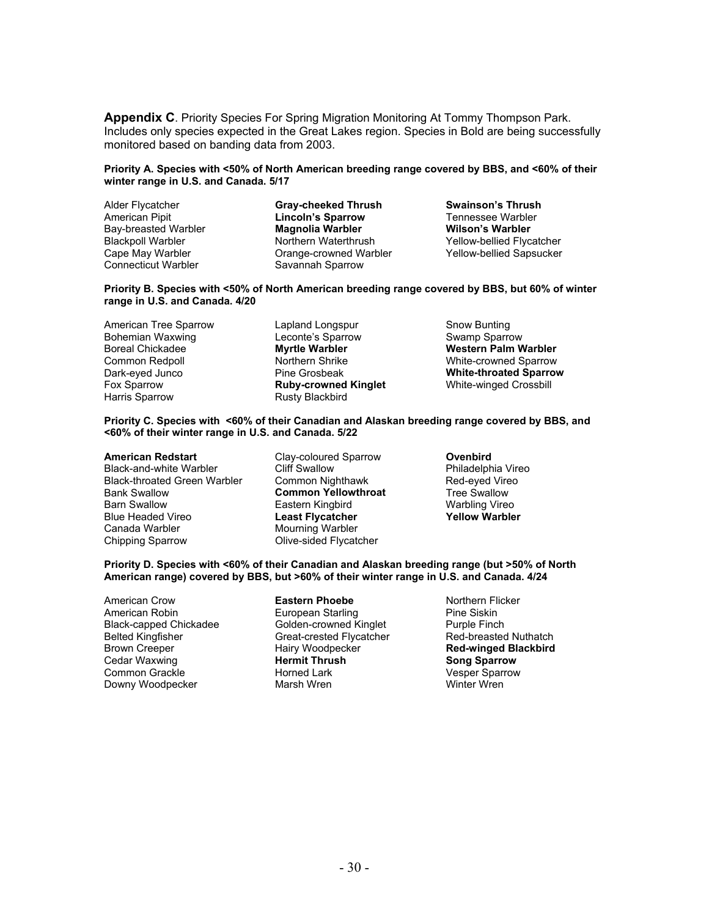**Appendix C**. Priority Species For Spring Migration Monitoring At Tommy Thompson Park. Includes only species expected in the Great Lakes region. Species in Bold are being successfully monitored based on banding data from 2003.

**Priority A. Species with <50% of North American breeding range covered by BBS, and <60% of their winter range in U.S. and Canada. 5/17**

Alder Flycatcher
American Pipit
Bay-breasted Warbler
Blackpoll Warbler
Cape May Warbler
Connecticut Warbler
**Gray-cheeked Thrush**
**Lincoln's Sparrow**
**Magnolia Warbler**
Northern Waterthrush
Orange-crowned Warbler
Savannah Sparrow
**Swainson's Thrush**
Tennessee Warbler
**Wilson's Warbler**
Yellow-bellied Flycatcher
Yellow-bellied Sapsucker

**Priority B. Species with <50% of North American breeding range covered by BBS, but 60% of winter range in U.S. and Canada. 4/20**

American Tree Sparrow
Bohemian Waxwing
Boreal Chickadee
Common Redpoll
Dark-eyed Junco
Fox Sparrow
Harris Sparrow
Lapland Longspur
Leconte's Sparrow
**Myrtle Warbler**
Northern Shrike
Pine Grosbeak
**Ruby-crowned Kinglet**
Rusty Blackbird
Snow Bunting
Swamp Sparrow
**Western Palm Warbler**
White-crowned Sparrow
**White-throated Sparrow**
White-winged Crossbill

**Priority C. Species with <60% of their Canadian and Alaskan breeding range covered by BBS, and <60% of their winter range in U.S. and Canada. 5/22**

**American Redstart**
Black-and-white Warbler
Black-throated Green Warbler
Bank Swallow
Barn Swallow
Blue Headed Vireo
Canada Warbler
Chipping Sparrow
Clay-coloured Sparrow
Cliff Swallow
Common Nighthawk
**Common Yellowthroat**
Eastern Kingbird
**Least Flycatcher**
Mourning Warbler
Olive-sided Flycatcher
**Ovenbird**
Philadelphia Vireo
Red-eyed Vireo
Tree Swallow
Warbling Vireo
**Yellow Warbler**

**Priority D. Species with <60% of their Canadian and Alaskan breeding range (but >50% of North American range) covered by BBS, but >60% of their winter range in U.S. and Canada. 4/24**

American Crow
American Robin
Black-capped Chickadee
Belted Kingfisher
Brown Creeper
Cedar Waxwing
Common Grackle
Downy Woodpecker
**Eastern Phoebe**
European Starling
Golden-crowned Kinglet
Great-crested Flycatcher
Hairy Woodpecker
**Hermit Thrush**
Horned Lark
Marsh Wren
Northern Flicker
Pine Siskin
Purple Finch
Red-breasted Nuthatch
**Red-winged Blackbird**
**Song Sparrow**
Vesper Sparrow
Winter Wren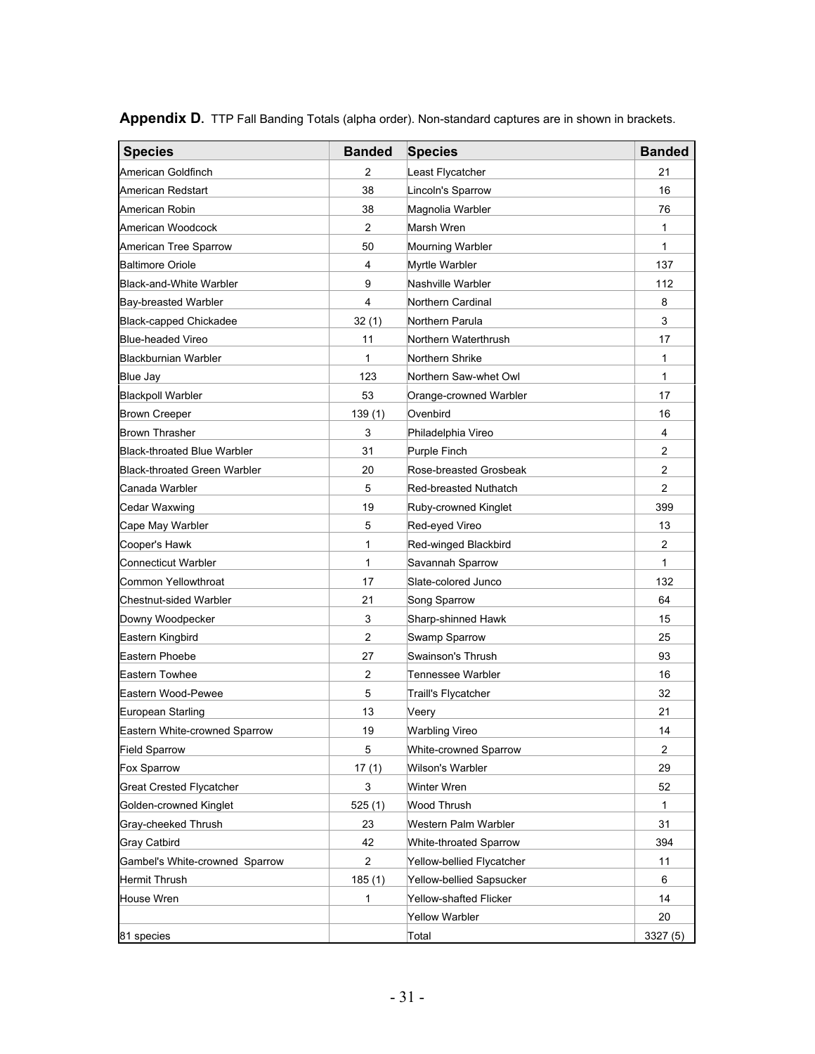**Appendix D**. TTP Fall Banding Totals (alpha order). Non-standard captures are in shown in brackets.

| Species | Banded | Species | Banded |
|---|---|---|---|
| American Goldfinch | 2 | Least Flycatcher | 21 |
| American Redstart | 38 | Lincoln's Sparrow | 16 |
| American Robin | 38 | Magnolia Warbler | 76 |
| American Woodcock | 2 | Marsh Wren | 1 |
| American Tree Sparrow | 50 | Mourning Warbler | 1 |
| Baltimore Oriole | 4 | Myrtle Warbler | 137 |
| Black-and-White Warbler | 9 | Nashville Warbler | 112 |
| Bay-breasted Warbler | 4 | Northern Cardinal | 8 |
| Black-capped Chickadee | 32 (1) | Northern Parula | 3 |
| Blue-headed Vireo | 11 | Northern Waterthrush | 17 |
| Blackburnian Warbler | 1 | Northern Shrike | 1 |
| Blue Jay | 123 | Northern Saw-whet Owl | 1 |
| Blackpoll Warbler | 53 | Orange-crowned Warbler | 17 |
| Brown Creeper | 139 (1) | Ovenbird | 16 |
| Brown Thrasher | 3 | Philadelphia Vireo | 4 |
| Black-throated Blue Warbler | 31 | Purple Finch | 2 |
| Black-throated Green Warbler | 20 | Rose-breasted Grosbeak | 2 |
| Canada Warbler | 5 | Red-breasted Nuthatch | 2 |
| Cedar Waxwing | 19 | Ruby-crowned Kinglet | 399 |
| Cape May Warbler | 5 | Red-eyed Vireo | 13 |
| Cooper's Hawk | 1 | Red-winged Blackbird | 2 |
| Connecticut Warbler | 1 | Savannah Sparrow | 1 |
| Common Yellowthroat | 17 | Slate-colored Junco | 132 |
| Chestnut-sided Warbler | 21 | Song Sparrow | 64 |
| Downy Woodpecker | 3 | Sharp-shinned Hawk | 15 |
| Eastern Kingbird | 2 | Swamp Sparrow | 25 |
| Eastern Phoebe | 27 | Swainson's Thrush | 93 |
| Eastern Towhee | 2 | Tennessee Warbler | 16 |
| Eastern Wood-Pewee | 5 | Traill's Flycatcher | 32 |
| European Starling | 13 | Veery | 21 |
| Eastern White-crowned Sparrow | 19 | Warbling Vireo | 14 |
| Field Sparrow | 5 | White-crowned Sparrow | 2 |
| Fox Sparrow | 17 (1) | Wilson's Warbler | 29 |
| Great Crested Flycatcher | 3 | Winter Wren | 52 |
| Golden-crowned Kinglet | 525 (1) | Wood Thrush | 1 |
| Gray-cheeked Thrush | 23 | Western Palm Warbler | 31 |
| Gray Catbird | 42 | White-throated Sparrow | 394 |
| Gambel's White-crowned Sparrow | 2 | Yellow-bellied Flycatcher | 11 |
| Hermit Thrush | 185 (1) | Yellow-bellied Sapsucker | 6 |
| House Wren | 1 | Yellow-shafted Flicker | 14 |
| | | Yellow Warbler | 20 |
| 81 species | | Total | 3327 (5) |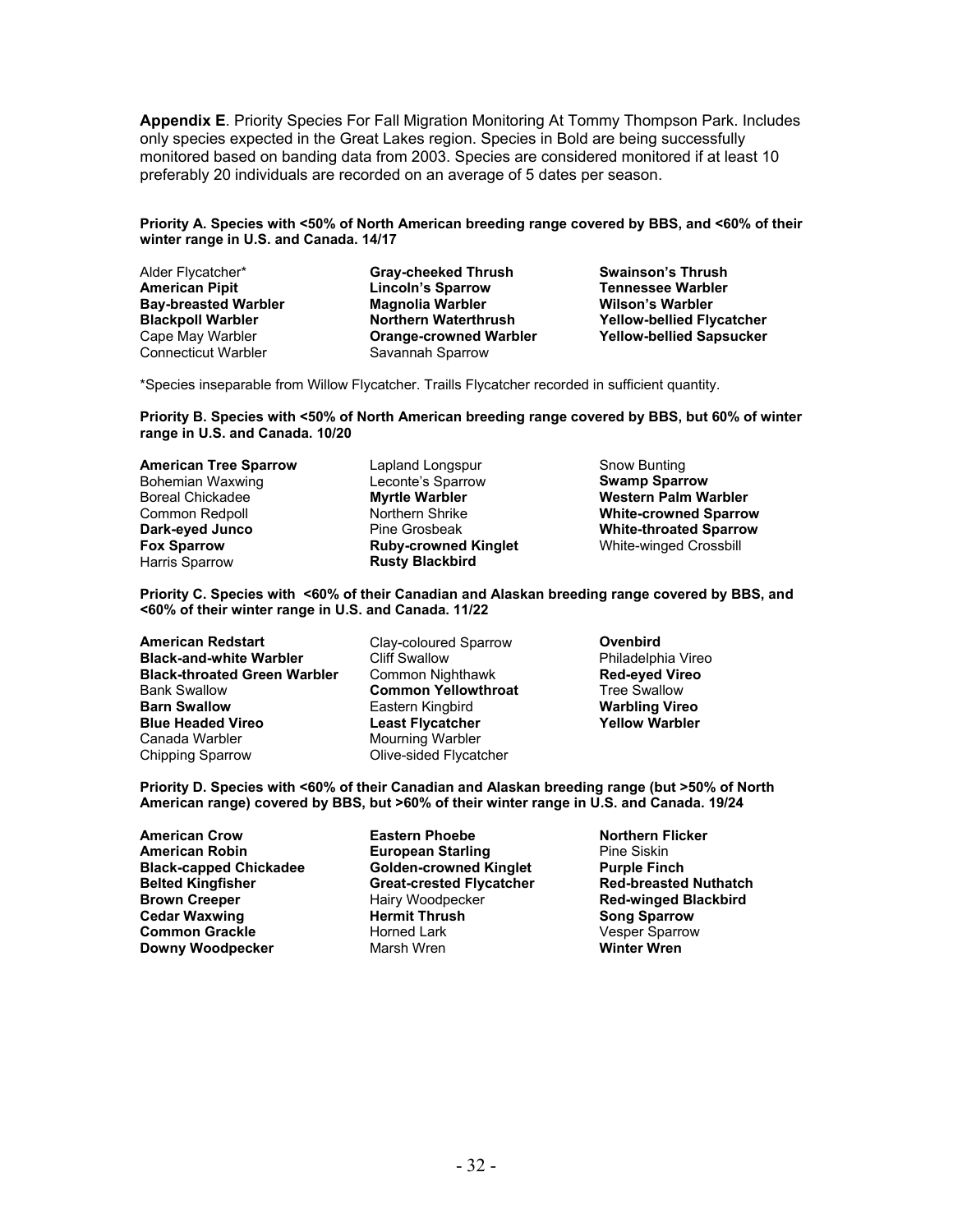**Appendix E**. Priority Species For Fall Migration Monitoring At Tommy Thompson Park. Includes only species expected in the Great Lakes region. Species in Bold are being successfully monitored based on banding data from 2003. Species are considered monitored if at least 10 preferably 20 individuals are recorded on an average of 5 dates per season.

**Priority A. Species with <50% of North American breeding range covered by BBS, and <60% of their winter range in U.S. and Canada. 14/17**

Alder Flycatcher*
**American Pipit**
**Bay-breasted Warbler**
**Blackpoll Warbler**
Cape May Warbler
Connecticut Warbler
**Gray-cheeked Thrush**
**Lincoln's Sparrow**
**Magnolia Warbler**
**Northern Waterthrush**
**Orange-crowned Warbler**
Savannah Sparrow
**Swainson's Thrush**
**Tennessee Warbler**
**Wilson's Warbler**
**Yellow-bellied Flycatcher**
**Yellow-bellied Sapsucker**

*Species inseparable from Willow Flycatcher. Traills Flycatcher recorded in sufficient quantity.

**Priority B. Species with <50% of North American breeding range covered by BBS, but 60% of winter range in U.S. and Canada. 10/20**

**American Tree Sparrow**
Bohemian Waxwing
Boreal Chickadee
Common Redpoll
**Dark-eyed Junco**
**Fox Sparrow**
Harris Sparrow
Lapland Longspur
Leconte's Sparrow
**Myrtle Warbler**
Northern Shrike
Pine Grosbeak
**Ruby-crowned Kinglet**
**Rusty Blackbird**
Snow Bunting
**Swamp Sparrow**
**Western Palm Warbler**
**White-crowned Sparrow**
**White-throated Sparrow**
White-winged Crossbill

**Priority C. Species with <60% of their Canadian and Alaskan breeding range covered by BBS, and <60% of their winter range in U.S. and Canada. 11/22**

**American Redstart**
**Black-and-white Warbler**
**Black-throated Green Warbler**
Bank Swallow
**Barn Swallow**
**Blue Headed Vireo**
Canada Warbler
Chipping Sparrow
Clay-coloured Sparrow
Cliff Swallow
Common Nighthawk
**Common Yellowthroat**
Eastern Kingbird
**Least Flycatcher**
Mourning Warbler
Olive-sided Flycatcher
**Ovenbird**
Philadelphia Vireo
**Red-eyed Vireo**
Tree Swallow
**Warbling Vireo**
**Yellow Warbler**

**Priority D. Species with <60% of their Canadian and Alaskan breeding range (but >50% of North American range) covered by BBS, but >60% of their winter range in U.S. and Canada. 19/24**

**American Crow**
**American Robin**
**Black-capped Chickadee**
**Belted Kingfisher**
**Brown Creeper**
**Cedar Waxwing**
**Common Grackle**
**Downy Woodpecker**
**Eastern Phoebe**
**European Starling**
**Golden-crowned Kinglet**
**Great-crested Flycatcher**
Hairy Woodpecker
**Hermit Thrush**
Horned Lark
Marsh Wren
**Northern Flicker**
Pine Siskin
**Purple Finch**
**Red-breasted Nuthatch**
**Red-winged Blackbird**
**Song Sparrow**
Vesper Sparrow
**Winter Wren**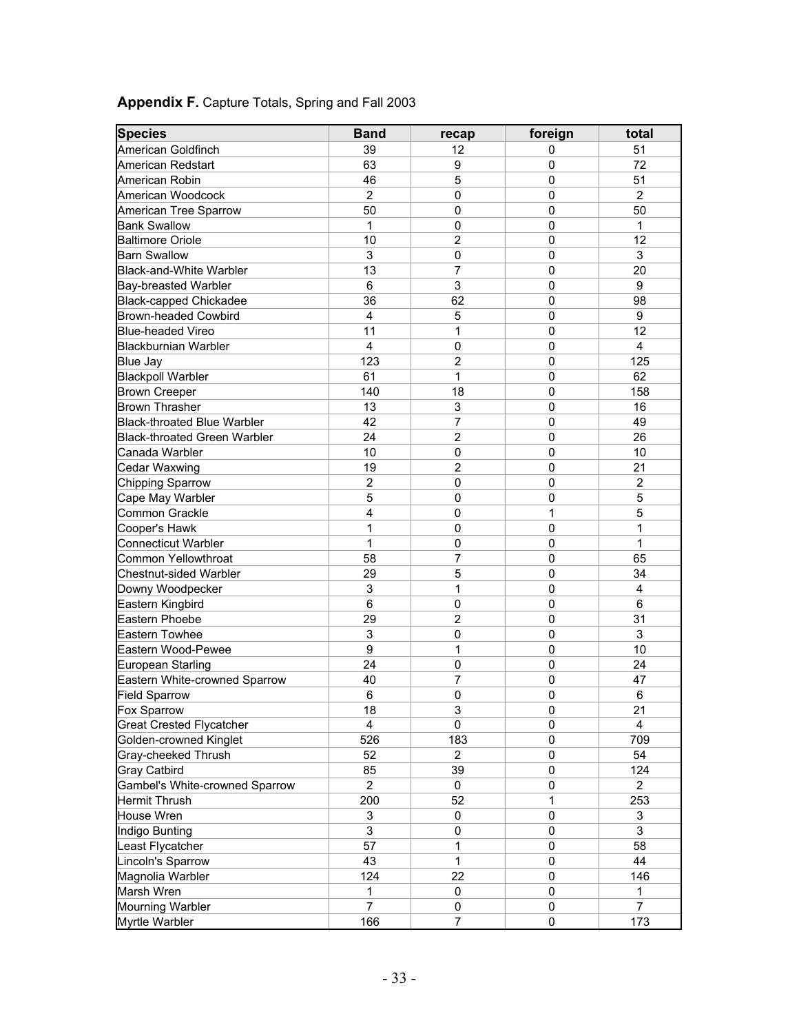**Appendix F.** Capture Totals, Spring and Fall 2003

| Species | Band | recap | foreign | total |
|---|---|---|---|---|
| American Goldfinch | 39 | 12 | 0 | 51 |
| American Redstart | 63 | 9 | 0 | 72 |
| American Robin | 46 | 5 | 0 | 51 |
| American Woodcock | 2 | 0 | 0 | 2 |
| American Tree Sparrow | 50 | 0 | 0 | 50 |
| Bank Swallow | 1 | 0 | 0 | 1 |
| Baltimore Oriole | 10 | 2 | 0 | 12 |
| Barn Swallow | 3 | 0 | 0 | 3 |
| Black-and-White Warbler | 13 | 7 | 0 | 20 |
| Bay-breasted Warbler | 6 | 3 | 0 | 9 |
| Black-capped Chickadee | 36 | 62 | 0 | 98 |
| Brown-headed Cowbird | 4 | 5 | 0 | 9 |
| Blue-headed Vireo | 11 | 1 | 0 | 12 |
| Blackburnian Warbler | 4 | 0 | 0 | 4 |
| Blue Jay | 123 | 2 | 0 | 125 |
| Blackpoll Warbler | 61 | 1 | 0 | 62 |
| Brown Creeper | 140 | 18 | 0 | 158 |
| Brown Thrasher | 13 | 3 | 0 | 16 |
| Black-throated Blue Warbler | 42 | 7 | 0 | 49 |
| Black-throated Green Warbler | 24 | 2 | 0 | 26 |
| Canada Warbler | 10 | 0 | 0 | 10 |
| Cedar Waxwing | 19 | 2 | 0 | 21 |
| Chipping Sparrow | 2 | 0 | 0 | 2 |
| Cape May Warbler | 5 | 0 | 0 | 5 |
| Common Grackle | 4 | 0 | 1 | 5 |
| Cooper's Hawk | 1 | 0 | 0 | 1 |
| Connecticut Warbler | 1 | 0 | 0 | 1 |
| Common Yellowthroat | 58 | 7 | 0 | 65 |
| Chestnut-sided Warbler | 29 | 5 | 0 | 34 |
| Downy Woodpecker | 3 | 1 | 0 | 4 |
| Eastern Kingbird | 6 | 0 | 0 | 6 |
| Eastern Phoebe | 29 | 2 | 0 | 31 |
| Eastern Towhee | 3 | 0 | 0 | 3 |
| Eastern Wood-Pewee | 9 | 1 | 0 | 10 |
| European Starling | 24 | 0 | 0 | 24 |
| Eastern White-crowned Sparrow | 40 | 7 | 0 | 47 |
| Field Sparrow | 6 | 0 | 0 | 6 |
| Fox Sparrow | 18 | 3 | 0 | 21 |
| Great Crested Flycatcher | 4 | 0 | 0 | 4 |
| Golden-crowned Kinglet | 526 | 183 | 0 | 709 |
| Gray-cheeked Thrush | 52 | 2 | 0 | 54 |
| Gray Catbird | 85 | 39 | 0 | 124 |
| Gambel's White-crowned Sparrow | 2 | 0 | 0 | 2 |
| Hermit Thrush | 200 | 52 | 1 | 253 |
| House Wren | 3 | 0 | 0 | 3 |
| Indigo Bunting | 3 | 0 | 0 | 3 |
| Least Flycatcher | 57 | 1 | 0 | 58 |
| Lincoln's Sparrow | 43 | 1 | 0 | 44 |
| Magnolia Warbler | 124 | 22 | 0 | 146 |
| Marsh Wren | 1 | 0 | 0 | 1 |
| Mourning Warbler | 7 | 0 | 0 | 7 |
| Myrtle Warbler | 166 | 7 | 0 | 173 |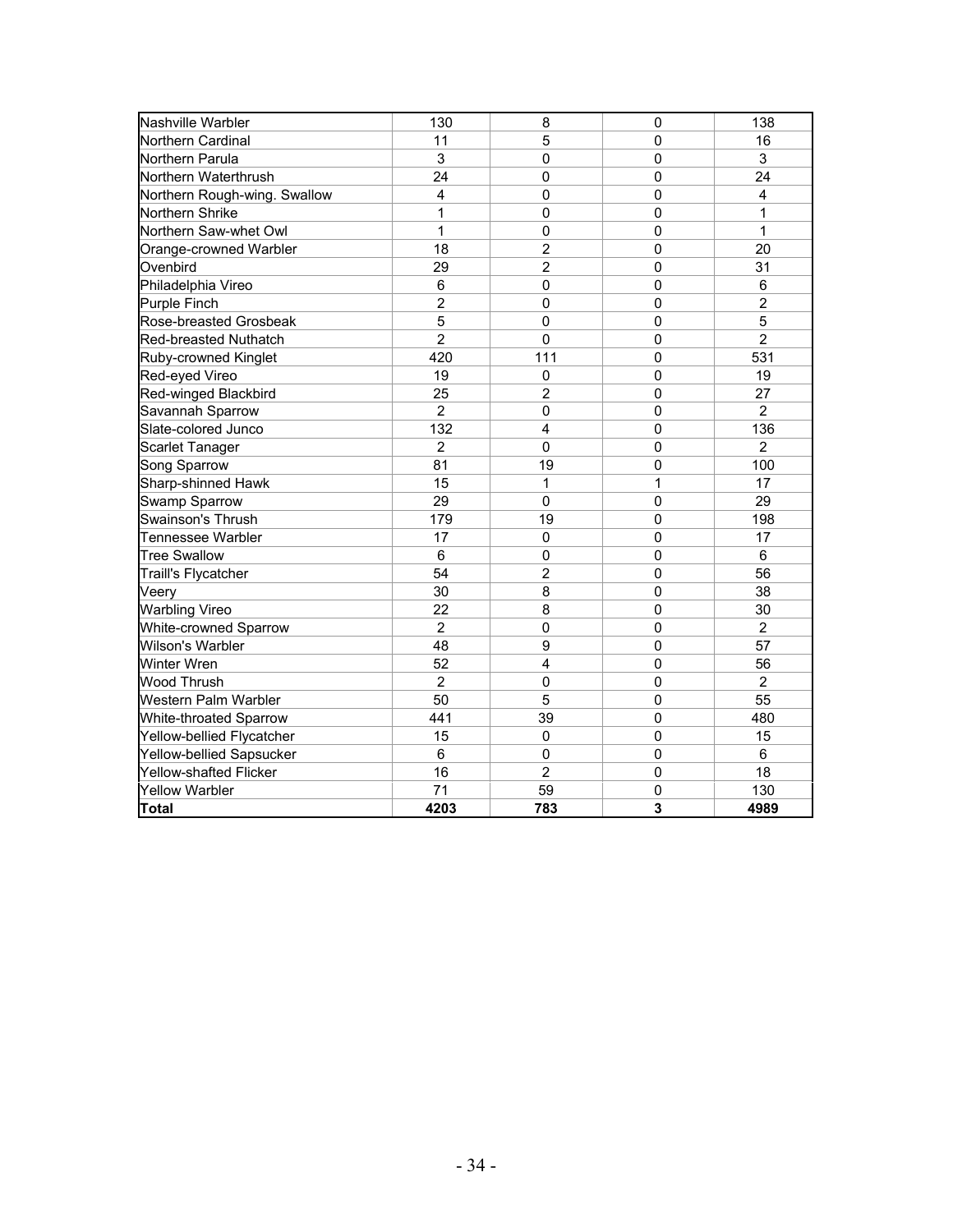| | | | | |
|---|---|---|---|---|
| Nashville Warbler | 130 | 8 | 0 | 138 |
| Northern Cardinal | 11 | 5 | 0 | 16 |
| Northern Parula | 3 | 0 | 0 | 3 |
| Northern Waterthrush | 24 | 0 | 0 | 24 |
| Northern Rough-wing. Swallow | 4 | 0 | 0 | 4 |
| Northern Shrike | 1 | 0 | 0 | 1 |
| Northern Saw-whet Owl | 1 | 0 | 0 | 1 |
| Orange-crowned Warbler | 18 | 2 | 0 | 20 |
| Ovenbird | 29 | 2 | 0 | 31 |
| Philadelphia Vireo | 6 | 0 | 0 | 6 |
| Purple Finch | 2 | 0 | 0 | 2 |
| Rose-breasted Grosbeak | 5 | 0 | 0 | 5 |
| Red-breasted Nuthatch | 2 | 0 | 0 | 2 |
| Ruby-crowned Kinglet | 420 | 111 | 0 | 531 |
| Red-eyed Vireo | 19 | 0 | 0 | 19 |
| Red-winged Blackbird | 25 | 2 | 0 | 27 |
| Savannah Sparrow | 2 | 0 | 0 | 2 |
| Slate-colored Junco | 132 | 4 | 0 | 136 |
| Scarlet Tanager | 2 | 0 | 0 | 2 |
| Song Sparrow | 81 | 19 | 0 | 100 |
| Sharp-shinned Hawk | 15 | 1 | 1 | 17 |
| Swamp Sparrow | 29 | 0 | 0 | 29 |
| Swainson's Thrush | 179 | 19 | 0 | 198 |
| Tennessee Warbler | 17 | 0 | 0 | 17 |
| Tree Swallow | 6 | 0 | 0 | 6 |
| Traill's Flycatcher | 54 | 2 | 0 | 56 |
| Veery | 30 | 8 | 0 | 38 |
| Warbling Vireo | 22 | 8 | 0 | 30 |
| White-crowned Sparrow | 2 | 0 | 0 | 2 |
| Wilson's Warbler | 48 | 9 | 0 | 57 |
| Winter Wren | 52 | 4 | 0 | 56 |
| Wood Thrush | 2 | 0 | 0 | 2 |
| Western Palm Warbler | 50 | 5 | 0 | 55 |
| White-throated Sparrow | 441 | 39 | 0 | 480 |
| Yellow-bellied Flycatcher | 15 | 0 | 0 | 15 |
| Yellow-bellied Sapsucker | 6 | 0 | 0 | 6 |
| Yellow-shafted Flicker | 16 | 2 | 0 | 18 |
| Yellow Warbler | 71 | 59 | 0 | 130 |
| **Total** | **4203** | **783** | **3** | **4989** |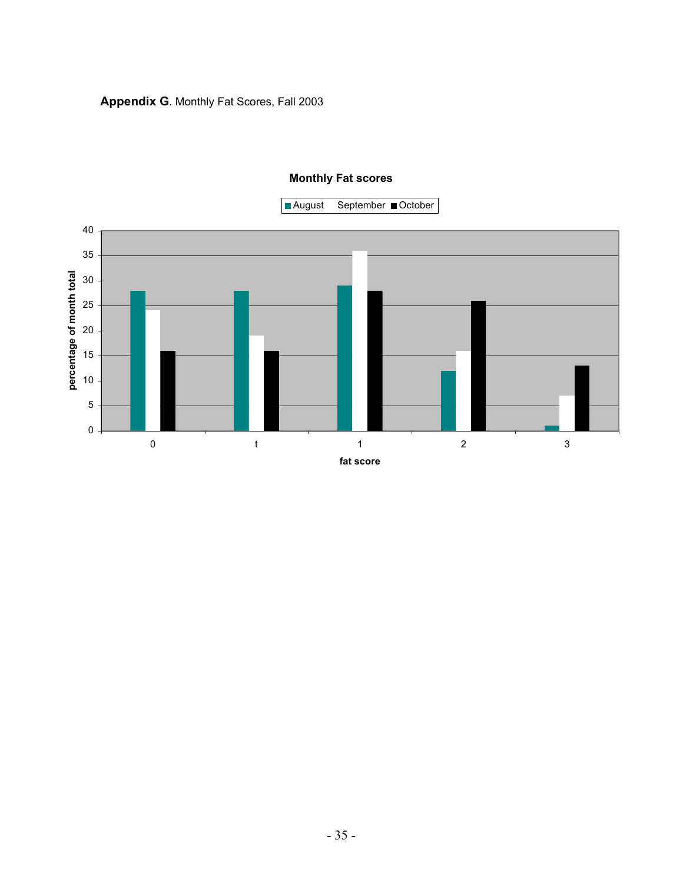**Appendix G**. Monthly Fat Scores, Fall 2003

Monthly Fat scores

August September October

percentage of month total

40
35
30
25
20
15
10
5
0

0 t 1 2 3

fat score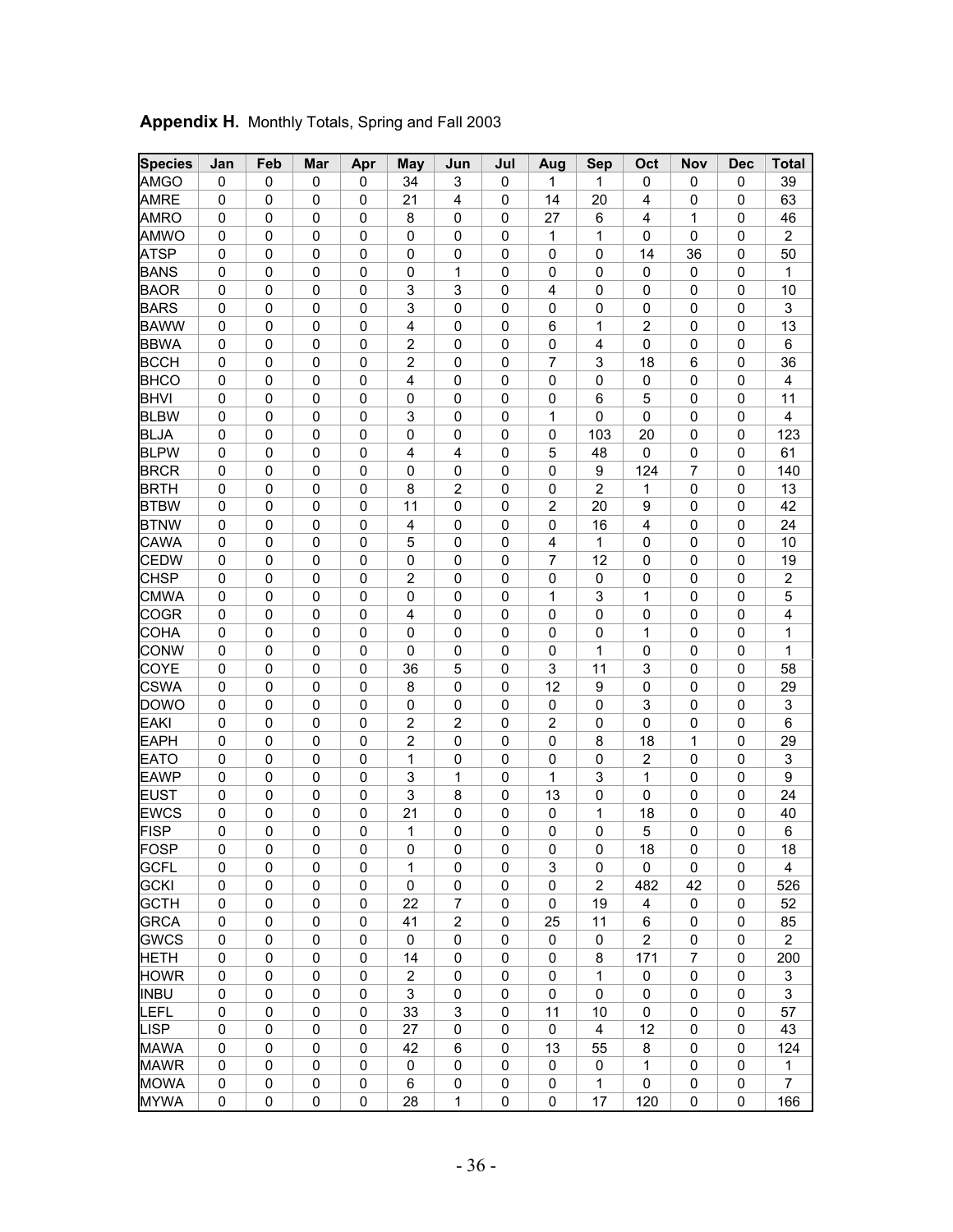**Appendix H.** Monthly Totals, Spring and Fall 2003

| Species | Jan | Feb | Mar | Apr | May | Jun | Jul | Aug | Sep | Oct | Nov | Dec | Total |
|---|---|---|---|---|---|---|---|---|---|---|---|---|---|
| AMGO | 0 | 0 | 0 | 0 | 34 | 3 | 0 | 1 | 1 | 0 | 0 | 0 | 39 |
| AMRE | 0 | 0 | 0 | 0 | 21 | 4 | 0 | 14 | 20 | 4 | 0 | 0 | 63 |
| AMRO | 0 | 0 | 0 | 0 | 8 | 0 | 0 | 27 | 6 | 4 | 1 | 0 | 46 |
| AMWO | 0 | 0 | 0 | 0 | 0 | 0 | 0 | 1 | 1 | 0 | 0 | 0 | 2 |
| ATSP | 0 | 0 | 0 | 0 | 0 | 0 | 0 | 0 | 0 | 14 | 36 | 0 | 50 |
| BANS | 0 | 0 | 0 | 0 | 0 | 1 | 0 | 0 | 0 | 0 | 0 | 0 | 1 |
| BAOR | 0 | 0 | 0 | 0 | 3 | 3 | 0 | 4 | 0 | 0 | 0 | 0 | 10 |
| BARS | 0 | 0 | 0 | 0 | 3 | 0 | 0 | 0 | 0 | 0 | 0 | 0 | 3 |
| BAWW | 0 | 0 | 0 | 0 | 4 | 0 | 0 | 6 | 1 | 2 | 0 | 0 | 13 |
| BBWA | 0 | 0 | 0 | 0 | 2 | 0 | 0 | 0 | 4 | 0 | 0 | 0 | 6 |
| BCCH | 0 | 0 | 0 | 0 | 2 | 0 | 0 | 7 | 3 | 18 | 6 | 0 | 36 |
| BHCO | 0 | 0 | 0 | 0 | 4 | 0 | 0 | 0 | 0 | 0 | 0 | 0 | 4 |
| BHVI | 0 | 0 | 0 | 0 | 0 | 0 | 0 | 0 | 6 | 5 | 0 | 0 | 11 |
| BLBW | 0 | 0 | 0 | 0 | 3 | 0 | 0 | 1 | 0 | 0 | 0 | 0 | 4 |
| BLJA | 0 | 0 | 0 | 0 | 0 | 0 | 0 | 0 | 103 | 20 | 0 | 0 | 123 |
| BLPW | 0 | 0 | 0 | 0 | 4 | 4 | 0 | 5 | 48 | 0 | 0 | 0 | 61 |
| BRCR | 0 | 0 | 0 | 0 | 0 | 0 | 0 | 0 | 9 | 124 | 7 | 0 | 140 |
| BRTH | 0 | 0 | 0 | 0 | 8 | 2 | 0 | 0 | 2 | 1 | 0 | 0 | 13 |
| BTBW | 0 | 0 | 0 | 0 | 11 | 0 | 0 | 2 | 20 | 9 | 0 | 0 | 42 |
| BTNW | 0 | 0 | 0 | 0 | 4 | 0 | 0 | 0 | 16 | 4 | 0 | 0 | 24 |
| CAWA | 0 | 0 | 0 | 0 | 5 | 0 | 0 | 4 | 1 | 0 | 0 | 0 | 10 |
| CEDW | 0 | 0 | 0 | 0 | 0 | 0 | 0 | 7 | 12 | 0 | 0 | 0 | 19 |
| CHSP | 0 | 0 | 0 | 0 | 2 | 0 | 0 | 0 | 0 | 0 | 0 | 0 | 2 |
| CMWA | 0 | 0 | 0 | 0 | 0 | 0 | 0 | 1 | 3 | 1 | 0 | 0 | 5 |
| COGR | 0 | 0 | 0 | 0 | 4 | 0 | 0 | 0 | 0 | 0 | 0 | 0 | 4 |
| COHA | 0 | 0 | 0 | 0 | 0 | 0 | 0 | 0 | 0 | 1 | 0 | 0 | 1 |
| CONW | 0 | 0 | 0 | 0 | 0 | 0 | 0 | 0 | 1 | 0 | 0 | 0 | 1 |
| COYE | 0 | 0 | 0 | 0 | 36 | 5 | 0 | 3 | 11 | 3 | 0 | 0 | 58 |
| CSWA | 0 | 0 | 0 | 0 | 8 | 0 | 0 | 12 | 9 | 0 | 0 | 0 | 29 |
| DOWO | 0 | 0 | 0 | 0 | 0 | 0 | 0 | 0 | 0 | 3 | 0 | 0 | 3 |
| EAKI | 0 | 0 | 0 | 0 | 2 | 2 | 0 | 2 | 0 | 0 | 0 | 0 | 6 |
| EAPH | 0 | 0 | 0 | 0 | 2 | 0 | 0 | 0 | 8 | 18 | 1 | 0 | 29 |
| EATO | 0 | 0 | 0 | 0 | 1 | 0 | 0 | 0 | 0 | 2 | 0 | 0 | 3 |
| EAWP | 0 | 0 | 0 | 0 | 3 | 1 | 0 | 1 | 3 | 1 | 0 | 0 | 9 |
| EUST | 0 | 0 | 0 | 0 | 3 | 8 | 0 | 13 | 0 | 0 | 0 | 0 | 24 |
| EWCS | 0 | 0 | 0 | 0 | 21 | 0 | 0 | 0 | 1 | 18 | 0 | 0 | 40 |
| FISP | 0 | 0 | 0 | 0 | 1 | 0 | 0 | 0 | 0 | 5 | 0 | 0 | 6 |
| FOSP | 0 | 0 | 0 | 0 | 0 | 0 | 0 | 0 | 0 | 18 | 0 | 0 | 18 |
| GCFL | 0 | 0 | 0 | 0 | 1 | 0 | 0 | 3 | 0 | 0 | 0 | 0 | 4 |
| GCKI | 0 | 0 | 0 | 0 | 0 | 0 | 0 | 0 | 2 | 482 | 42 | 0 | 526 |
| GCTH | 0 | 0 | 0 | 0 | 22 | 7 | 0 | 0 | 19 | 4 | 0 | 0 | 52 |
| GRCA | 0 | 0 | 0 | 0 | 41 | 2 | 0 | 25 | 11 | 6 | 0 | 0 | 85 |
| GWCS | 0 | 0 | 0 | 0 | 0 | 0 | 0 | 0 | 0 | 2 | 0 | 0 | 2 |
| HETH | 0 | 0 | 0 | 0 | 14 | 0 | 0 | 0 | 8 | 171 | 7 | 0 | 200 |
| HOWR | 0 | 0 | 0 | 0 | 2 | 0 | 0 | 0 | 1 | 0 | 0 | 0 | 3 |
| INBU | 0 | 0 | 0 | 0 | 3 | 0 | 0 | 0 | 0 | 0 | 0 | 0 | 3 |
| LEFL | 0 | 0 | 0 | 0 | 33 | 3 | 0 | 11 | 10 | 0 | 0 | 0 | 57 |
| LISP | 0 | 0 | 0 | 0 | 27 | 0 | 0 | 0 | 4 | 12 | 0 | 0 | 43 |
| MAWA | 0 | 0 | 0 | 0 | 42 | 6 | 0 | 13 | 55 | 8 | 0 | 0 | 124 |
| MAWR | 0 | 0 | 0 | 0 | 0 | 0 | 0 | 0 | 0 | 1 | 0 | 0 | 1 |
| MOWA | 0 | 0 | 0 | 0 | 6 | 0 | 0 | 0 | 1 | 0 | 0 | 0 | 7 |
| MYWA | 0 | 0 | 0 | 0 | 28 | 1 | 0 | 0 | 17 | 120 | 0 | 0 | 166 |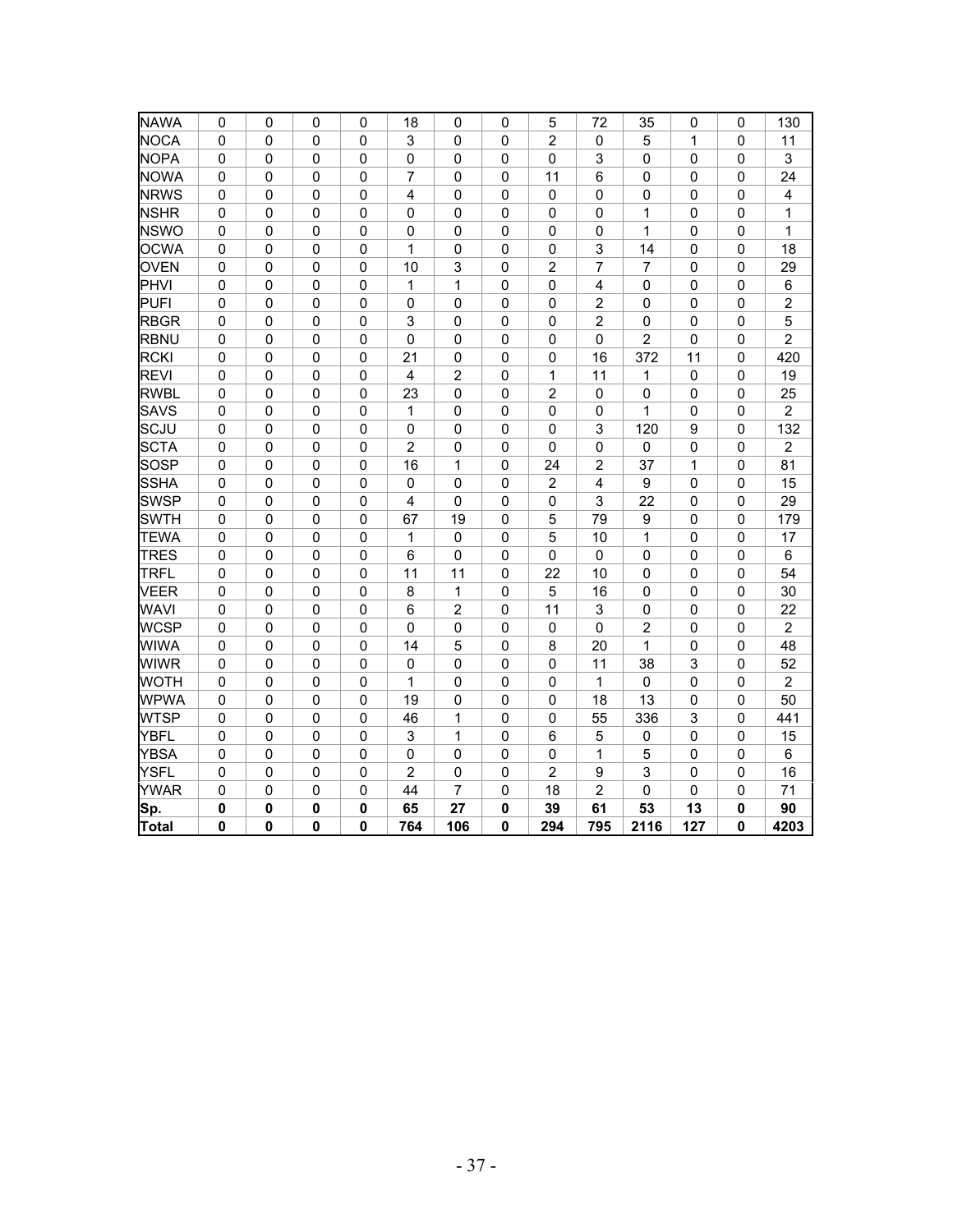| | | | | | | | | | | | | | |
|---|---|---|---|---|---|---|---|---|---|---|---|---|---|
| NAWA | 0 | 0 | 0 | 0 | 18 | 0 | 0 | 5 | 72 | 35 | 0 | 0 | 130 |
| NOCA | 0 | 0 | 0 | 0 | 3 | 0 | 0 | 2 | 0 | 5 | 1 | 0 | 11 |
| NOPA | 0 | 0 | 0 | 0 | 0 | 0 | 0 | 0 | 3 | 0 | 0 | 0 | 3 |
| NOWA | 0 | 0 | 0 | 0 | 7 | 0 | 0 | 11 | 6 | 0 | 0 | 0 | 24 |
| NRWS | 0 | 0 | 0 | 0 | 4 | 0 | 0 | 0 | 0 | 0 | 0 | 0 | 4 |
| NSHR | 0 | 0 | 0 | 0 | 0 | 0 | 0 | 0 | 0 | 1 | 0 | 0 | 1 |
| NSWO | 0 | 0 | 0 | 0 | 0 | 0 | 0 | 0 | 0 | 1 | 0 | 0 | 1 |
| OCWA | 0 | 0 | 0 | 0 | 1 | 0 | 0 | 0 | 3 | 14 | 0 | 0 | 18 |
| OVEN | 0 | 0 | 0 | 0 | 10 | 3 | 0 | 2 | 7 | 7 | 0 | 0 | 29 |
| PHVI | 0 | 0 | 0 | 0 | 1 | 1 | 0 | 0 | 4 | 0 | 0 | 0 | 6 |
| PUFI | 0 | 0 | 0 | 0 | 0 | 0 | 0 | 0 | 2 | 0 | 0 | 0 | 2 |
| RBGR | 0 | 0 | 0 | 0 | 3 | 0 | 0 | 0 | 2 | 0 | 0 | 0 | 5 |
| RBNU | 0 | 0 | 0 | 0 | 0 | 0 | 0 | 0 | 0 | 2 | 0 | 0 | 2 |
| RCKI | 0 | 0 | 0 | 0 | 21 | 0 | 0 | 0 | 16 | 372 | 11 | 0 | 420 |
| REVI | 0 | 0 | 0 | 0 | 4 | 2 | 0 | 1 | 11 | 1 | 0 | 0 | 19 |
| RWBL | 0 | 0 | 0 | 0 | 23 | 0 | 0 | 2 | 0 | 0 | 0 | 0 | 25 |
| SAVS | 0 | 0 | 0 | 0 | 1 | 0 | 0 | 0 | 0 | 1 | 0 | 0 | 2 |
| SCJU | 0 | 0 | 0 | 0 | 0 | 0 | 0 | 0 | 3 | 120 | 9 | 0 | 132 |
| SCTA | 0 | 0 | 0 | 0 | 2 | 0 | 0 | 0 | 0 | 0 | 0 | 0 | 2 |
| SOSP | 0 | 0 | 0 | 0 | 16 | 1 | 0 | 24 | 2 | 37 | 1 | 0 | 81 |
| SSHA | 0 | 0 | 0 | 0 | 0 | 0 | 0 | 2 | 4 | 9 | 0 | 0 | 15 |
| SWSP | 0 | 0 | 0 | 0 | 4 | 0 | 0 | 0 | 3 | 22 | 0 | 0 | 29 |
| SWTH | 0 | 0 | 0 | 0 | 67 | 19 | 0 | 5 | 79 | 9 | 0 | 0 | 179 |
| TEWA | 0 | 0 | 0 | 0 | 1 | 0 | 0 | 5 | 10 | 1 | 0 | 0 | 17 |
| TRES | 0 | 0 | 0 | 0 | 6 | 0 | 0 | 0 | 0 | 0 | 0 | 0 | 6 |
| TRFL | 0 | 0 | 0 | 0 | 11 | 11 | 0 | 22 | 10 | 0 | 0 | 0 | 54 |
| VEER | 0 | 0 | 0 | 0 | 8 | 1 | 0 | 5 | 16 | 0 | 0 | 0 | 30 |
| WAVI | 0 | 0 | 0 | 0 | 6 | 2 | 0 | 11 | 3 | 0 | 0 | 0 | 22 |
| WCSP | 0 | 0 | 0 | 0 | 0 | 0 | 0 | 0 | 0 | 2 | 0 | 0 | 2 |
| WIWA | 0 | 0 | 0 | 0 | 14 | 5 | 0 | 8 | 20 | 1 | 0 | 0 | 48 |
| WIWR | 0 | 0 | 0 | 0 | 0 | 0 | 0 | 0 | 11 | 38 | 3 | 0 | 52 |
| WOTH | 0 | 0 | 0 | 0 | 1 | 0 | 0 | 0 | 1 | 0 | 0 | 0 | 2 |
| WPWA | 0 | 0 | 0 | 0 | 19 | 0 | 0 | 0 | 18 | 13 | 0 | 0 | 50 |
| WTSP | 0 | 0 | 0 | 0 | 46 | 1 | 0 | 0 | 55 | 336 | 3 | 0 | 441 |
| YBFL | 0 | 0 | 0 | 0 | 3 | 1 | 0 | 6 | 5 | 0 | 0 | 0 | 15 |
| YBSA | 0 | 0 | 0 | 0 | 0 | 0 | 0 | 0 | 1 | 5 | 0 | 0 | 6 |
| YSFL | 0 | 0 | 0 | 0 | 2 | 0 | 0 | 2 | 9 | 3 | 0 | 0 | 16 |
| YWAR | 0 | 0 | 0 | 0 | 44 | 7 | 0 | 18 | 2 | 0 | 0 | 0 | 71 |
| **Sp.** | **0** | **0** | **0** | **0** | **65** | **27** | **0** | **39** | **61** | **53** | **13** | **0** | **90** |
| **Total** | **0** | **0** | **0** | **0** | **764** | **106** | **0** | **294** | **795** | **2116** | **127** | **0** | **4203** |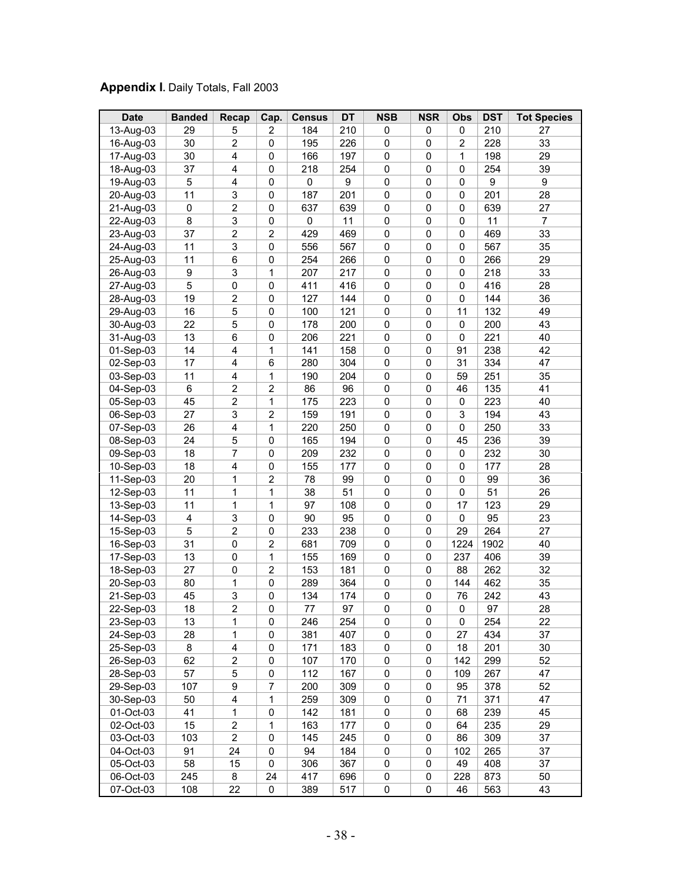**Appendix I**. Daily Totals, Fall 2003

| Date | Banded | Recap | Cap. | Census | DT | NSB | NSR | Obs | DST | Tot Species |
|---|---|---|---|---|---|---|---|---|---|---|
| 13-Aug-03 | 29 | 5 | 2 | 184 | 210 | 0 | 0 | 0 | 210 | 27 |
| 16-Aug-03 | 30 | 2 | 0 | 195 | 226 | 0 | 0 | 2 | 228 | 33 |
| 17-Aug-03 | 30 | 4 | 0 | 166 | 197 | 0 | 0 | 1 | 198 | 29 |
| 18-Aug-03 | 37 | 4 | 0 | 218 | 254 | 0 | 0 | 0 | 254 | 39 |
| 19-Aug-03 | 5 | 4 | 0 | 0 | 9 | 0 | 0 | 0 | 9 | 9 |
| 20-Aug-03 | 11 | 3 | 0 | 187 | 201 | 0 | 0 | 0 | 201 | 28 |
| 21-Aug-03 | 0 | 2 | 0 | 637 | 639 | 0 | 0 | 0 | 639 | 27 |
| 22-Aug-03 | 8 | 3 | 0 | 0 | 11 | 0 | 0 | 0 | 11 | 7 |
| 23-Aug-03 | 37 | 2 | 2 | 429 | 469 | 0 | 0 | 0 | 469 | 33 |
| 24-Aug-03 | 11 | 3 | 0 | 556 | 567 | 0 | 0 | 0 | 567 | 35 |
| 25-Aug-03 | 11 | 6 | 0 | 254 | 266 | 0 | 0 | 0 | 266 | 29 |
| 26-Aug-03 | 9 | 3 | 1 | 207 | 217 | 0 | 0 | 0 | 218 | 33 |
| 27-Aug-03 | 5 | 0 | 0 | 411 | 416 | 0 | 0 | 0 | 416 | 28 |
| 28-Aug-03 | 19 | 2 | 0 | 127 | 144 | 0 | 0 | 0 | 144 | 36 |
| 29-Aug-03 | 16 | 5 | 0 | 100 | 121 | 0 | 0 | 11 | 132 | 49 |
| 30-Aug-03 | 22 | 5 | 0 | 178 | 200 | 0 | 0 | 0 | 200 | 43 |
| 31-Aug-03 | 13 | 6 | 0 | 206 | 221 | 0 | 0 | 0 | 221 | 40 |
| 01-Sep-03 | 14 | 4 | 1 | 141 | 158 | 0 | 0 | 91 | 238 | 42 |
| 02-Sep-03 | 17 | 4 | 6 | 280 | 304 | 0 | 0 | 31 | 334 | 47 |
| 03-Sep-03 | 11 | 4 | 1 | 190 | 204 | 0 | 0 | 59 | 251 | 35 |
| 04-Sep-03 | 6 | 2 | 2 | 86 | 96 | 0 | 0 | 46 | 135 | 41 |
| 05-Sep-03 | 45 | 2 | 1 | 175 | 223 | 0 | 0 | 0 | 223 | 40 |
| 06-Sep-03 | 27 | 3 | 2 | 159 | 191 | 0 | 0 | 3 | 194 | 43 |
| 07-Sep-03 | 26 | 4 | 1 | 220 | 250 | 0 | 0 | 0 | 250 | 33 |
| 08-Sep-03 | 24 | 5 | 0 | 165 | 194 | 0 | 0 | 45 | 236 | 39 |
| 09-Sep-03 | 18 | 7 | 0 | 209 | 232 | 0 | 0 | 0 | 232 | 30 |
| 10-Sep-03 | 18 | 4 | 0 | 155 | 177 | 0 | 0 | 0 | 177 | 28 |
| 11-Sep-03 | 20 | 1 | 2 | 78 | 99 | 0 | 0 | 0 | 99 | 36 |
| 12-Sep-03 | 11 | 1 | 1 | 38 | 51 | 0 | 0 | 0 | 51 | 26 |
| 13-Sep-03 | 11 | 1 | 1 | 97 | 108 | 0 | 0 | 17 | 123 | 29 |
| 14-Sep-03 | 4 | 3 | 0 | 90 | 95 | 0 | 0 | 0 | 95 | 23 |
| 15-Sep-03 | 5 | 2 | 0 | 233 | 238 | 0 | 0 | 29 | 264 | 27 |
| 16-Sep-03 | 31 | 0 | 2 | 681 | 709 | 0 | 0 | 1224 | 1902 | 40 |
| 17-Sep-03 | 13 | 0 | 1 | 155 | 169 | 0 | 0 | 237 | 406 | 39 |
| 18-Sep-03 | 27 | 0 | 2 | 153 | 181 | 0 | 0 | 88 | 262 | 32 |
| 20-Sep-03 | 80 | 1 | 0 | 289 | 364 | 0 | 0 | 144 | 462 | 35 |
| 21-Sep-03 | 45 | 3 | 0 | 134 | 174 | 0 | 0 | 76 | 242 | 43 |
| 22-Sep-03 | 18 | 2 | 0 | 77 | 97 | 0 | 0 | 0 | 97 | 28 |
| 23-Sep-03 | 13 | 1 | 0 | 246 | 254 | 0 | 0 | 0 | 254 | 22 |
| 24-Sep-03 | 28 | 1 | 0 | 381 | 407 | 0 | 0 | 27 | 434 | 37 |
| 25-Sep-03 | 8 | 4 | 0 | 171 | 183 | 0 | 0 | 18 | 201 | 30 |
| 26-Sep-03 | 62 | 2 | 0 | 107 | 170 | 0 | 0 | 142 | 299 | 52 |
| 28-Sep-03 | 57 | 5 | 0 | 112 | 167 | 0 | 0 | 109 | 267 | 47 |
| 29-Sep-03 | 107 | 9 | 7 | 200 | 309 | 0 | 0 | 95 | 378 | 52 |
| 30-Sep-03 | 50 | 4 | 1 | 259 | 309 | 0 | 0 | 71 | 371 | 47 |
| 01-Oct-03 | 41 | 1 | 0 | 142 | 181 | 0 | 0 | 68 | 239 | 45 |
| 02-Oct-03 | 15 | 2 | 1 | 163 | 177 | 0 | 0 | 64 | 235 | 29 |
| 03-Oct-03 | 103 | 2 | 0 | 145 | 245 | 0 | 0 | 86 | 309 | 37 |
| 04-Oct-03 | 91 | 24 | 0 | 94 | 184 | 0 | 0 | 102 | 265 | 37 |
| 05-Oct-03 | 58 | 15 | 0 | 306 | 367 | 0 | 0 | 49 | 408 | 37 |
| 06-Oct-03 | 245 | 8 | 24 | 417 | 696 | 0 | 0 | 228 | 873 | 50 |
| 07-Oct-03 | 108 | 22 | 0 | 389 | 517 | 0 | 0 | 46 | 563 | 43 |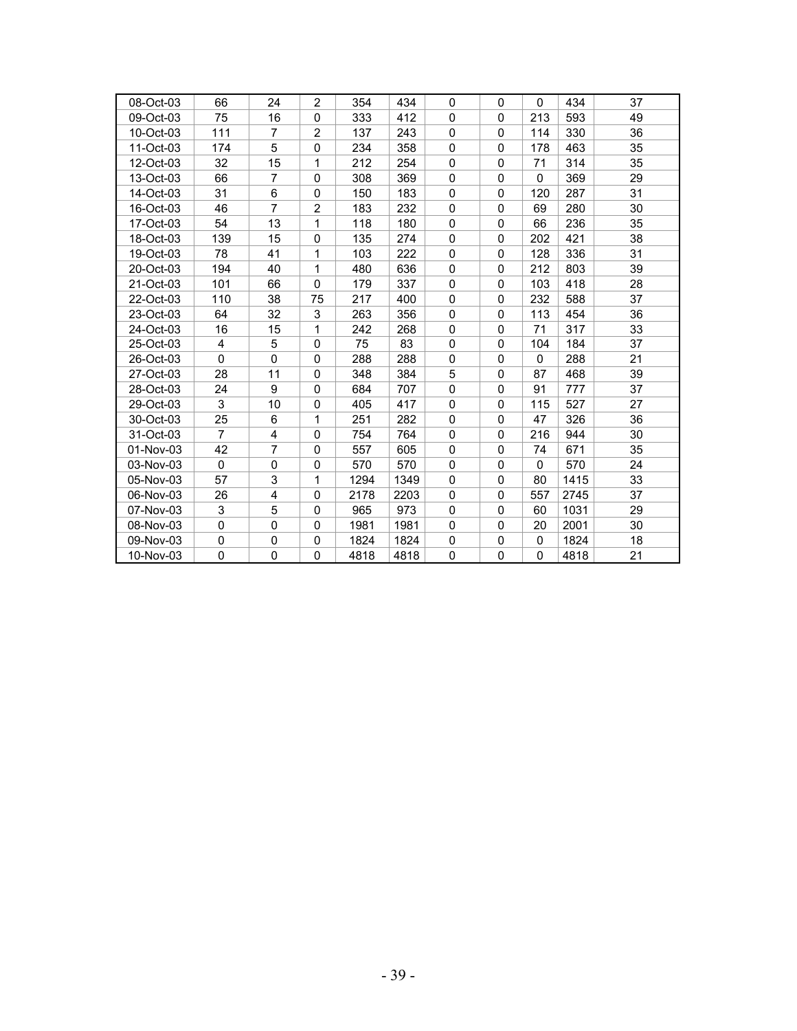| | | | | | | | | | | |
|---|---|---|---|---|---|---|---|---|---|---|
| 08-Oct-03 | 66 | 24 | 2 | 354 | 434 | 0 | 0 | 0 | 434 | 37 |
| 09-Oct-03 | 75 | 16 | 0 | 333 | 412 | 0 | 0 | 213 | 593 | 49 |
| 10-Oct-03 | 111 | 7 | 2 | 137 | 243 | 0 | 0 | 114 | 330 | 36 |
| 11-Oct-03 | 174 | 5 | 0 | 234 | 358 | 0 | 0 | 178 | 463 | 35 |
| 12-Oct-03 | 32 | 15 | 1 | 212 | 254 | 0 | 0 | 71 | 314 | 35 |
| 13-Oct-03 | 66 | 7 | 0 | 308 | 369 | 0 | 0 | 0 | 369 | 29 |
| 14-Oct-03 | 31 | 6 | 0 | 150 | 183 | 0 | 0 | 120 | 287 | 31 |
| 16-Oct-03 | 46 | 7 | 2 | 183 | 232 | 0 | 0 | 69 | 280 | 30 |
| 17-Oct-03 | 54 | 13 | 1 | 118 | 180 | 0 | 0 | 66 | 236 | 35 |
| 18-Oct-03 | 139 | 15 | 0 | 135 | 274 | 0 | 0 | 202 | 421 | 38 |
| 19-Oct-03 | 78 | 41 | 1 | 103 | 222 | 0 | 0 | 128 | 336 | 31 |
| 20-Oct-03 | 194 | 40 | 1 | 480 | 636 | 0 | 0 | 212 | 803 | 39 |
| 21-Oct-03 | 101 | 66 | 0 | 179 | 337 | 0 | 0 | 103 | 418 | 28 |
| 22-Oct-03 | 110 | 38 | 75 | 217 | 400 | 0 | 0 | 232 | 588 | 37 |
| 23-Oct-03 | 64 | 32 | 3 | 263 | 356 | 0 | 0 | 113 | 454 | 36 |
| 24-Oct-03 | 16 | 15 | 1 | 242 | 268 | 0 | 0 | 71 | 317 | 33 |
| 25-Oct-03 | 4 | 5 | 0 | 75 | 83 | 0 | 0 | 104 | 184 | 37 |
| 26-Oct-03 | 0 | 0 | 0 | 288 | 288 | 0 | 0 | 0 | 288 | 21 |
| 27-Oct-03 | 28 | 11 | 0 | 348 | 384 | 5 | 0 | 87 | 468 | 39 |
| 28-Oct-03 | 24 | 9 | 0 | 684 | 707 | 0 | 0 | 91 | 777 | 37 |
| 29-Oct-03 | 3 | 10 | 0 | 405 | 417 | 0 | 0 | 115 | 527 | 27 |
| 30-Oct-03 | 25 | 6 | 1 | 251 | 282 | 0 | 0 | 47 | 326 | 36 |
| 31-Oct-03 | 7 | 4 | 0 | 754 | 764 | 0 | 0 | 216 | 944 | 30 |
| 01-Nov-03 | 42 | 7 | 0 | 557 | 605 | 0 | 0 | 74 | 671 | 35 |
| 03-Nov-03 | 0 | 0 | 0 | 570 | 570 | 0 | 0 | 0 | 570 | 24 |
| 05-Nov-03 | 57 | 3 | 1 | 1294 | 1349 | 0 | 0 | 80 | 1415 | 33 |
| 06-Nov-03 | 26 | 4 | 0 | 2178 | 2203 | 0 | 0 | 557 | 2745 | 37 |
| 07-Nov-03 | 3 | 5 | 0 | 965 | 973 | 0 | 0 | 60 | 1031 | 29 |
| 08-Nov-03 | 0 | 0 | 0 | 1981 | 1981 | 0 | 0 | 20 | 2001 | 30 |
| 09-Nov-03 | 0 | 0 | 0 | 1824 | 1824 | 0 | 0 | 0 | 1824 | 18 |
| 10-Nov-03 | 0 | 0 | 0 | 4818 | 4818 | 0 | 0 | 0 | 4818 | 21 |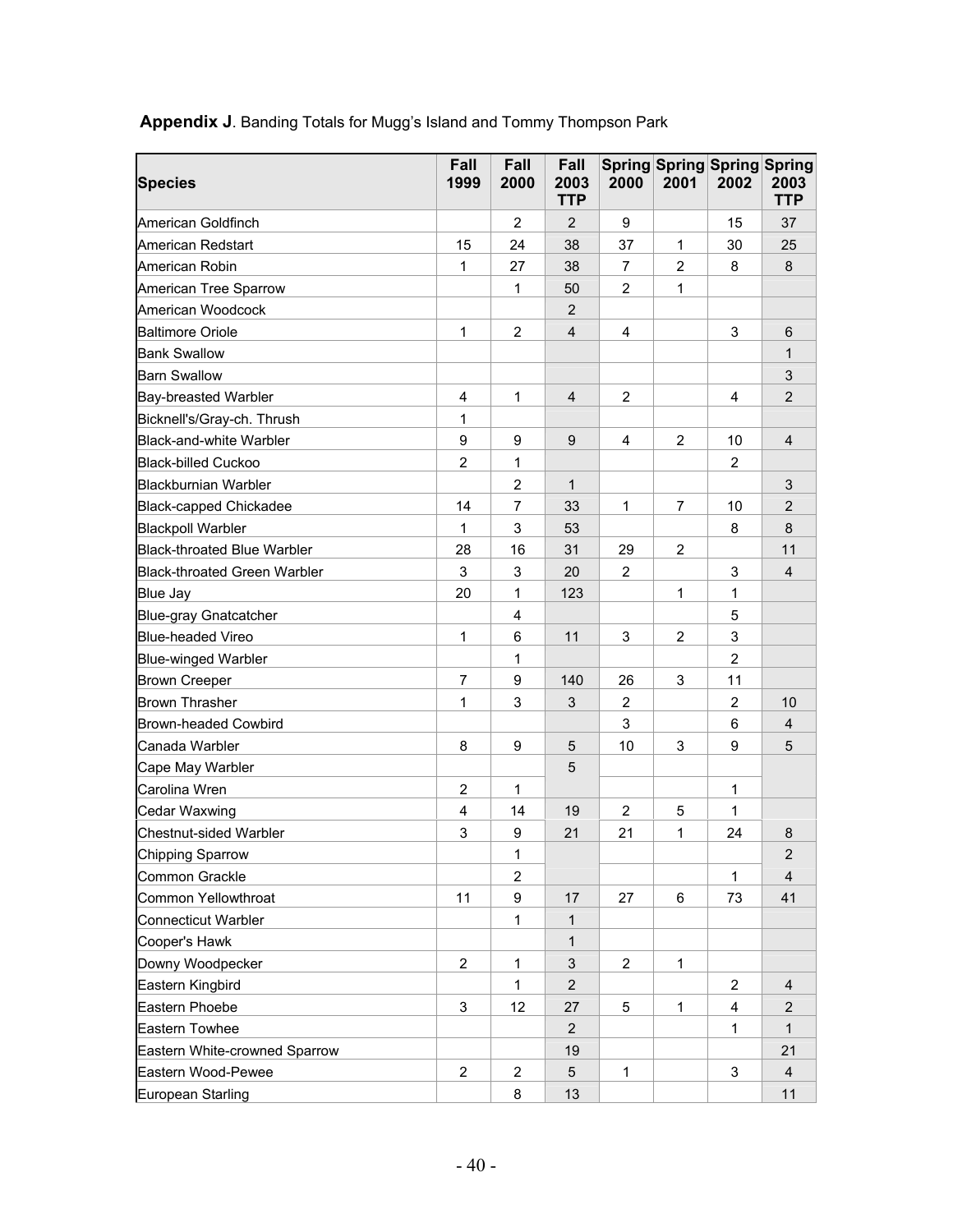**Appendix J**. Banding Totals for Mugg's Island and Tommy Thompson Park

| Species | Fall 1999 | Fall 2000 | Fall 2003 TTP | Spring 2000 | Spring 2001 | Spring 2002 | Spring 2003 TTP |
|---|---|---|---|---|---|---|---|
| American Goldfinch | | 2 | 2 | 9 | | 15 | 37 |
| American Redstart | 15 | 24 | 38 | 37 | 1 | 30 | 25 |
| American Robin | 1 | 27 | 38 | 7 | 2 | 8 | 8 |
| American Tree Sparrow | | 1 | 50 | 2 | 1 | | |
| American Woodcock | | | 2 | | | | |
| Baltimore Oriole | 1 | 2 | 4 | 4 | | 3 | 6 |
| Bank Swallow | | | | | | | 1 |
| Barn Swallow | | | | | | | 3 |
| Bay-breasted Warbler | 4 | 1 | 4 | 2 | | 4 | 2 |
| Bicknell's/Gray-ch. Thrush | 1 | | | | | | |
| Black-and-white Warbler | 9 | 9 | 9 | 4 | 2 | 10 | 4 |
| Black-billed Cuckoo | 2 | 1 | | | | 2 | |
| Blackburnian Warbler | | 2 | 1 | | | | 3 |
| Black-capped Chickadee | 14 | 7 | 33 | 1 | 7 | 10 | 2 |
| Blackpoll Warbler | 1 | 3 | 53 | | | 8 | 8 |
| Black-throated Blue Warbler | 28 | 16 | 31 | 29 | 2 | | 11 |
| Black-throated Green Warbler | 3 | 3 | 20 | 2 | | 3 | 4 |
| Blue Jay | 20 | 1 | 123 | | 1 | 1 | |
| Blue-gray Gnatcatcher | | 4 | | | | 5 | |
| Blue-headed Vireo | 1 | 6 | 11 | 3 | 2 | 3 | |
| Blue-winged Warbler | | 1 | | | | 2 | |
| Brown Creeper | 7 | 9 | 140 | 26 | 3 | 11 | |
| Brown Thrasher | 1 | 3 | 3 | 2 | | 2 | 10 |
| Brown-headed Cowbird | | | | 3 | | 6 | 4 |
| Canada Warbler | 8 | 9 | 5 | 10 | 3 | 9 | 5 |
| Cape May Warbler | | | 5 | | | | |
| Carolina Wren | 2 | 1 | | | | 1 | |
| Cedar Waxwing | 4 | 14 | 19 | 2 | 5 | 1 | |
| Chestnut-sided Warbler | 3 | 9 | 21 | 21 | 1 | 24 | 8 |
| Chipping Sparrow | | 1 | | | | | 2 |
| Common Grackle | | 2 | | | | 1 | 4 |
| Common Yellowthroat | 11 | 9 | 17 | 27 | 6 | 73 | 41 |
| Connecticut Warbler | | 1 | 1 | | | | |
| Cooper's Hawk | | | 1 | | | | |
| Downy Woodpecker | 2 | 1 | 3 | 2 | 1 | | |
| Eastern Kingbird | | 1 | 2 | | | 2 | 4 |
| Eastern Phoebe | 3 | 12 | 27 | 5 | 1 | 4 | 2 |
| Eastern Towhee | | | 2 | | | 1 | 1 |
| Eastern White-crowned Sparrow | | | 19 | | | | 21 |
| Eastern Wood-Pewee | 2 | 2 | 5 | 1 | | 3 | 4 |
| European Starling | | 8 | 13 | | | | 11 |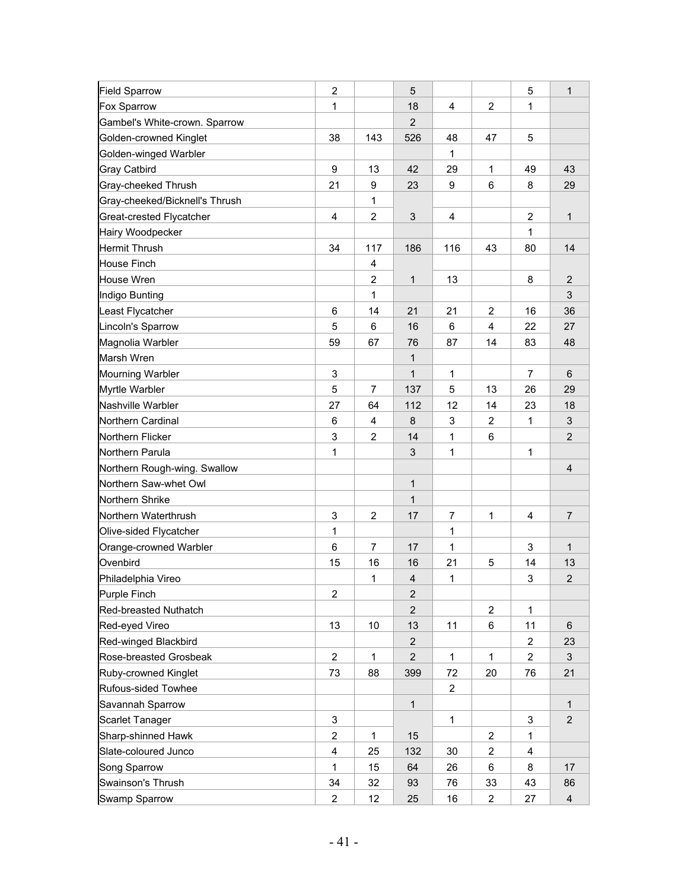| | | | | | | | |
|---|---|---|---|---|---|---|---|
| Field Sparrow | 2 | | 5 | | | 5 | 1 |
| Fox Sparrow | 1 | | 18 | 4 | 2 | 1 | |
| Gambel's White-crown. Sparrow | | | 2 | | | | |
| Golden-crowned Kinglet | 38 | 143 | 526 | 48 | 47 | 5 | |
| Golden-winged Warbler | | | | 1 | | | |
| Gray Catbird | 9 | 13 | 42 | 29 | 1 | 49 | 43 |
| Gray-cheeked Thrush | 21 | 9 | 23 | 9 | 6 | 8 | 29 |
| Gray-cheeked/Bicknell's Thrush | | 1 | | | | | |
| Great-crested Flycatcher | 4 | 2 | 3 | 4 | | 2 | 1 |
| Hairy Woodpecker | | | | | | 1 | |
| Hermit Thrush | 34 | 117 | 186 | 116 | 43 | 80 | 14 |
| House Finch | | 4 | | | | | |
| House Wren | | 2 | 1 | 13 | | 8 | 2 |
| Indigo Bunting | | 1 | | | | | 3 |
| Least Flycatcher | 6 | 14 | 21 | 21 | 2 | 16 | 36 |
| Lincoln's Sparrow | 5 | 6 | 16 | 6 | 4 | 22 | 27 |
| Magnolia Warbler | 59 | 67 | 76 | 87 | 14 | 83 | 48 |
| Marsh Wren | | | 1 | | | | |
| Mourning Warbler | 3 | | 1 | 1 | | 7 | 6 |
| Myrtle Warbler | 5 | 7 | 137 | 5 | 13 | 26 | 29 |
| Nashville Warbler | 27 | 64 | 112 | 12 | 14 | 23 | 18 |
| Northern Cardinal | 6 | 4 | 8 | 3 | 2 | 1 | 3 |
| Northern Flicker | 3 | 2 | 14 | 1 | 6 | | 2 |
| Northern Parula | 1 | | 3 | 1 | | 1 | |
| Northern Rough-wing. Swallow | | | | | | | 4 |
| Northern Saw-whet Owl | | | 1 | | | | |
| Northern Shrike | | | 1 | | | | |
| Northern Waterthrush | 3 | 2 | 17 | 7 | 1 | 4 | 7 |
| Olive-sided Flycatcher | 1 | | | 1 | | | |
| Orange-crowned Warbler | 6 | 7 | 17 | 1 | | 3 | 1 |
| Ovenbird | 15 | 16 | 16 | 21 | 5 | 14 | 13 |
| Philadelphia Vireo | | 1 | 4 | 1 | | 3 | 2 |
| Purple Finch | 2 | | 2 | | | | |
| Red-breasted Nuthatch | | | 2 | | 2 | 1 | |
| Red-eyed Vireo | 13 | 10 | 13 | 11 | 6 | 11 | 6 |
| Red-winged Blackbird | | | 2 | | | 2 | 23 |
| Rose-breasted Grosbeak | 2 | 1 | 2 | 1 | 1 | 2 | 3 |
| Ruby-crowned Kinglet | 73 | 88 | 399 | 72 | 20 | 76 | 21 |
| Rufous-sided Towhee | | | | 2 | | | |
| Savannah Sparrow | | | 1 | | | | 1 |
| Scarlet Tanager | 3 | | | 1 | | 3 | 2 |
| Sharp-shinned Hawk | 2 | 1 | 15 | | 2 | 1 | |
| Slate-coloured Junco | 4 | 25 | 132 | 30 | 2 | 4 | |
| Song Sparrow | 1 | 15 | 64 | 26 | 6 | 8 | 17 |
| Swainson's Thrush | 34 | 32 | 93 | 76 | 33 | 43 | 86 |
| Swamp Sparrow | 2 | 12 | 25 | 16 | 2 | 27 | 4 |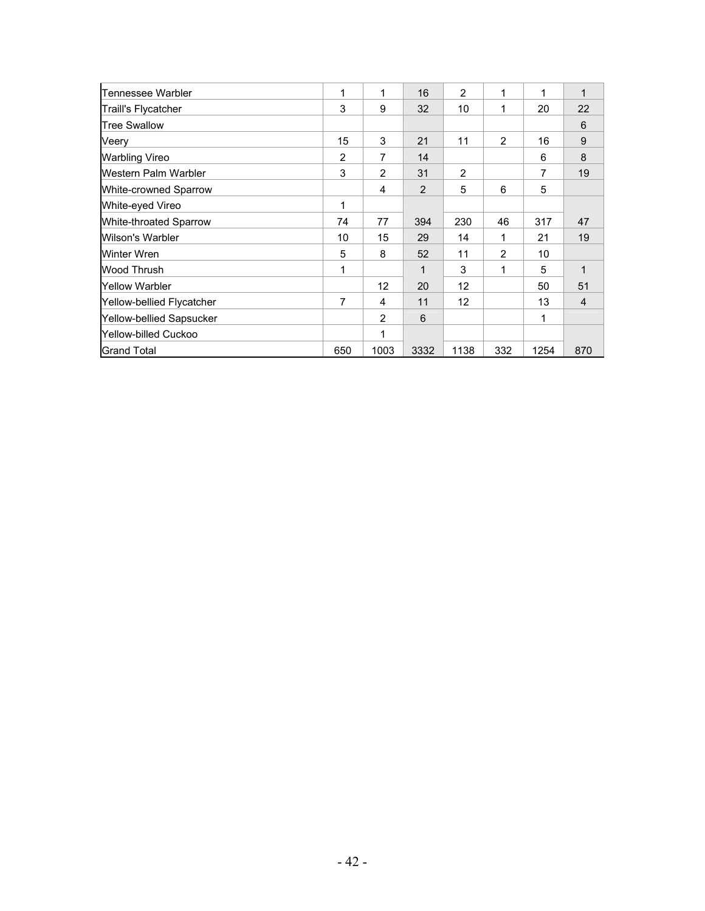| | | | | | | | |
|---|---|---|---|---|---|---|---|
| Tennessee Warbler | 1 | 1 | 16 | 2 | 1 | 1 | 1 |
| Traill's Flycatcher | 3 | 9 | 32 | 10 | 1 | 20 | 22 |
| Tree Swallow | | | | | | | 6 |
| Veery | 15 | 3 | 21 | 11 | 2 | 16 | 9 |
| Warbling Vireo | 2 | 7 | 14 | | | 6 | 8 |
| Western Palm Warbler | 3 | 2 | 31 | 2 | | 7 | 19 |
| White-crowned Sparrow | | 4 | 2 | 5 | 6 | 5 | |
| White-eyed Vireo | 1 | | | | | | |
| White-throated Sparrow | 74 | 77 | 394 | 230 | 46 | 317 | 47 |
| Wilson's Warbler | 10 | 15 | 29 | 14 | 1 | 21 | 19 |
| Winter Wren | 5 | 8 | 52 | 11 | 2 | 10 | |
| Wood Thrush | 1 | | 1 | 3 | 1 | 5 | 1 |
| Yellow Warbler | | 12 | 20 | 12 | | 50 | 51 |
| Yellow-bellied Flycatcher | 7 | 4 | 11 | 12 | | 13 | 4 |
| Yellow-bellied Sapsucker | | 2 | 6 | | | 1 | |
| Yellow-billed Cuckoo | | 1 | | | | | |
| Grand Total | 650 | 1003 | 3332 | 1138 | 332 | 1254 | 870 |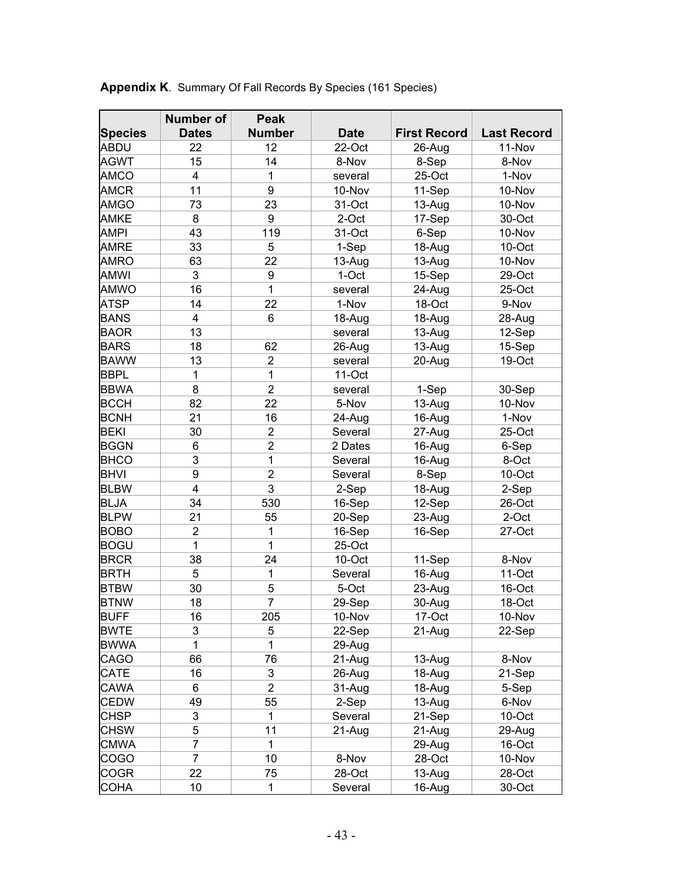**Appendix K**. Summary Of Fall Records By Species (161 Species)

| Species | Number of Dates | Peak Number | Date | First Record | Last Record |
|---|---|---|---|---|---|
| ABDU | 22 | 12 | 22-Oct | 26-Aug | 11-Nov |
| AGWT | 15 | 14 | 8-Nov | 8-Sep | 8-Nov |
| AMCO | 4 | 1 | several | 25-Oct | 1-Nov |
| AMCR | 11 | 9 | 10-Nov | 11-Sep | 10-Nov |
| AMGO | 73 | 23 | 31-Oct | 13-Aug | 10-Nov |
| AMKE | 8 | 9 | 2-Oct | 17-Sep | 30-Oct |
| AMPI | 43 | 119 | 31-Oct | 6-Sep | 10-Nov |
| AMRE | 33 | 5 | 1-Sep | 18-Aug | 10-Oct |
| AMRO | 63 | 22 | 13-Aug | 13-Aug | 10-Nov |
| AMWI | 3 | 9 | 1-Oct | 15-Sep | 29-Oct |
| AMWO | 16 | 1 | several | 24-Aug | 25-Oct |
| ATSP | 14 | 22 | 1-Nov | 18-Oct | 9-Nov |
| BANS | 4 | 6 | 18-Aug | 18-Aug | 28-Aug |
| BAOR | 13 | | several | 13-Aug | 12-Sep |
| BARS | 18 | 62 | 26-Aug | 13-Aug | 15-Sep |
| BAWW | 13 | 2 | several | 20-Aug | 19-Oct |
| BBPL | 1 | 1 | 11-Oct | | |
| BBWA | 8 | 2 | several | 1-Sep | 30-Sep |
| BCCH | 82 | 22 | 5-Nov | 13-Aug | 10-Nov |
| BCNH | 21 | 16 | 24-Aug | 16-Aug | 1-Nov |
| BEKI | 30 | 2 | Several | 27-Aug | 25-Oct |
| BGGN | 6 | 2 | 2 Dates | 16-Aug | 6-Sep |
| BHCO | 3 | 1 | Several | 16-Aug | 8-Oct |
| BHVI | 9 | 2 | Several | 8-Sep | 10-Oct |
| BLBW | 4 | 3 | 2-Sep | 18-Aug | 2-Sep |
| BLJA | 34 | 530 | 16-Sep | 12-Sep | 26-Oct |
| BLPW | 21 | 55 | 20-Sep | 23-Aug | 2-Oct |
| BOBO | 2 | 1 | 16-Sep | 16-Sep | 27-Oct |
| BOGU | 1 | 1 | 25-Oct | | |
| BRCR | 38 | 24 | 10-Oct | 11-Sep | 8-Nov |
| BRTH | 5 | 1 | Several | 16-Aug | 11-Oct |
| BTBW | 30 | 5 | 5-Oct | 23-Aug | 16-Oct |
| BTNW | 18 | 7 | 29-Sep | 30-Aug | 18-Oct |
| BUFF | 16 | 205 | 10-Nov | 17-Oct | 10-Nov |
| BWTE | 3 | 5 | 22-Sep | 21-Aug | 22-Sep |
| BWWA | 1 | 1 | 29-Aug | | |
| CAGO | 66 | 76 | 21-Aug | 13-Aug | 8-Nov |
| CATE | 16 | 3 | 26-Aug | 18-Aug | 21-Sep |
| CAWA | 6 | 2 | 31-Aug | 18-Aug | 5-Sep |
| CEDW | 49 | 55 | 2-Sep | 13-Aug | 6-Nov |
| CHSP | 3 | 1 | Several | 21-Sep | 10-Oct |
| CHSW | 5 | 11 | 21-Aug | 21-Aug | 29-Aug |
| CMWA | 7 | 1 | | 29-Aug | 16-Oct |
| COGO | 7 | 10 | 8-Nov | 28-Oct | 10-Nov |
| COGR | 22 | 75 | 28-Oct | 13-Aug | 28-Oct |
| COHA | 10 | 1 | Several | 16-Aug | 30-Oct |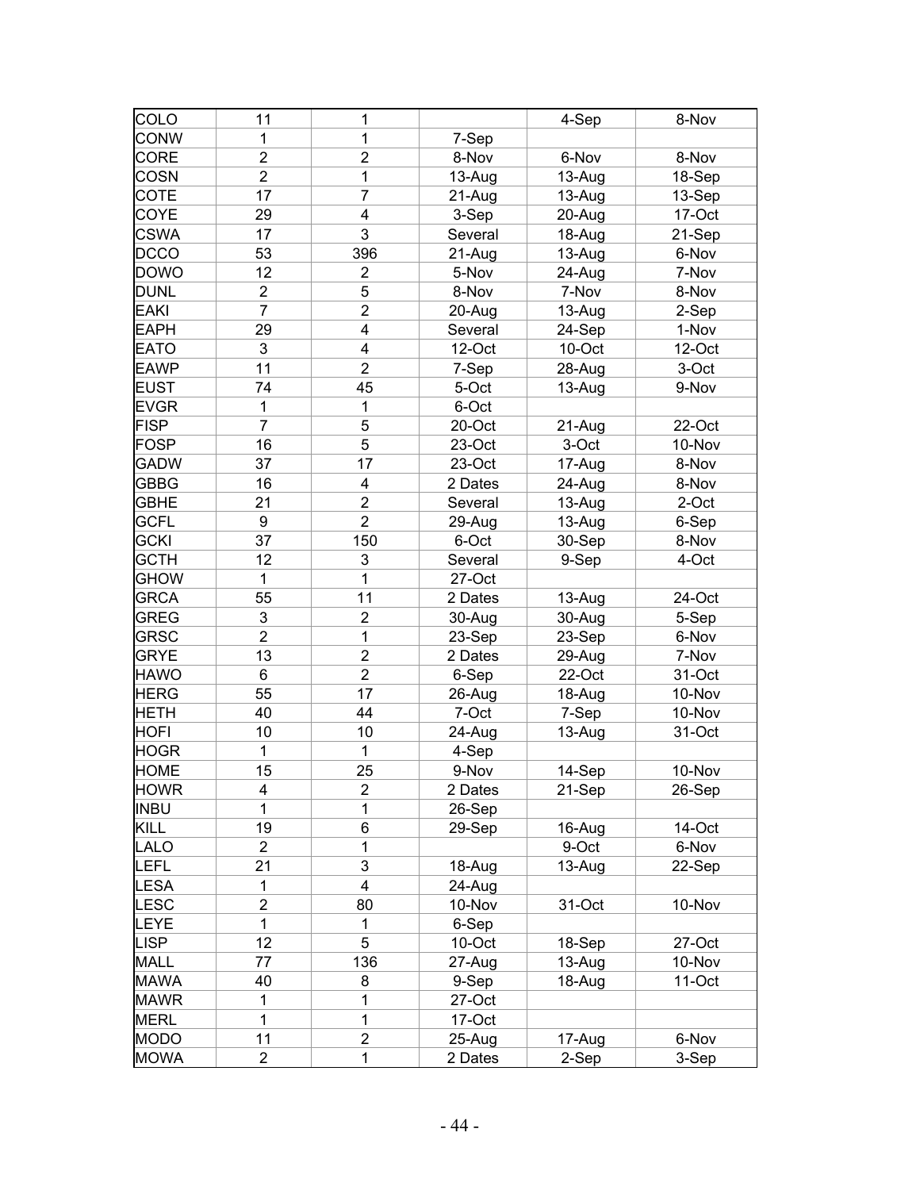| | | | | | |
|---|---|---|---|---|---|
| COLO | 11 | 1 | | 4-Sep | 8-Nov |
| CONW | 1 | 1 | 7-Sep | | |
| CORE | 2 | 2 | 8-Nov | 6-Nov | 8-Nov |
| COSN | 2 | 1 | 13-Aug | 13-Aug | 18-Sep |
| COTE | 17 | 7 | 21-Aug | 13-Aug | 13-Sep |
| COYE | 29 | 4 | 3-Sep | 20-Aug | 17-Oct |
| CSWA | 17 | 3 | Several | 18-Aug | 21-Sep |
| DCCO | 53 | 396 | 21-Aug | 13-Aug | 6-Nov |
| DOWO | 12 | 2 | 5-Nov | 24-Aug | 7-Nov |
| DUNL | 2 | 5 | 8-Nov | 7-Nov | 8-Nov |
| EAKI | 7 | 2 | 20-Aug | 13-Aug | 2-Sep |
| EAPH | 29 | 4 | Several | 24-Sep | 1-Nov |
| EATO | 3 | 4 | 12-Oct | 10-Oct | 12-Oct |
| EAWP | 11 | 2 | 7-Sep | 28-Aug | 3-Oct |
| EUST | 74 | 45 | 5-Oct | 13-Aug | 9-Nov |
| EVGR | 1 | 1 | 6-Oct | | |
| FISP | 7 | 5 | 20-Oct | 21-Aug | 22-Oct |
| FOSP | 16 | 5 | 23-Oct | 3-Oct | 10-Nov |
| GADW | 37 | 17 | 23-Oct | 17-Aug | 8-Nov |
| GBBG | 16 | 4 | 2 Dates | 24-Aug | 8-Nov |
| GBHE | 21 | 2 | Several | 13-Aug | 2-Oct |
| GCFL | 9 | 2 | 29-Aug | 13-Aug | 6-Sep |
| GCKI | 37 | 150 | 6-Oct | 30-Sep | 8-Nov |
| GCTH | 12 | 3 | Several | 9-Sep | 4-Oct |
| GHOW | 1 | 1 | 27-Oct | | |
| GRCA | 55 | 11 | 2 Dates | 13-Aug | 24-Oct |
| GREG | 3 | 2 | 30-Aug | 30-Aug | 5-Sep |
| GRSC | 2 | 1 | 23-Sep | 23-Sep | 6-Nov |
| GRYE | 13 | 2 | 2 Dates | 29-Aug | 7-Nov |
| HAWO | 6 | 2 | 6-Sep | 22-Oct | 31-Oct |
| HERG | 55 | 17 | 26-Aug | 18-Aug | 10-Nov |
| HETH | 40 | 44 | 7-Oct | 7-Sep | 10-Nov |
| HOFI | 10 | 10 | 24-Aug | 13-Aug | 31-Oct |
| HOGR | 1 | 1 | 4-Sep | | |
| HOME | 15 | 25 | 9-Nov | 14-Sep | 10-Nov |
| HOWR | 4 | 2 | 2 Dates | 21-Sep | 26-Sep |
| INBU | 1 | 1 | 26-Sep | | |
| KILL | 19 | 6 | 29-Sep | 16-Aug | 14-Oct |
| LALO | 2 | 1 | | 9-Oct | 6-Nov |
| LEFL | 21 | 3 | 18-Aug | 13-Aug | 22-Sep |
| LESA | 1 | 4 | 24-Aug | | |
| LESC | 2 | 80 | 10-Nov | 31-Oct | 10-Nov |
| LEYE | 1 | 1 | 6-Sep | | |
| LISP | 12 | 5 | 10-Oct | 18-Sep | 27-Oct |
| MALL | 77 | 136 | 27-Aug | 13-Aug | 10-Nov |
| MAWA | 40 | 8 | 9-Sep | 18-Aug | 11-Oct |
| MAWR | 1 | 1 | 27-Oct | | |
| MERL | 1 | 1 | 17-Oct | | |
| MODO | 11 | 2 | 25-Aug | 17-Aug | 6-Nov |
| MOWA | 2 | 1 | 2 Dates | 2-Sep | 3-Sep |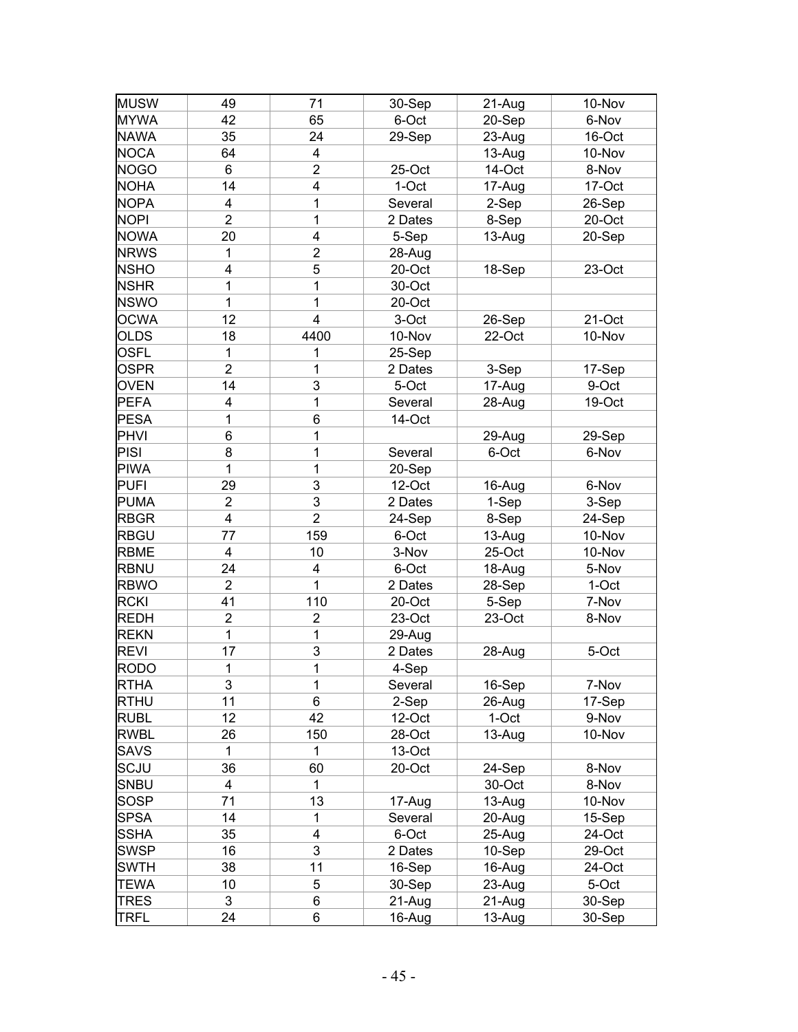| | | | | | |
|---|---|---|---|---|---|
| MUSW | 49 | 71 | 30-Sep | 21-Aug | 10-Nov |
| MYWA | 42 | 65 | 6-Oct | 20-Sep | 6-Nov |
| NAWA | 35 | 24 | 29-Sep | 23-Aug | 16-Oct |
| NOCA | 64 | 4 | | 13-Aug | 10-Nov |
| NOGO | 6 | 2 | 25-Oct | 14-Oct | 8-Nov |
| NOHA | 14 | 4 | 1-Oct | 17-Aug | 17-Oct |
| NOPA | 4 | 1 | Several | 2-Sep | 26-Sep |
| NOPI | 2 | 1 | 2 Dates | 8-Sep | 20-Oct |
| NOWA | 20 | 4 | 5-Sep | 13-Aug | 20-Sep |
| NRWS | 1 | 2 | 28-Aug | | |
| NSHO | 4 | 5 | 20-Oct | 18-Sep | 23-Oct |
| NSHR | 1 | 1 | 30-Oct | | |
| NSWO | 1 | 1 | 20-Oct | | |
| OCWA | 12 | 4 | 3-Oct | 26-Sep | 21-Oct |
| OLDS | 18 | 4400 | 10-Nov | 22-Oct | 10-Nov |
| OSFL | 1 | 1 | 25-Sep | | |
| OSPR | 2 | 1 | 2 Dates | 3-Sep | 17-Sep |
| OVEN | 14 | 3 | 5-Oct | 17-Aug | 9-Oct |
| PEFA | 4 | 1 | Several | 28-Aug | 19-Oct |
| PESA | 1 | 6 | 14-Oct | | |
| PHVI | 6 | 1 | | 29-Aug | 29-Sep |
| PISI | 8 | 1 | Several | 6-Oct | 6-Nov |
| PIWA | 1 | 1 | 20-Sep | | |
| PUFI | 29 | 3 | 12-Oct | 16-Aug | 6-Nov |
| PUMA | 2 | 3 | 2 Dates | 1-Sep | 3-Sep |
| RBGR | 4 | 2 | 24-Sep | 8-Sep | 24-Sep |
| RBGU | 77 | 159 | 6-Oct | 13-Aug | 10-Nov |
| RBME | 4 | 10 | 3-Nov | 25-Oct | 10-Nov |
| RBNU | 24 | 4 | 6-Oct | 18-Aug | 5-Nov |
| RBWO | 2 | 1 | 2 Dates | 28-Sep | 1-Oct |
| RCKI | 41 | 110 | 20-Oct | 5-Sep | 7-Nov |
| REDH | 2 | 2 | 23-Oct | 23-Oct | 8-Nov |
| REKN | 1 | 1 | 29-Aug | | |
| REVI | 17 | 3 | 2 Dates | 28-Aug | 5-Oct |
| RODO | 1 | 1 | 4-Sep | | |
| RTHA | 3 | 1 | Several | 16-Sep | 7-Nov |
| RTHU | 11 | 6 | 2-Sep | 26-Aug | 17-Sep |
| RUBL | 12 | 42 | 12-Oct | 1-Oct | 9-Nov |
| RWBL | 26 | 150 | 28-Oct | 13-Aug | 10-Nov |
| SAVS | 1 | 1 | 13-Oct | | |
| SCJU | 36 | 60 | 20-Oct | 24-Sep | 8-Nov |
| SNBU | 4 | 1 | | 30-Oct | 8-Nov |
| SOSP | 71 | 13 | 17-Aug | 13-Aug | 10-Nov |
| SPSA | 14 | 1 | Several | 20-Aug | 15-Sep |
| SSHA | 35 | 4 | 6-Oct | 25-Aug | 24-Oct |
| SWSP | 16 | 3 | 2 Dates | 10-Sep | 29-Oct |
| SWTH | 38 | 11 | 16-Sep | 16-Aug | 24-Oct |
| TEWA | 10 | 5 | 30-Sep | 23-Aug | 5-Oct |
| TRES | 3 | 6 | 21-Aug | 21-Aug | 30-Sep |
| TRFL | 24 | 6 | 16-Aug | 13-Aug | 30-Sep |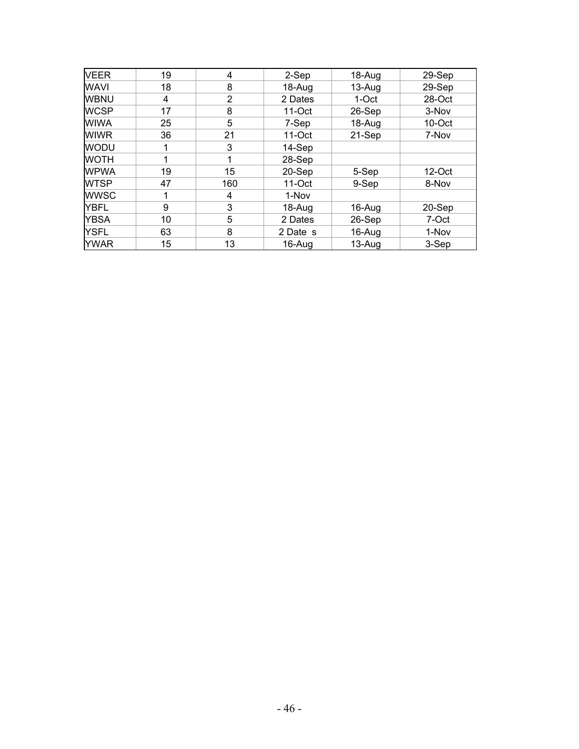| | | | | | |
|---|---|---|---|---|---|
| VEER | 19 | 4 | 2-Sep | 18-Aug | 29-Sep |
| WAVI | 18 | 8 | 18-Aug | 13-Aug | 29-Sep |
| WBNU | 4 | 2 | 2 Dates | 1-Oct | 28-Oct |
| WCSP | 17 | 8 | 11-Oct | 26-Sep | 3-Nov |
| WIWA | 25 | 5 | 7-Sep | 18-Aug | 10-Oct |
| WIWR | 36 | 21 | 11-Oct | 21-Sep | 7-Nov |
| WODU | 1 | 3 | 14-Sep | | |
| WOTH | 1 | 1 | 28-Sep | | |
| WPWA | 19 | 15 | 20-Sep | 5-Sep | 12-Oct |
| WTSP | 47 | 160 | 11-Oct | 9-Sep | 8-Nov |
| WWSC | 1 | 4 | 1-Nov | | |
| YBFL | 9 | 3 | 18-Aug | 16-Aug | 20-Sep |
| YBSA | 10 | 5 | 2 Dates | 26-Sep | 7-Oct |
| YSFL | 63 | 8 | 2 Date s | 16-Aug | 1-Nov |
| YWAR | 15 | 13 | 16-Aug | 13-Aug | 3-Sep |